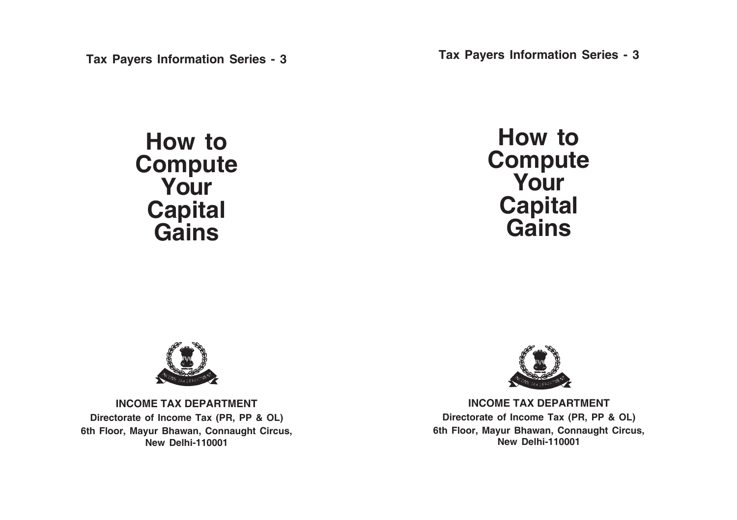**Tax Payers Information Series - 3**

# How to Compute Your Capital Gains

**INCOME TAX DEPARTMENT**

**Directorate of Income Tax (PR, PP & OL)**

**6th Floor, Mayur Bhawan, Connaught Circus, New Delhi-110001**

**Tax Payers Information Series - 3**

# How to Compute Your Capital Gains

**INCOME TAX DEPARTMENT**

**Directorate of Income Tax (PR, PP & OL)**

**6th Floor, Mayur Bhawan, Connaught Circus, New Delhi-110001**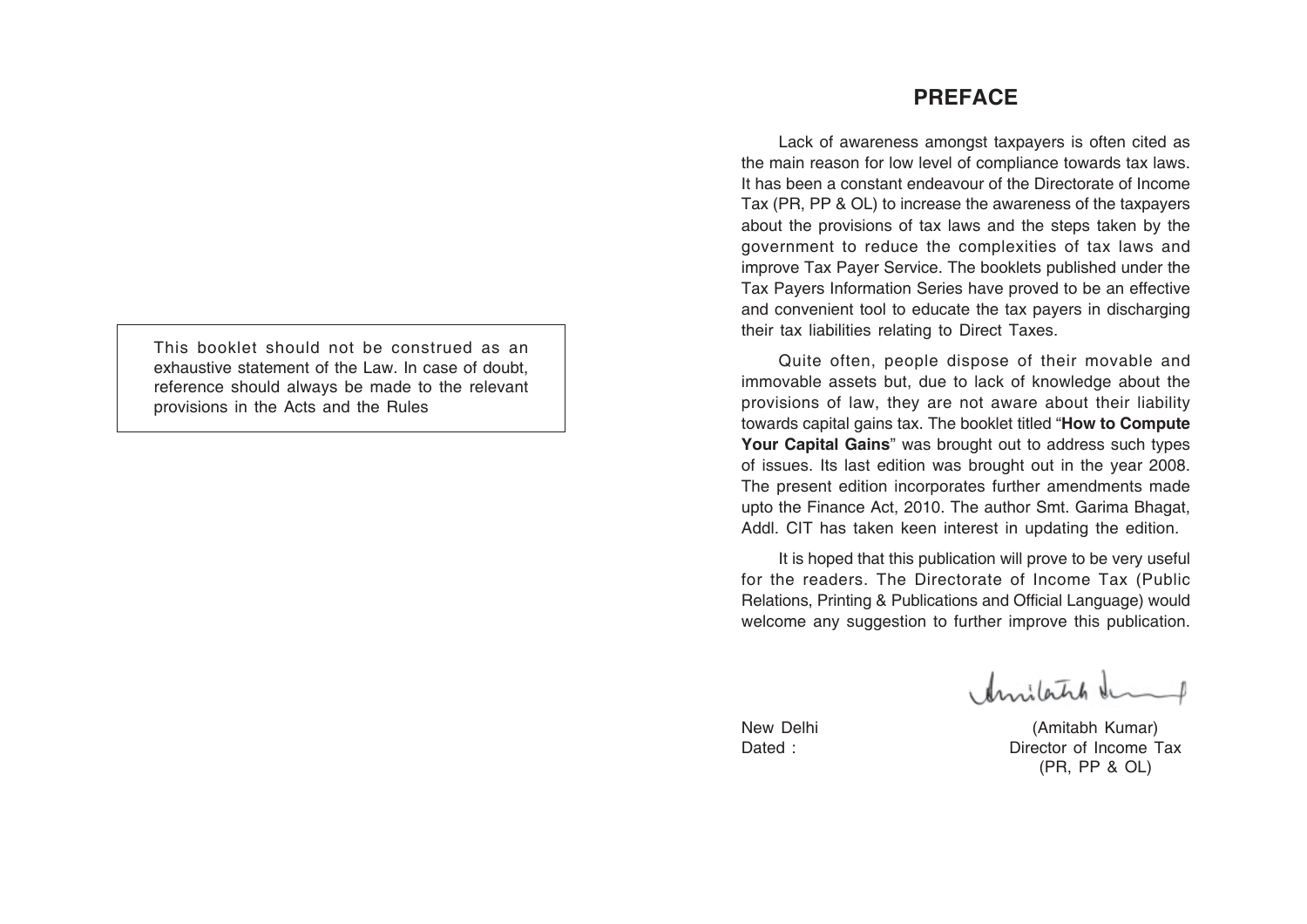This booklet should not be construed as an exhaustive statement of the Law. In case of doubt, reference should always be made to the relevant provisions in the Acts and the Rules

# PREFACE

Lack of awareness amongst taxpayers is often cited as the main reason for low level of compliance towards tax laws. It has been a constant endeavour of the Directorate of Income Tax (PR, PP & OL) to increase the awareness of the taxpayers about the provisions of tax laws and the steps taken by the government to reduce the complexities of tax laws and improve Tax Payer Service. The booklets published under the Tax Payers Information Series have proved to be an effective and convenient tool to educate the tax payers in discharging their tax liabilities relating to Direct Taxes.

Quite often, people dispose of their movable and immovable assets but, due to lack of knowledge about the provisions of law, they are not aware about their liability towards capital gains tax. The booklet titled "**How to Compute Your Capital Gains**" was brought out to address such types of issues. Its last edition was brought out in the year 2008. The present edition incorporates further amendments made upto the Finance Act, 2010. The author Smt. Garima Bhagat, Addl. CIT has taken keen interest in updating the edition.

It is hoped that this publication will prove to be very useful for the readers. The Directorate of Income Tax (Public Relations, Printing & Publications and Official Language) would welcome any suggestion to further improve this publication.

New Delhi
Dated :

(Amitabh Kumar)
Director of Income Tax
(PR, PP & OL)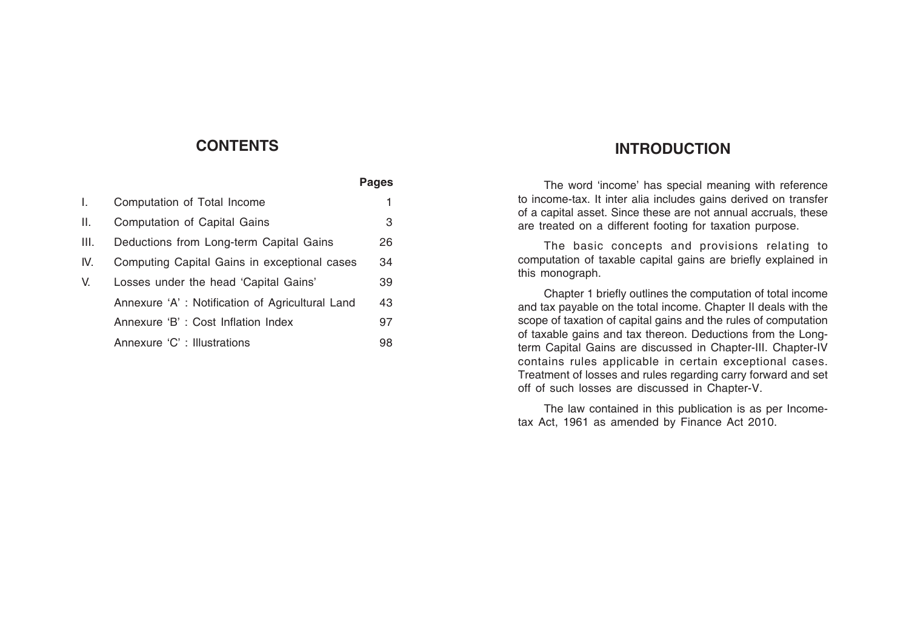## CONTENTS

| | | Pages |
|---|---|---|
| I. | Computation of Total Income | 1 |
| II. | Computation of Capital Gains | 3 |
| III. | Deductions from Long-term Capital Gains | 26 |
| IV. | Computing Capital Gains in exceptional cases | 34 |
| V. | Losses under the head 'Capital Gains' | 39 |
| | Annexure 'A' : Notification of Agricultural Land | 43 |
| | Annexure 'B' : Cost Inflation Index | 97 |
| | Annexure 'C' : Illustrations | 98 |

## INTRODUCTION

The word 'income' has special meaning with reference to income-tax. It inter alia includes gains derived on transfer of a capital asset. Since these are not annual accruals, these are treated on a different footing for taxation purpose.

The basic concepts and provisions relating to computation of taxable capital gains are briefly explained in this monograph.

Chapter 1 briefly outlines the computation of total income and tax payable on the total income. Chapter II deals with the scope of taxation of capital gains and the rules of computation of taxable gains and tax thereon. Deductions from the Long-term Capital Gains are discussed in Chapter-III. Chapter-IV contains rules applicable in certain exceptional cases. Treatment of losses and rules regarding carry forward and set off of such losses are discussed in Chapter-V.

The law contained in this publication is as per Income-tax Act, 1961 as amended by Finance Act 2010.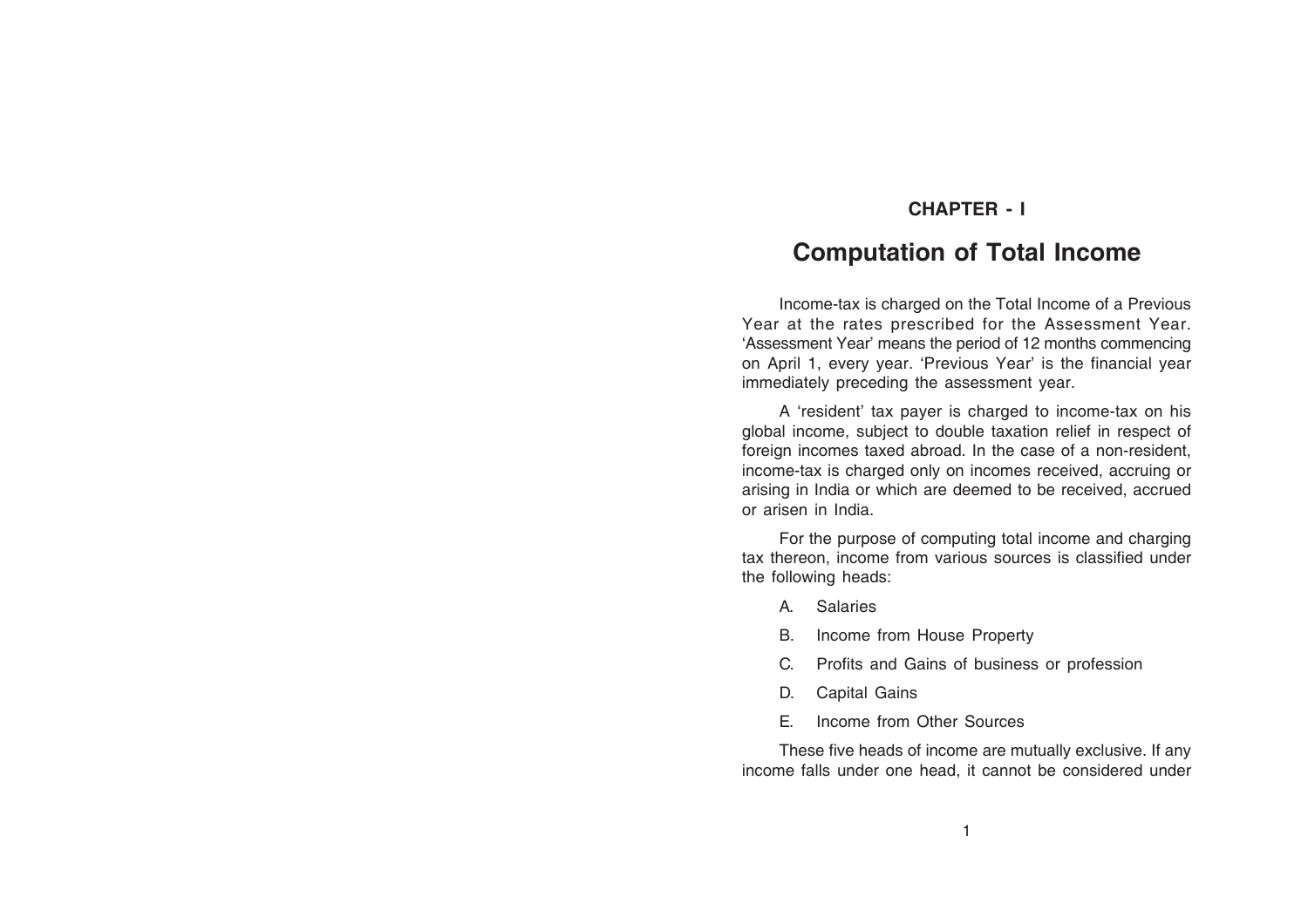## CHAPTER - I

# Computation of Total Income

Income-tax is charged on the Total Income of a Previous Year at the rates prescribed for the Assessment Year. 'Assessment Year' means the period of 12 months commencing on April 1, every year. 'Previous Year' is the financial year immediately preceding the assessment year.

A 'resident' tax payer is charged to income-tax on his global income, subject to double taxation relief in respect of foreign incomes taxed abroad. In the case of a non-resident, income-tax is charged only on incomes received, accruing or arising in India or which are deemed to be received, accrued or arisen in India.

For the purpose of computing total income and charging tax thereon, income from various sources is classified under the following heads:

A. Salaries

B. Income from House Property

C. Profits and Gains of business or profession

D. Capital Gains

E. Income from Other Sources

These five heads of income are mutually exclusive. If any income falls under one head, it cannot be considered under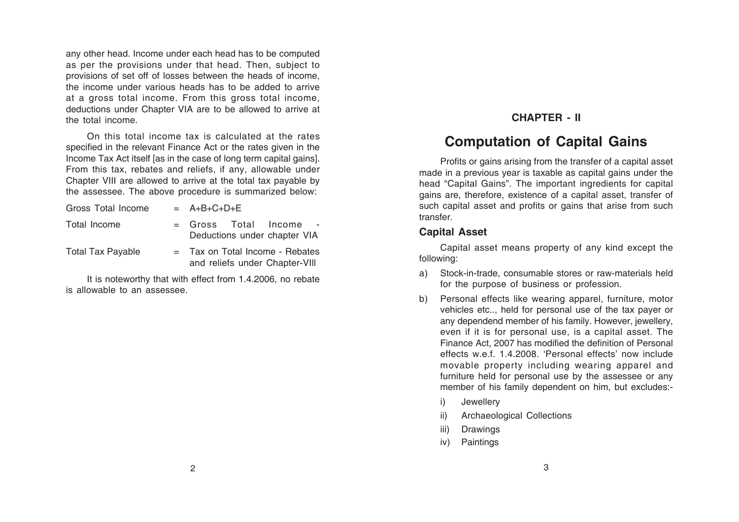any other head. Income under each head has to be computed as per the provisions under that head. Then, subject to provisions of set off of losses between the heads of income, the income under various heads has to be added to arrive at a gross total income. From this gross total income, deductions under Chapter VIA are to be allowed to arrive at the total income.

On this total income tax is calculated at the rates specified in the relevant Finance Act or the rates given in the Income Tax Act itself [as in the case of long term capital gains]. From this tax, rebates and reliefs, if any, allowable under Chapter VIII are allowed to arrive at the total tax payable by the assessee. The above procedure is summarized below:

| | | |
|---|---|---|
| Gross Total Income | = | A+B+C+D+E |
| Total Income | = | Gross Total Income - Deductions under chapter VIA |
| Total Tax Payable | = | Tax on Total Income - Rebates and reliefs under Chapter-VIII |

It is noteworthy that with effect from 1.4.2006, no rebate is allowable to an assessee.

## CHAPTER - II

# Computation of Capital Gains

Profits or gains arising from the transfer of a capital asset made in a previous year is taxable as capital gains under the head "Capital Gains". The important ingredients for capital gains are, therefore, existence of a capital asset, transfer of such capital asset and profits or gains that arise from such transfer.

### Capital Asset

Capital asset means property of any kind except the following:

a) Stock-in-trade, consumable stores or raw-materials held for the purpose of business or profession.

b) Personal effects like wearing apparel, furniture, motor vehicles etc.., held for personal use of the tax payer or any dependend member of his family. However, jewellery, even if it is for personal use, is a capital asset. The Finance Act, 2007 has modified the definition of Personal effects w.e.f. 1.4.2008. 'Personal effects' now include movable property including wearing apparel and furniture held for personal use by the assessee or any member of his family dependent on him, but excludes:-

   i) Jewellery

   ii) Archaeological Collections

   iii) Drawings

   iv) Paintings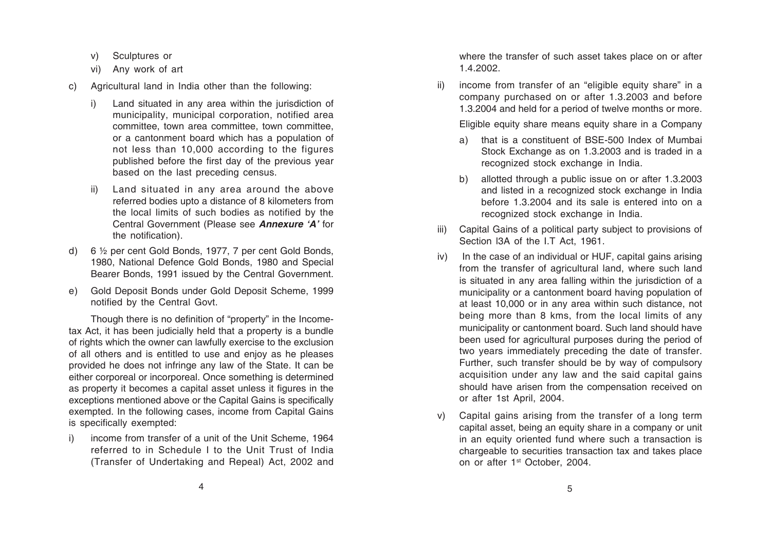v) Sculptures or

vi) Any work of art

c) Agricultural land in India other than the following:

  i) Land situated in any area within the jurisdiction of municipality, municipal corporation, notified area committee, town area committee, town committee, or a cantonment board which has a population of not less than 10,000 according to the figures published before the first day of the previous year based on the last preceding census.

  ii) Land situated in any area around the above referred bodies upto a distance of 8 kilometers from the local limits of such bodies as notified by the Central Government (Please see ***Annexure 'A'*** for the notification).

d) 6 ½ per cent Gold Bonds, 1977, 7 per cent Gold Bonds, 1980, National Defence Gold Bonds, 1980 and Special Bearer Bonds, 1991 issued by the Central Government.

e) Gold Deposit Bonds under Gold Deposit Scheme, 1999 notified by the Central Govt.

Though there is no definition of "property" in the Income-tax Act, it has been judicially held that a property is a bundle of rights which the owner can lawfully exercise to the exclusion of all others and is entitled to use and enjoy as he pleases provided he does not infringe any law of the State. It can be either corporeal or incorporeal. Once something is determined as property it becomes a capital asset unless it figures in the exceptions mentioned above or the Capital Gains is specifically exempted. In the following cases, income from Capital Gains is specifically exempted:

i) income from transfer of a unit of the Unit Scheme, 1964 referred to in Schedule I to the Unit Trust of India (Transfer of Undertaking and Repeal) Act, 2002 and where the transfer of such asset takes place on or after 1.4.2002.

ii) income from transfer of an "eligible equity share" in a company purchased on or after 1.3.2003 and before 1.3.2004 and held for a period of twelve months or more.

  Eligible equity share means equity share in a Company

  a) that is a constituent of BSE-500 Index of Mumbai Stock Exchange as on 1.3.2003 and is traded in a recognized stock exchange in India.

  b) allotted through a public issue on or after 1.3.2003 and listed in a recognized stock exchange in India before 1.3.2004 and its sale is entered into on a recognized stock exchange in India.

iii) Capital Gains of a political party subject to provisions of Section l3A of the I.T Act, 1961.

iv) In the case of an individual or HUF, capital gains arising from the transfer of agricultural land, where such land is situated in any area falling within the jurisdiction of a municipality or a cantonment board having population of at least 10,000 or in any area within such distance, not being more than 8 kms, from the local limits of any municipality or cantonment board. Such land should have been used for agricultural purposes during the period of two years immediately preceding the date of transfer. Further, such transfer should be by way of compulsory acquisition under any law and the said capital gains should have arisen from the compensation received on or after 1st April, 2004.

v) Capital gains arising from the transfer of a long term capital asset, being an equity share in a company or unit in an equity oriented fund where such a transaction is chargeable to securities transaction tax and takes place on or after 1st October, 2004.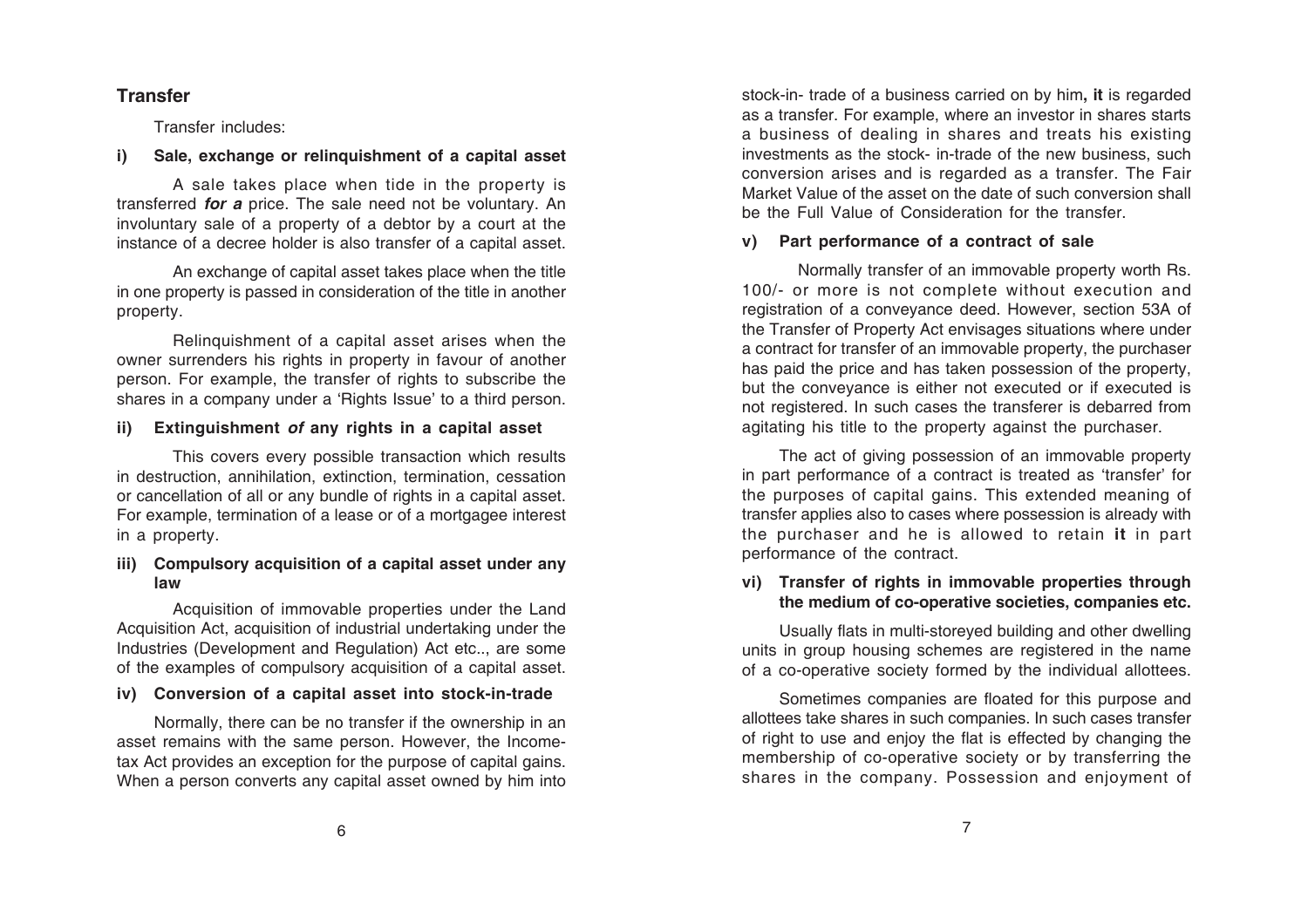## Transfer

Transfer includes:

### i) Sale, exchange or relinquishment of a capital asset

A sale takes place when tide in the property is transferred ***for a*** price. The sale need not be voluntary. An involuntary sale of a property of a debtor by a court at the instance of a decree holder is also transfer of a capital asset.

An exchange of capital asset takes place when the title in one property is passed in consideration of the title in another property.

Relinquishment of a capital asset arises when the owner surrenders his rights in property in favour of another person. For example, the transfer of rights to subscribe the shares in a company under a 'Rights Issue' to a third person.

### ii) Extinguishment *of* any rights in a capital asset

This covers every possible transaction which results in destruction, annihilation, extinction, termination, cessation or cancellation of all or any bundle of rights in a capital asset. For example, termination of a lease or of a mortgagee interest in a property.

### iii) Compulsory acquisition of a capital asset under any law

Acquisition of immovable properties under the Land Acquisition Act, acquisition of industrial undertaking under the Industries (Development and Regulation) Act etc.., are some of the examples of compulsory acquisition of a capital asset.

### iv) Conversion of a capital asset into stock-in-trade

Normally, there can be no transfer if the ownership in an asset remains with the same person. However, the Income-tax Act provides an exception for the purpose of capital gains. When a person converts any capital asset owned by him into stock-in- trade of a business carried on by him**, it** is regarded as a transfer. For example, where an investor in shares starts a business of dealing in shares and treats his existing investments as the stock- in-trade of the new business, such conversion arises and is regarded as a transfer. The Fair Market Value of the asset on the date of such conversion shall be the Full Value of Consideration for the transfer.

### v) Part performance of a contract of sale

Normally transfer of an immovable property worth Rs. 100/- or more is not complete without execution and registration of a conveyance deed. However, section 53A of the Transfer of Property Act envisages situations where under a contract for transfer of an immovable property, the purchaser has paid the price and has taken possession of the property, but the conveyance is either not executed or if executed is not registered. In such cases the transferer is debarred from agitating his title to the property against the purchaser.

The act of giving possession of an immovable property in part performance of a contract is treated as 'transfer' for the purposes of capital gains. This extended meaning of transfer applies also to cases where possession is already with the purchaser and he is allowed to retain **it** in part performance of the contract.

### vi) Transfer of rights in immovable properties through the medium of co-operative societies, companies etc.

Usually flats in multi-storeyed building and other dwelling units in group housing schemes are registered in the name of a co-operative society formed by the individual allottees.

Sometimes companies are floated for this purpose and allottees take shares in such companies. In such cases transfer of right to use and enjoy the flat is effected by changing the membership of co-operative society or by transferring the shares in the company. Possession and enjoyment of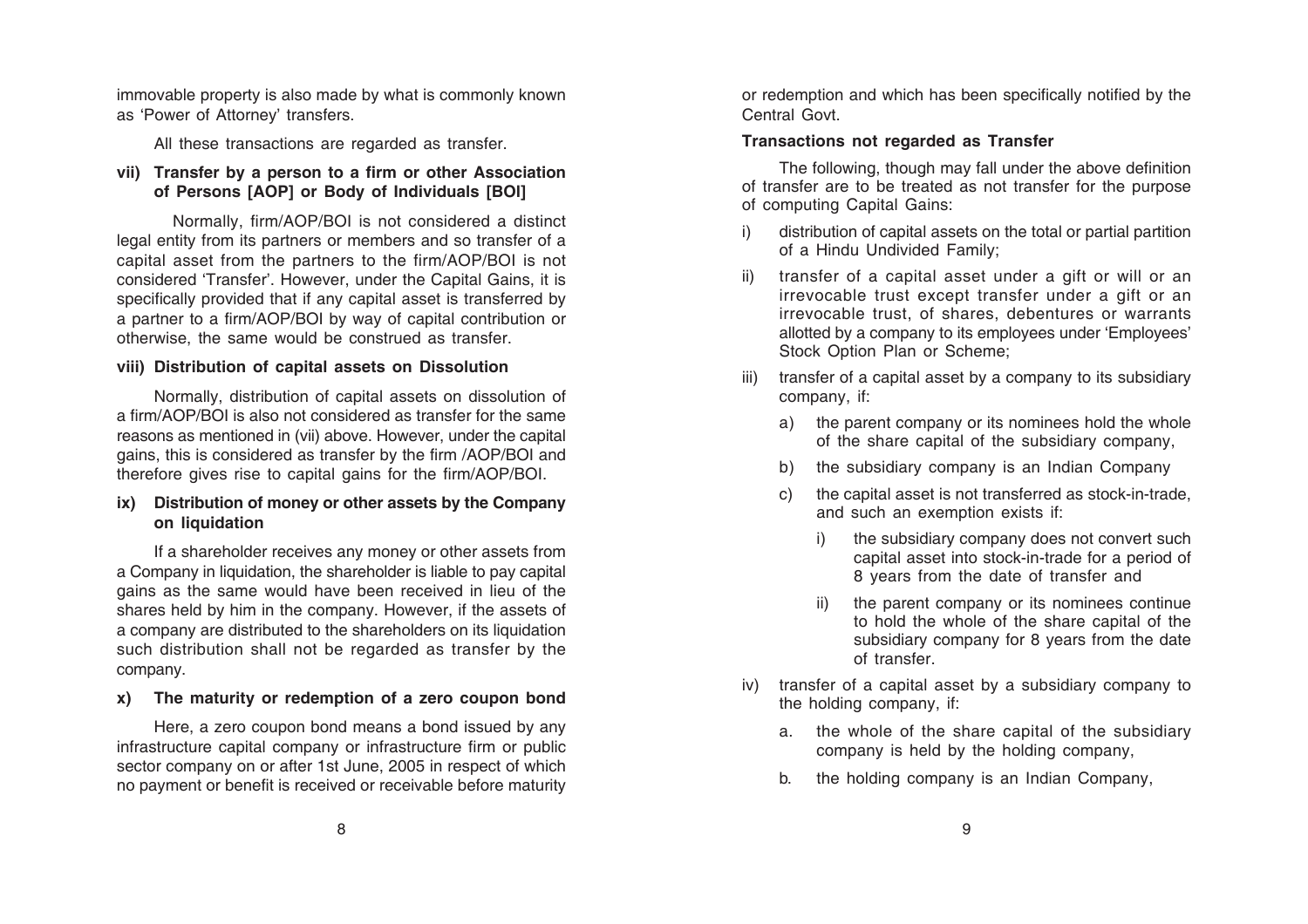immovable property is also made by what is commonly known as 'Power of Attorney' transfers.

All these transactions are regarded as transfer.

**vii) Transfer by a person to a firm or other Association of Persons [AOP] or Body of Individuals [BOI]**

Normally, firm/AOP/BOI is not considered a distinct legal entity from its partners or members and so transfer of a capital asset from the partners to the firm/AOP/BOI is not considered 'Transfer'. However, under the Capital Gains, it is specifically provided that if any capital asset is transferred by a partner to a firm/AOP/BOI by way of capital contribution or otherwise, the same would be construed as transfer.

**viii) Distribution of capital assets on Dissolution**

Normally, distribution of capital assets on dissolution of a firm/AOP/BOI is also not considered as transfer for the same reasons as mentioned in (vii) above. However, under the capital gains, this is considered as transfer by the firm /AOP/BOI and therefore gives rise to capital gains for the firm/AOP/BOI.

**ix) Distribution of money or other assets by the Company on liquidation**

If a shareholder receives any money or other assets from a Company in liquidation, the shareholder is liable to pay capital gains as the same would have been received in lieu of the shares held by him in the company. However, if the assets of a company are distributed to the shareholders on its liquidation such distribution shall not be regarded as transfer by the company.

**x) The maturity or redemption of a zero coupon bond**

Here, a zero coupon bond means a bond issued by any infrastructure capital company or infrastructure firm or public sector company on or after 1st June, 2005 in respect of which no payment or benefit is received or receivable before maturity or redemption and which has been specifically notified by the Central Govt.

**Transactions not regarded as Transfer**

The following, though may fall under the above definition of transfer are to be treated as not transfer for the purpose of computing Capital Gains:

i) distribution of capital assets on the total or partial partition of a Hindu Undivided Family;

ii) transfer of a capital asset under a gift or will or an irrevocable trust except transfer under a gift or an irrevocable trust, of shares, debentures or warrants allotted by a company to its employees under 'Employees' Stock Option Plan or Scheme;

iii) transfer of a capital asset by a company to its subsidiary company, if:

   a) the parent company or its nominees hold the whole of the share capital of the subsidiary company,

   b) the subsidiary company is an Indian Company

   c) the capital asset is not transferred as stock-in-trade, and such an exemption exists if:

      i) the subsidiary company does not convert such capital asset into stock-in-trade for a period of 8 years from the date of transfer and

      ii) the parent company or its nominees continue to hold the whole of the share capital of the subsidiary company for 8 years from the date of transfer.

iv) transfer of a capital asset by a subsidiary company to the holding company, if:

   a. the whole of the share capital of the subsidiary company is held by the holding company,

   b. the holding company is an Indian Company,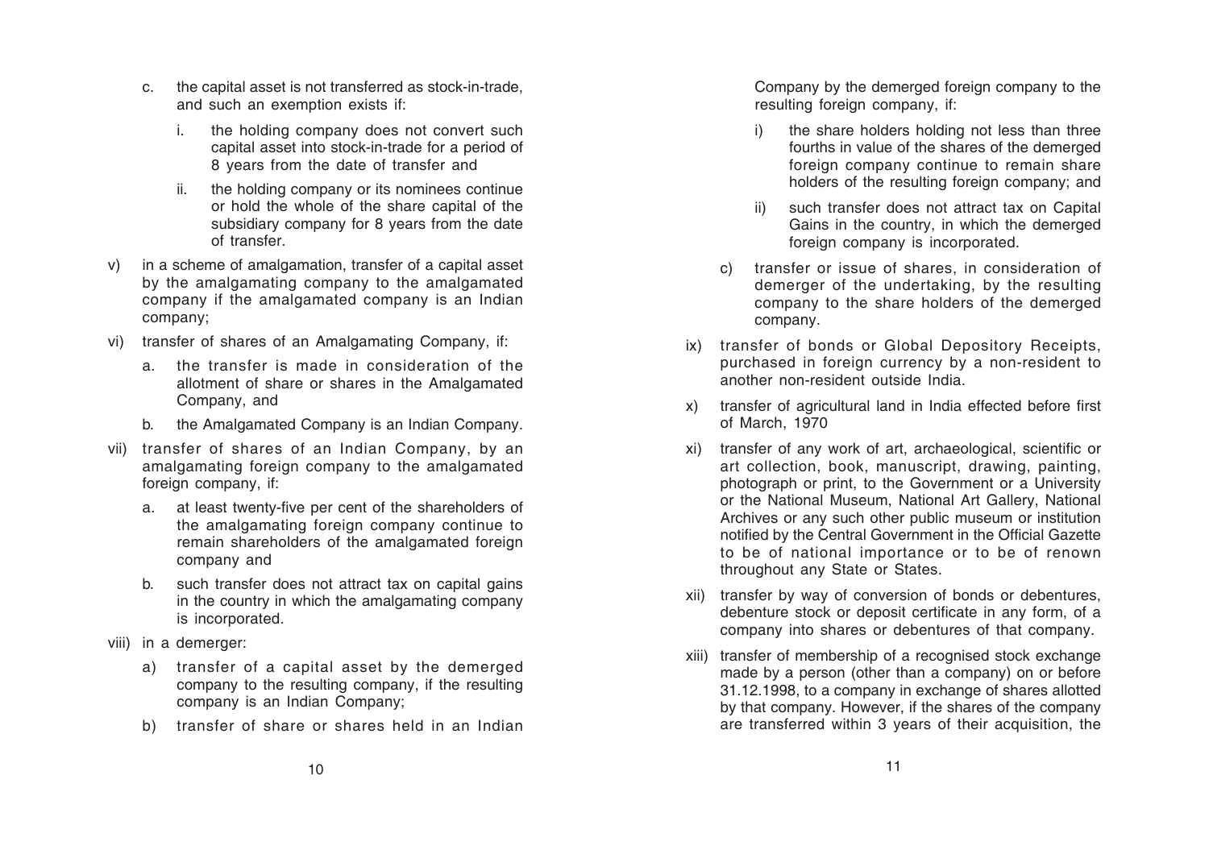c. the capital asset is not transferred as stock-in-trade, and such an exemption exists if:

   i. the holding company does not convert such capital asset into stock-in-trade for a period of 8 years from the date of transfer and

   ii. the holding company or its nominees continue or hold the whole of the share capital of the subsidiary company for 8 years from the date of transfer.

v) in a scheme of amalgamation, transfer of a capital asset by the amalgamating company to the amalgamated company if the amalgamated company is an Indian company;

vi) transfer of shares of an Amalgamating Company, if:

   a. the transfer is made in consideration of the allotment of share or shares in the Amalgamated Company, and

   b. the Amalgamated Company is an Indian Company.

vii) transfer of shares of an Indian Company, by an amalgamating foreign company to the amalgamated foreign company, if:

   a. at least twenty-five per cent of the shareholders of the amalgamating foreign company continue to remain shareholders of the amalgamated foreign company and

   b. such transfer does not attract tax on capital gains in the country in which the amalgamating company is incorporated.

viii) in a demerger:

   a) transfer of a capital asset by the demerged company to the resulting company, if the resulting company is an Indian Company;

   b) transfer of share or shares held in an Indian Company by the demerged foreign company to the resulting foreign company, if:

      i) the share holders holding not less than three fourths in value of the shares of the demerged foreign company continue to remain share holders of the resulting foreign company; and

      ii) such transfer does not attract tax on Capital Gains in the country, in which the demerged foreign company is incorporated.

   c) transfer or issue of shares, in consideration of demerger of the undertaking, by the resulting company to the share holders of the demerged company.

ix) transfer of bonds or Global Depository Receipts, purchased in foreign currency by a non-resident to another non-resident outside India.

x) transfer of agricultural land in India effected before first of March, 1970

xi) transfer of any work of art, archaeological, scientific or art collection, book, manuscript, drawing, painting, photograph or print, to the Government or a University or the National Museum, National Art Gallery, National Archives or any such other public museum or institution notified by the Central Government in the Official Gazette to be of national importance or to be of renown throughout any State or States.

xii) transfer by way of conversion of bonds or debentures, debenture stock or deposit certificate in any form, of a company into shares or debentures of that company.

xiii) transfer of membership of a recognised stock exchange made by a person (other than a company) on or before 31.12.1998, to a company in exchange of shares allotted by that company. However, if the shares of the company are transferred within 3 years of their acquisition, the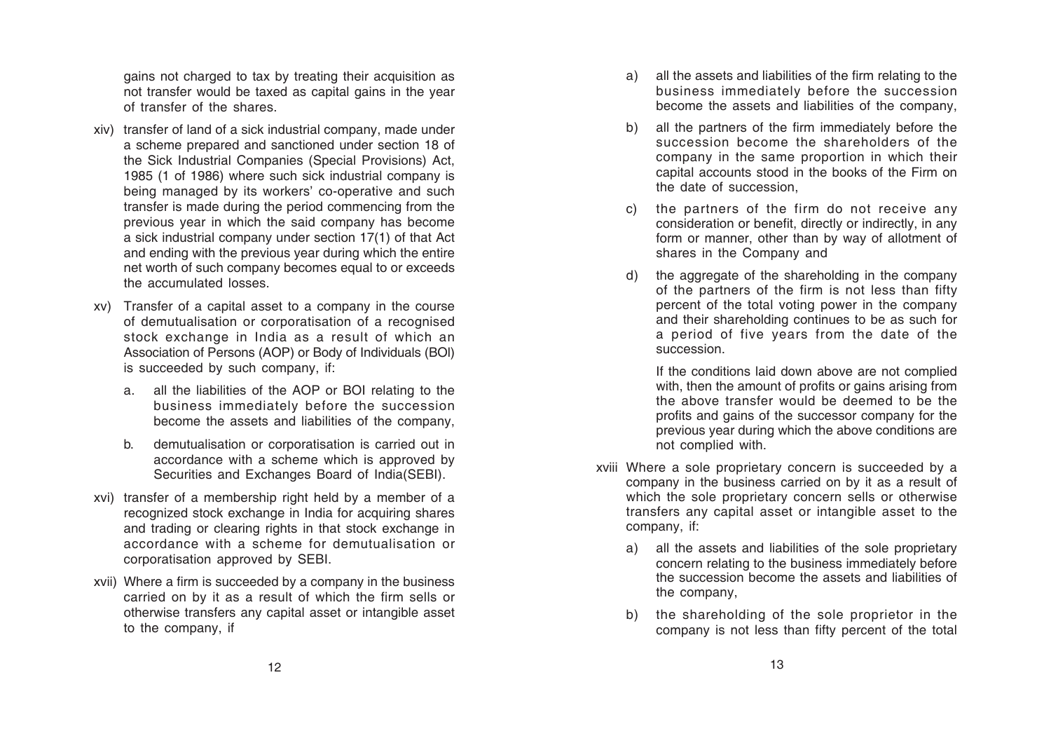gains not charged to tax by treating their acquisition as not transfer would be taxed as capital gains in the year of transfer of the shares.

xiv) transfer of land of a sick industrial company, made under a scheme prepared and sanctioned under section 18 of the Sick Industrial Companies (Special Provisions) Act, 1985 (1 of 1986) where such sick industrial company is being managed by its workers' co-operative and such transfer is made during the period commencing from the previous year in which the said company has become a sick industrial company under section 17(1) of that Act and ending with the previous year during which the entire net worth of such company becomes equal to or exceeds the accumulated losses.

xv) Transfer of a capital asset to a company in the course of demutualisation or corporatisation of a recognised stock exchange in India as a result of which an Association of Persons (AOP) or Body of Individuals (BOI) is succeeded by such company, if:

   a. all the liabilities of the AOP or BOI relating to the business immediately before the succession become the assets and liabilities of the company,

   b. demutualisation or corporatisation is carried out in accordance with a scheme which is approved by Securities and Exchanges Board of India(SEBI).

xvi) transfer of a membership right held by a member of a recognized stock exchange in India for acquiring shares and trading or clearing rights in that stock exchange in accordance with a scheme for demutualisation or corporatisation approved by SEBI.

xvii) Where a firm is succeeded by a company in the business carried on by it as a result of which the firm sells or otherwise transfers any capital asset or intangible asset to the company, if

   a) all the assets and liabilities of the firm relating to the business immediately before the succession become the assets and liabilities of the company,

   b) all the partners of the firm immediately before the succession become the shareholders of the company in the same proportion in which their capital accounts stood in the books of the Firm on the date of succession,

   c) the partners of the firm do not receive any consideration or benefit, directly or indirectly, in any form or manner, other than by way of allotment of shares in the Company and

   d) the aggregate of the shareholding in the company of the partners of the firm is not less than fifty percent of the total voting power in the company and their shareholding continues to be as such for a period of five years from the date of the succession.

   If the conditions laid down above are not complied with, then the amount of profits or gains arising from the above transfer would be deemed to be the profits and gains of the successor company for the previous year during which the above conditions are not complied with.

xviii Where a sole proprietary concern is succeeded by a company in the business carried on by it as a result of which the sole proprietary concern sells or otherwise transfers any capital asset or intangible asset to the company, if:

   a) all the assets and liabilities of the sole proprietary concern relating to the business immediately before the succession become the assets and liabilities of the company,

   b) the shareholding of the sole proprietor in the company is not less than fifty percent of the total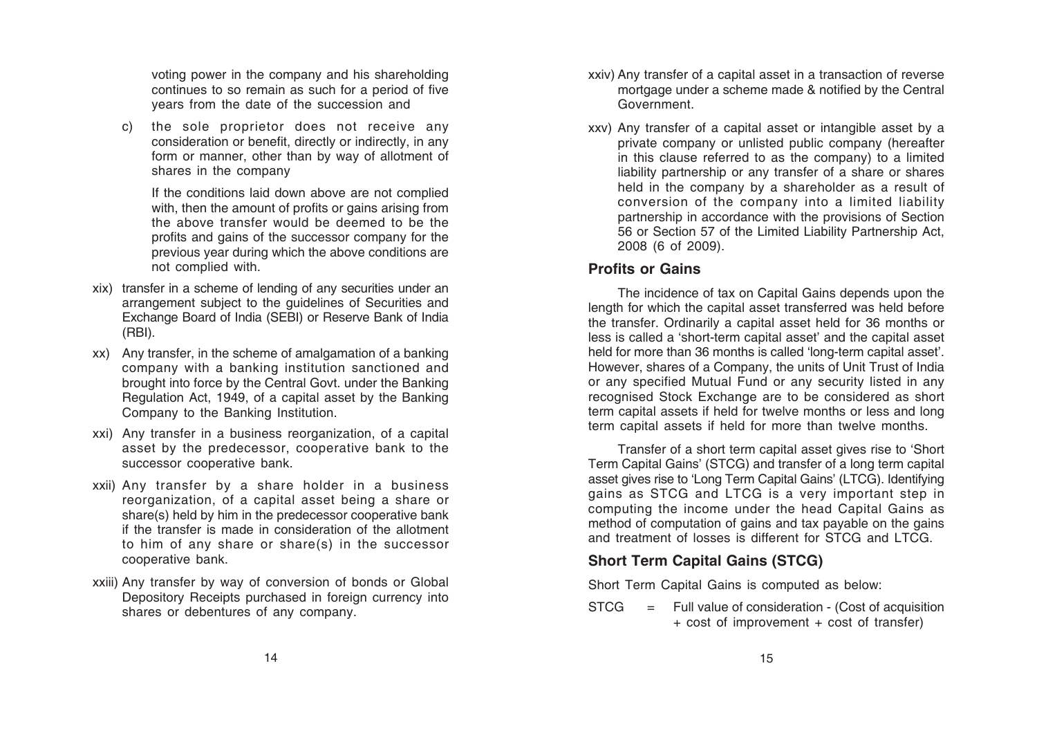voting power in the company and his shareholding continues to so remain as such for a period of five years from the date of the succession and

c) the sole proprietor does not receive any consideration or benefit, directly or indirectly, in any form or manner, other than by way of allotment of shares in the company

   If the conditions laid down above are not complied with, then the amount of profits or gains arising from the above transfer would be deemed to be the profits and gains of the successor company for the previous year during which the above conditions are not complied with.

xix) transfer in a scheme of lending of any securities under an arrangement subject to the guidelines of Securities and Exchange Board of India (SEBI) or Reserve Bank of India (RBI).

xx) Any transfer, in the scheme of amalgamation of a banking company with a banking institution sanctioned and brought into force by the Central Govt. under the Banking Regulation Act, 1949, of a capital asset by the Banking Company to the Banking Institution.

xxi) Any transfer in a business reorganization, of a capital asset by the predecessor, cooperative bank to the successor cooperative bank.

xxii) Any transfer by a share holder in a business reorganization, of a capital asset being a share or share(s) held by him in the predecessor cooperative bank if the transfer is made in consideration of the allotment to him of any share or share(s) in the successor cooperative bank.

xxiii) Any transfer by way of conversion of bonds or Global Depository Receipts purchased in foreign currency into shares or debentures of any company.

xxiv) Any transfer of a capital asset in a transaction of reverse mortgage under a scheme made & notified by the Central Government.

xxv) Any transfer of a capital asset or intangible asset by a private company or unlisted public company (hereafter in this clause referred to as the company) to a limited liability partnership or any transfer of a share or shares held in the company by a shareholder as a result of conversion of the company into a limited liability partnership in accordance with the provisions of Section 56 or Section 57 of the Limited Liability Partnership Act, 2008 (6 of 2009).

## Profits or Gains

The incidence of tax on Capital Gains depends upon the length for which the capital asset transferred was held before the transfer. Ordinarily a capital asset held for 36 months or less is called a 'short-term capital asset' and the capital asset held for more than 36 months is called 'long-term capital asset'. However, shares of a Company, the units of Unit Trust of India or any specified Mutual Fund or any security listed in any recognised Stock Exchange are to be considered as short term capital assets if held for twelve months or less and long term capital assets if held for more than twelve months.

Transfer of a short term capital asset gives rise to 'Short Term Capital Gains' (STCG) and transfer of a long term capital asset gives rise to 'Long Term Capital Gains' (LTCG). Identifying gains as STCG and LTCG is a very important step in computing the income under the head Capital Gains as method of computation of gains and tax payable on the gains and treatment of losses is different for STCG and LTCG.

## Short Term Capital Gains (STCG)

Short Term Capital Gains is computed as below:

STCG = Full value of consideration - (Cost of acquisition + cost of improvement + cost of transfer)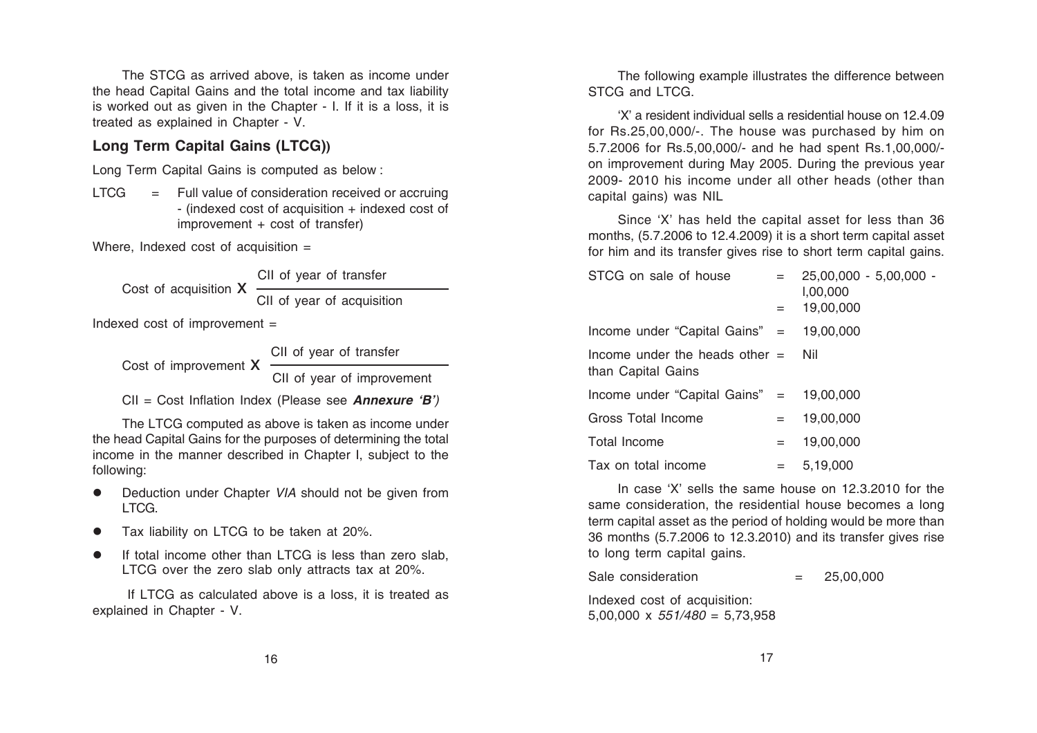The STCG as arrived above, is taken as income under the head Capital Gains and the total income and tax liability is worked out as given in the Chapter - I. If it is a loss, it is treated as explained in Chapter - V.

## Long Term Capital Gains (LTCG))

Long Term Capital Gains is computed as below :

LTCG = Full value of consideration received or accruing - (indexed cost of acquisition + indexed cost of improvement + cost of transfer)

Where, Indexed cost of acquisition =

$$\text{Cost of acquisition} \times \frac{\text{CII of year of transfer}}{\text{CII of year of acquisition}}$$

Indexed cost of improvement =

$$\text{Cost of improvement} \times \frac{\text{CII of year of transfer}}{\text{CII of year of improvement}}$$

CII = Cost Inflation Index (Please see ***Annexure 'B'***)

The LTCG computed as above is taken as income under the head Capital Gains for the purposes of determining the total income in the manner described in Chapter I, subject to the following:

- Deduction under Chapter *VIA* should not be given from LTCG.
- Tax liability on LTCG to be taken at 20%.
- If total income other than LTCG is less than zero slab, LTCG over the zero slab only attracts tax at 20%.

If LTCG as calculated above is a loss, it is treated as explained in Chapter - V.

The following example illustrates the difference between STCG and LTCG.

'X' a resident individual sells a residential house on 12.4.09 for Rs.25,00,000/-. The house was purchased by him on 5.7.2006 for Rs.5,00,000/- and he had spent Rs.1,00,000/- on improvement during May 2005. During the previous year 2009- 2010 his income under all other heads (other than capital gains) was NIL

Since 'X' has held the capital asset for less than 36 months, (5.7.2006 to 12.4.2009) it is a short term capital asset for him and its transfer gives rise to short term capital gains.

| | | |
|---|---|---|
| STCG on sale of house | = | 25,00,000 - 5,00,000 - I,00,000 |
| | = | 19,00,000 |
| Income under "Capital Gains" | = | 19,00,000 |
| Income under the heads other than Capital Gains | = | Nil |
| Income under "Capital Gains" | = | 19,00,000 |
| Gross Total Income | = | 19,00,000 |
| Total Income | = | 19,00,000 |
| Tax on total income | = | 5,19,000 |

In case 'X' sells the same house on 12.3.2010 for the same consideration, the residential house becomes a long term capital asset as the period of holding would be more than 36 months (5.7.2006 to 12.3.2010) and its transfer gives rise to long term capital gains.

Sale consideration = 25,00,000

Indexed cost of acquisition:
5,00,000 x *551/480* = 5,73,958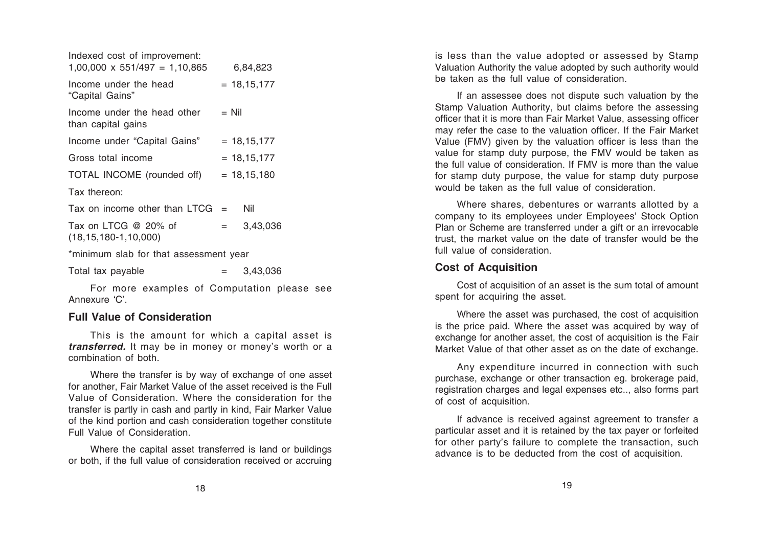Indexed cost of improvement:

| | |
|---|---|
| 1,00,000 x 551/497 = 1,10,865 | 6,84,823 |
| Income under the head "Capital Gains" | = 18,15,177 |
| Income under the head other than capital gains | = Nil |
| Income under "Capital Gains" | = 18,15,177 |
| Gross total income | = 18,15,177 |
| TOTAL INCOME (rounded off) | = 18,15,180 |
| Tax thereon: | |
| Tax on income other than LTCG | = Nil |
| Tax on LTCG @ 20% of (18,15,180-1,10,000) | = 3,43,036 |
| *minimum slab for that assessment year | |
| Total tax payable | = 3,43,036 |

For more examples of Computation please see Annexure 'C'.

## Full Value of Consideration

This is the amount for which a capital asset is ***transferred.*** It may be in money or money's worth or a combination of both.

Where the transfer is by way of exchange of one asset for another, Fair Market Value of the asset received is the Full Value of Consideration. Where the consideration for the transfer is partly in cash and partly in kind, Fair Marker Value of the kind portion and cash consideration together constitute Full Value of Consideration.

Where the capital asset transferred is land or buildings or both, if the full value of consideration received or accruing is less than the value adopted or assessed by Stamp Valuation Authority the value adopted by such authority would be taken as the full value of consideration.

If an assessee does not dispute such valuation by the Stamp Valuation Authority, but claims before the assessing officer that it is more than Fair Market Value, assessing officer may refer the case to the valuation officer. If the Fair Market Value (FMV) given by the valuation officer is less than the value for stamp duty purpose, the FMV would be taken as the full value of consideration. If FMV is more than the value for stamp duty purpose, the value for stamp duty purpose would be taken as the full value of consideration.

Where shares, debentures or warrants allotted by a company to its employees under Employees' Stock Option Plan or Scheme are transferred under a gift or an irrevocable trust, the market value on the date of transfer would be the full value of consideration.

## Cost of Acquisition

Cost of acquisition of an asset is the sum total of amount spent for acquiring the asset.

Where the asset was purchased, the cost of acquisition is the price paid. Where the asset was acquired by way of exchange for another asset, the cost of acquisition is the Fair Market Value of that other asset as on the date of exchange.

Any expenditure incurred in connection with such purchase, exchange or other transaction eg. brokerage paid, registration charges and legal expenses etc.., also forms part of cost of acquisition.

If advance is received against agreement to transfer a particular asset and it is retained by the tax payer or forfeited for other party's failure to complete the transaction, such advance is to be deducted from the cost of acquisition.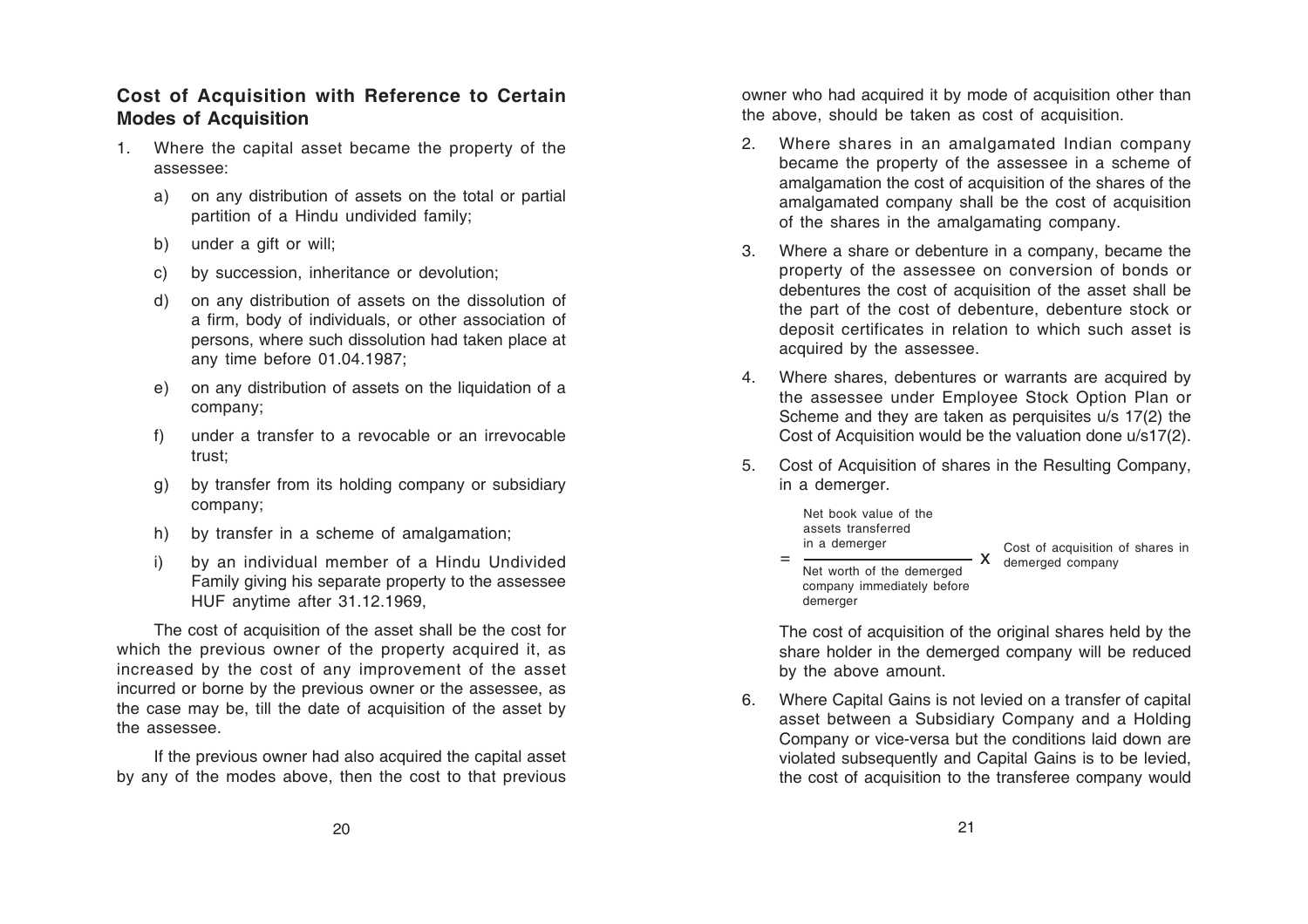## Cost of Acquisition with Reference to Certain Modes of Acquisition

1. Where the capital asset became the property of the assessee:

   a) on any distribution of assets on the total or partial partition of a Hindu undivided family;

   b) under a gift or will;

   c) by succession, inheritance or devolution;

   d) on any distribution of assets on the dissolution of a firm, body of individuals, or other association of persons, where such dissolution had taken place at any time before 01.04.1987;

   e) on any distribution of assets on the liquidation of a company;

   f) under a transfer to a revocable or an irrevocable trust;

   g) by transfer from its holding company or subsidiary company;

   h) by transfer in a scheme of amalgamation;

   i) by an individual member of a Hindu Undivided Family giving his separate property to the assessee HUF anytime after 31.12.1969,

   The cost of acquisition of the asset shall be the cost for which the previous owner of the property acquired it, as increased by the cost of any improvement of the asset incurred or borne by the previous owner or the assessee, as the case may be, till the date of acquisition of the asset by the assessee.

   If the previous owner had also acquired the capital asset by any of the modes above, then the cost to that previous owner who had acquired it by mode of acquisition other than the above, should be taken as cost of acquisition.

2. Where shares in an amalgamated Indian company became the property of the assessee in a scheme of amalgamation the cost of acquisition of the shares of the amalgamated company shall be the cost of acquisition of the shares in the amalgamating company.

3. Where a share or debenture in a company, became the property of the assessee on conversion of bonds or debentures the cost of acquisition of the asset shall be the part of the cost of debenture, debenture stock or deposit certificates in relation to which such asset is acquired by the assessee.

4. Where shares, debentures or warrants are acquired by the assessee under Employee Stock Option Plan or Scheme and they are taken as perquisites u/s 17(2) the Cost of Acquisition would be the valuation done u/s17(2).

5. Cost of Acquisition of shares in the Resulting Company, in a demerger.

   $$= \frac{\text{Net book value of the assets transferred in a demerger}}{\text{Net worth of the demerged company immediately before demerger}} \times \text{Cost of acquisition of shares in demerged company}$$

   The cost of acquisition of the original shares held by the share holder in the demerged company will be reduced by the above amount.

6. Where Capital Gains is not levied on a transfer of capital asset between a Subsidiary Company and a Holding Company or vice-versa but the conditions laid down are violated subsequently and Capital Gains is to be levied, the cost of acquisition to the transferee company would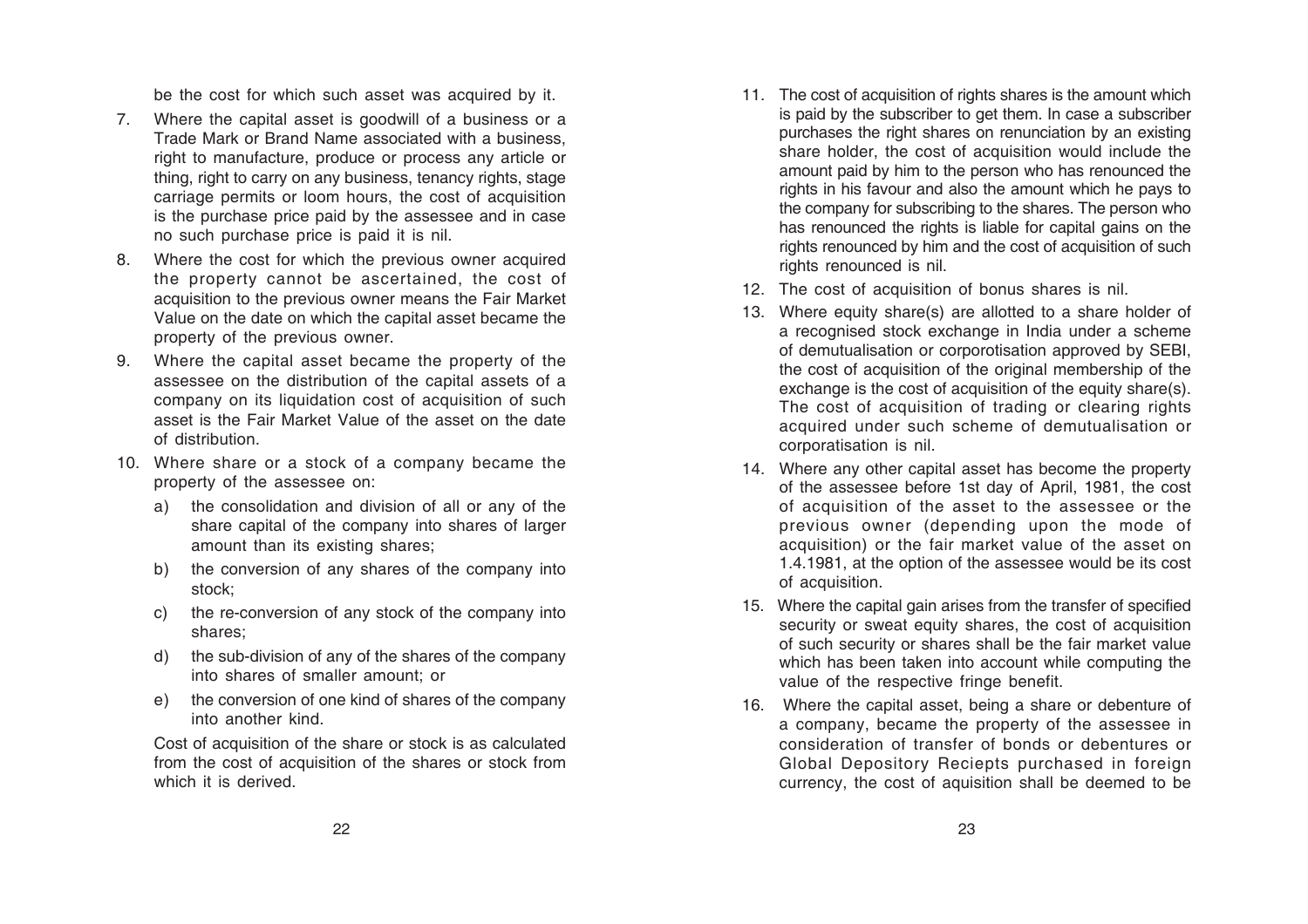be the cost for which such asset was acquired by it.

7. Where the capital asset is goodwill of a business or a Trade Mark or Brand Name associated with a business, right to manufacture, produce or process any article or thing, right to carry on any business, tenancy rights, stage carriage permits or loom hours, the cost of acquisition is the purchase price paid by the assessee and in case no such purchase price is paid it is nil.

8. Where the cost for which the previous owner acquired the property cannot be ascertained, the cost of acquisition to the previous owner means the Fair Market Value on the date on which the capital asset became the property of the previous owner.

9. Where the capital asset became the property of the assessee on the distribution of the capital assets of a company on its liquidation cost of acquisition of such asset is the Fair Market Value of the asset on the date of distribution.

10. Where share or a stock of a company became the property of the assessee on:

    a) the consolidation and division of all or any of the share capital of the company into shares of larger amount than its existing shares;

    b) the conversion of any shares of the company into stock;

    c) the re-conversion of any stock of the company into shares;

    d) the sub-division of any of the shares of the company into shares of smaller amount; or

    e) the conversion of one kind of shares of the company into another kind.

    Cost of acquisition of the share or stock is as calculated from the cost of acquisition of the shares or stock from which it is derived.

11. The cost of acquisition of rights shares is the amount which is paid by the subscriber to get them. In case a subscriber purchases the right shares on renunciation by an existing share holder, the cost of acquisition would include the amount paid by him to the person who has renounced the rights in his favour and also the amount which he pays to the company for subscribing to the shares. The person who has renounced the rights is liable for capital gains on the rights renounced by him and the cost of acquisition of such rights renounced is nil.

12. The cost of acquisition of bonus shares is nil.

13. Where equity share(s) are allotted to a share holder of a recognised stock exchange in India under a scheme of demutualisation or corporotisation approved by SEBI, the cost of acquisition of the original membership of the exchange is the cost of acquisition of the equity share(s). The cost of acquisition of trading or clearing rights acquired under such scheme of demutualisation or corporatisation is nil.

14. Where any other capital asset has become the property of the assessee before 1st day of April, 1981, the cost of acquisition of the asset to the assessee or the previous owner (depending upon the mode of acquisition) or the fair market value of the asset on 1.4.1981, at the option of the assessee would be its cost of acquisition.

15. Where the capital gain arises from the transfer of specified security or sweat equity shares, the cost of acquisition of such security or shares shall be the fair market value which has been taken into account while computing the value of the respective fringe benefit.

16. Where the capital asset, being a share or debenture of a company, became the property of the assessee in consideration of transfer of bonds or debentures or Global Depository Reciepts purchased in foreign currency, the cost of aquisition shall be deemed to be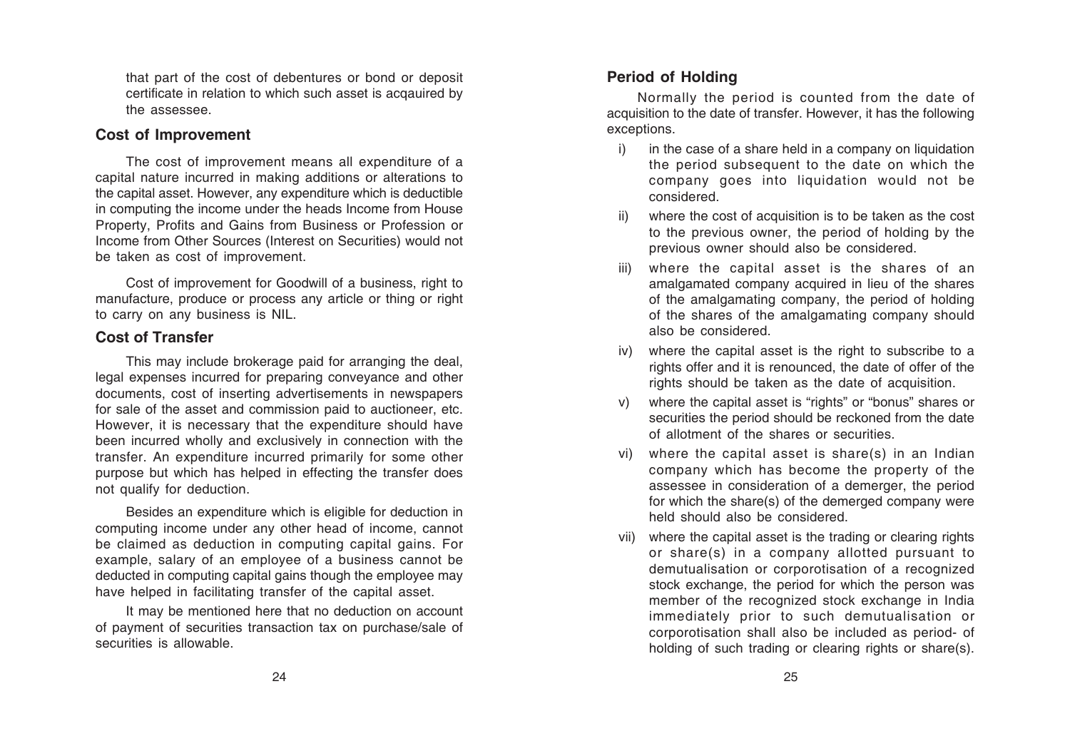that part of the cost of debentures or bond or deposit certificate in relation to which such asset is acqauired by the assessee.

### Cost of Improvement

The cost of improvement means all expenditure of a capital nature incurred in making additions or alterations to the capital asset. However, any expenditure which is deductible in computing the income under the heads Income from House Property, Profits and Gains from Business or Profession or Income from Other Sources (Interest on Securities) would not be taken as cost of improvement.

Cost of improvement for Goodwill of a business, right to manufacture, produce or process any article or thing or right to carry on any business is NIL.

### Cost of Transfer

This may include brokerage paid for arranging the deal, legal expenses incurred for preparing conveyance and other documents, cost of inserting advertisements in newspapers for sale of the asset and commission paid to auctioneer, etc. However, it is necessary that the expenditure should have been incurred wholly and exclusively in connection with the transfer. An expenditure incurred primarily for some other purpose but which has helped in effecting the transfer does not qualify for deduction.

Besides an expenditure which is eligible for deduction in computing income under any other head of income, cannot be claimed as deduction in computing capital gains. For example, salary of an employee of a business cannot be deducted in computing capital gains though the employee may have helped in facilitating transfer of the capital asset.

It may be mentioned here that no deduction on account of payment of securities transaction tax on purchase/sale of securities is allowable.

### Period of Holding

Normally the period is counted from the date of acquisition to the date of transfer. However, it has the following exceptions.

i) in the case of a share held in a company on liquidation the period subsequent to the date on which the company goes into liquidation would not be considered.

ii) where the cost of acquisition is to be taken as the cost to the previous owner, the period of holding by the previous owner should also be considered.

iii) where the capital asset is the shares of an amalgamated company acquired in lieu of the shares of the amalgamating company, the period of holding of the shares of the amalgamating company should also be considered.

iv) where the capital asset is the right to subscribe to a rights offer and it is renounced, the date of offer of the rights should be taken as the date of acquisition.

v) where the capital asset is "rights" or "bonus" shares or securities the period should be reckoned from the date of allotment of the shares or securities.

vi) where the capital asset is share(s) in an Indian company which has become the property of the assessee in consideration of a demerger, the period for which the share(s) of the demerged company were held should also be considered.

vii) where the capital asset is the trading or clearing rights or share(s) in a company allotted pursuant to demutualisation or corporotisation of a recognized stock exchange, the period for which the person was member of the recognized stock exchange in India immediately prior to such demutualisation or corporotisation shall also be included as period- of holding of such trading or clearing rights or share(s).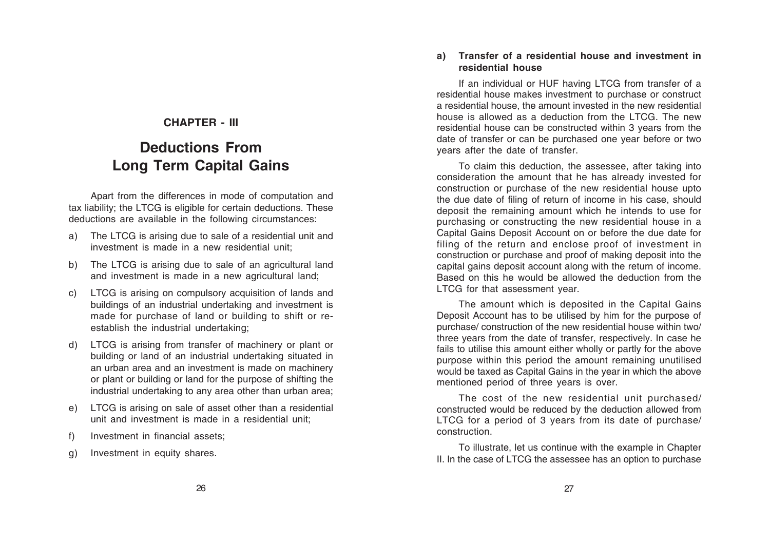# CHAPTER - III

# Deductions From Long Term Capital Gains

Apart from the differences in mode of computation and tax liability; the LTCG is eligible for certain deductions. These deductions are available in the following circumstances:

a) The LTCG is arising due to sale of a residential unit and investment is made in a new residential unit;

b) The LTCG is arising due to sale of an agricultural land and investment is made in a new agricultural land;

c) LTCG is arising on compulsory acquisition of lands and buildings of an industrial undertaking and investment is made for purchase of land or building to shift or re-establish the industrial undertaking;

d) LTCG is arising from transfer of machinery or plant or building or land of an industrial undertaking situated in an urban area and an investment is made on machinery or plant or building or land for the purpose of shifting the industrial undertaking to any area other than urban area;

e) LTCG is arising on sale of asset other than a residential unit and investment is made in a residential unit;

f) Investment in financial assets;

g) Investment in equity shares.

### a) Transfer of a residential house and investment in residential house

If an individual or HUF having LTCG from transfer of a residential house makes investment to purchase or construct a residential house, the amount invested in the new residential house is allowed as a deduction from the LTCG. The new residential house can be constructed within 3 years from the date of transfer or can be purchased one year before or two years after the date of transfer.

To claim this deduction, the assessee, after taking into consideration the amount that he has already invested for construction or purchase of the new residential house upto the due date of filing of return of income in his case, should deposit the remaining amount which he intends to use for purchasing or constructing the new residential house in a Capital Gains Deposit Account on or before the due date for filing of the return and enclose proof of investment in construction or purchase and proof of making deposit into the capital gains deposit account along with the return of income. Based on this he would be allowed the deduction from the LTCG for that assessment year.

The amount which is deposited in the Capital Gains Deposit Account has to be utilised by him for the purpose of purchase/ construction of the new residential house within two/ three years from the date of transfer, respectively. In case he fails to utilise this amount either wholly or partly for the above purpose within this period the amount remaining unutilised would be taxed as Capital Gains in the year in which the above mentioned period of three years is over.

The cost of the new residential unit purchased/ constructed would be reduced by the deduction allowed from LTCG for a period of 3 years from its date of purchase/ construction.

To illustrate, let us continue with the example in Chapter II. In the case of LTCG the assessee has an option to purchase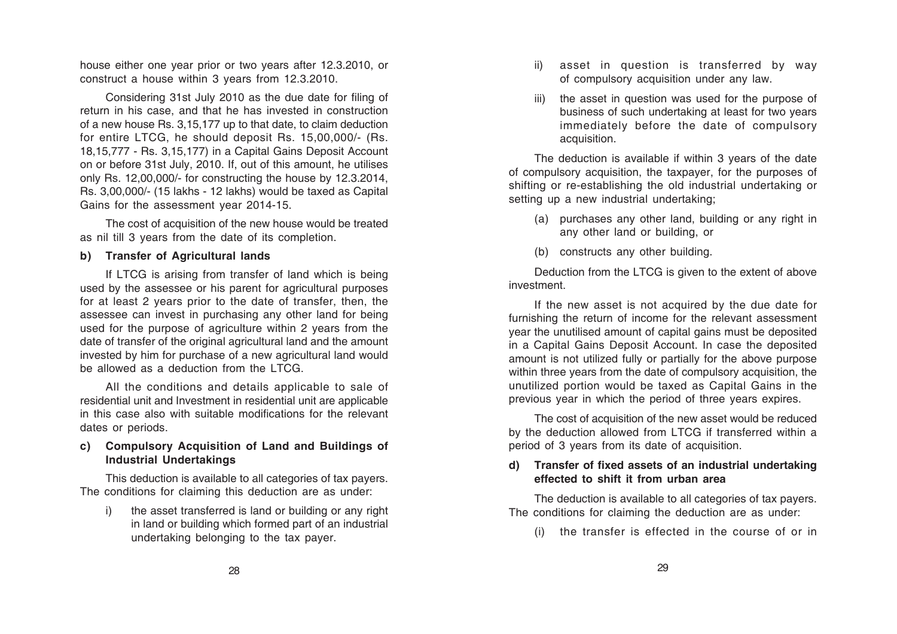house either one year prior or two years after 12.3.2010, or construct a house within 3 years from 12.3.2010.

Considering 31st July 2010 as the due date for filing of return in his case, and that he has invested in construction of a new house Rs. 3,15,177 up to that date, to claim deduction for entire LTCG, he should deposit Rs. 15,00,000/- (Rs. 18,15,777 - Rs. 3,15,177) in a Capital Gains Deposit Account on or before 31st July, 2010. If, out of this amount, he utilises only Rs. 12,00,000/- for constructing the house by 12.3.2014, Rs. 3,00,000/- (15 lakhs - 12 lakhs) would be taxed as Capital Gains for the assessment year 2014-15.

The cost of acquisition of the new house would be treated as nil till 3 years from the date of its completion.

#### b) Transfer of Agricultural lands

If LTCG is arising from transfer of land which is being used by the assessee or his parent for agricultural purposes for at least 2 years prior to the date of transfer, then, the assessee can invest in purchasing any other land for being used for the purpose of agriculture within 2 years from the date of transfer of the original agricultural land and the amount invested by him for purchase of a new agricultural land would be allowed as a deduction from the LTCG.

All the conditions and details applicable to sale of residential unit and Investment in residential unit are applicable in this case also with suitable modifications for the relevant dates or periods.

#### c) Compulsory Acquisition of Land and Buildings of Industrial Undertakings

This deduction is available to all categories of tax payers. The conditions for claiming this deduction are as under:

i) the asset transferred is land or building or any right in land or building which formed part of an industrial undertaking belonging to the tax payer.

ii) asset in question is transferred by way of compulsory acquisition under any law.

iii) the asset in question was used for the purpose of business of such undertaking at least for two years immediately before the date of compulsory acquisition.

The deduction is available if within 3 years of the date of compulsory acquisition, the taxpayer, for the purposes of shifting or re-establishing the old industrial undertaking or setting up a new industrial undertaking;

(a) purchases any other land, building or any right in any other land or building, or

(b) constructs any other building.

Deduction from the LTCG is given to the extent of above investment.

If the new asset is not acquired by the due date for furnishing the return of income for the relevant assessment year the unutilised amount of capital gains must be deposited in a Capital Gains Deposit Account. In case the deposited amount is not utilized fully or partially for the above purpose within three years from the date of compulsory acquisition, the unutilized portion would be taxed as Capital Gains in the previous year in which the period of three years expires.

The cost of acquisition of the new asset would be reduced by the deduction allowed from LTCG if transferred within a period of 3 years from its date of acquisition.

#### d) Transfer of fixed assets of an industrial undertaking effected to shift it from urban area

The deduction is available to all categories of tax payers. The conditions for claiming the deduction are as under:

(i) the transfer is effected in the course of or in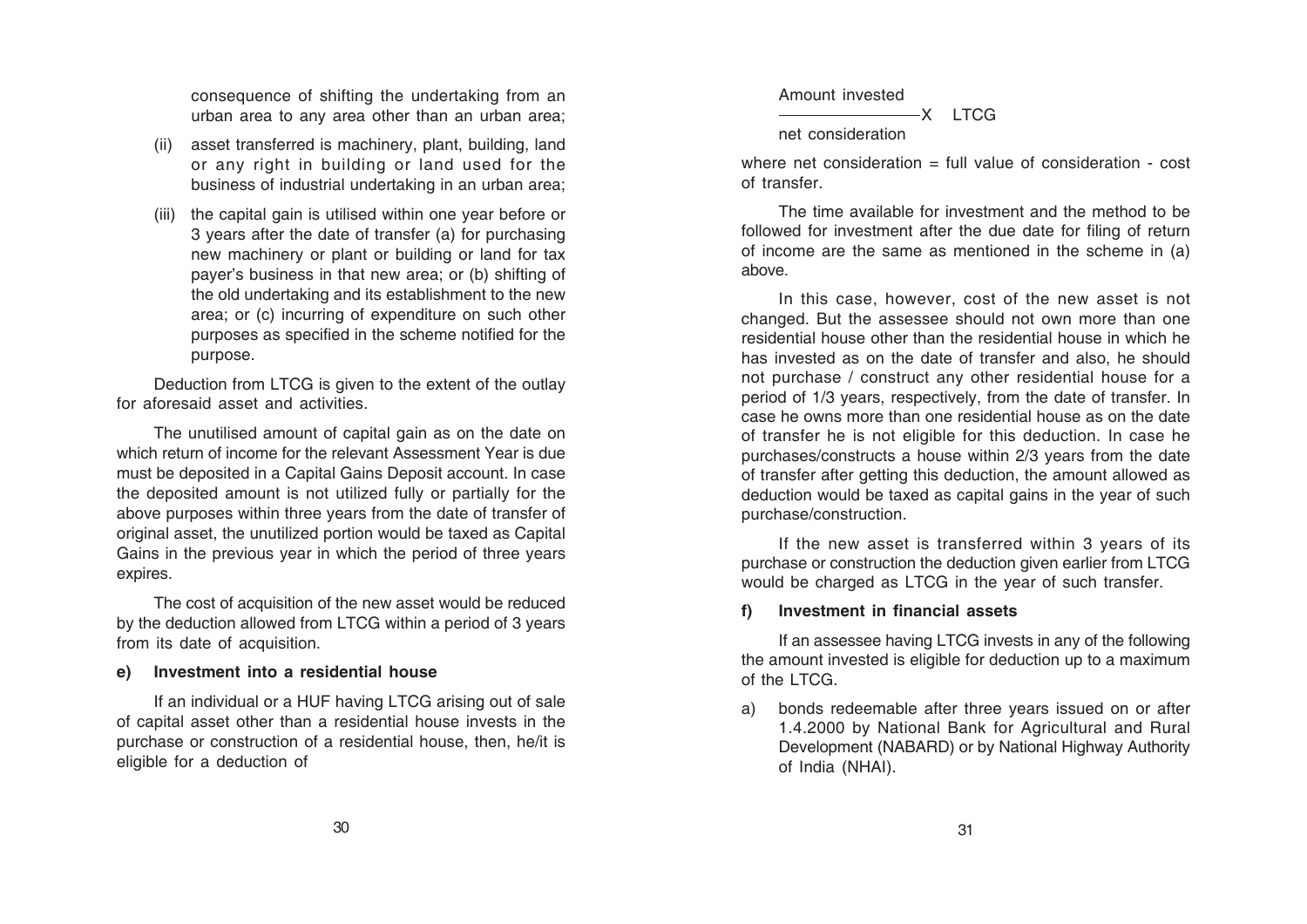consequence of shifting the undertaking from an urban area to any area other than an urban area;

(ii) asset transferred is machinery, plant, building, land or any right in building or land used for the business of industrial undertaking in an urban area;

(iii) the capital gain is utilised within one year before or 3 years after the date of transfer (a) for purchasing new machinery or plant or building or land for tax payer's business in that new area; or (b) shifting of the old undertaking and its establishment to the new area; or (c) incurring of expenditure on such other purposes as specified in the scheme notified for the purpose.

Deduction from LTCG is given to the extent of the outlay for aforesaid asset and activities.

The unutilised amount of capital gain as on the date on which return of income for the relevant Assessment Year is due must be deposited in a Capital Gains Deposit account. In case the deposited amount is not utilized fully or partially for the above purposes within three years from the date of transfer of original asset, the unutilized portion would be taxed as Capital Gains in the previous year in which the period of three years expires.

The cost of acquisition of the new asset would be reduced by the deduction allowed from LTCG within a period of 3 years from its date of acquisition.

**e) Investment into a residential house**

If an individual or a HUF having LTCG arising out of sale of capital asset other than a residential house invests in the purchase or construction of a residential house, then, he/it is eligible for a deduction of

$$\frac{\text{Amount invested}}{\text{net consideration}} \times \text{LTCG}$$

where net consideration = full value of consideration - cost of transfer.

The time available for investment and the method to be followed for investment after the due date for filing of return of income are the same as mentioned in the scheme in (a) above.

In this case, however, cost of the new asset is not changed. But the assessee should not own more than one residential house other than the residential house in which he has invested as on the date of transfer and also, he should not purchase / construct any other residential house for a period of 1/3 years, respectively, from the date of transfer. In case he owns more than one residential house as on the date of transfer he is not eligible for this deduction. In case he purchases/constructs a house within 2/3 years from the date of transfer after getting this deduction, the amount allowed as deduction would be taxed as capital gains in the year of such purchase/construction.

If the new asset is transferred within 3 years of its purchase or construction the deduction given earlier from LTCG would be charged as LTCG in the year of such transfer.

**f) Investment in financial assets**

If an assessee having LTCG invests in any of the following the amount invested is eligible for deduction up to a maximum of the LTCG.

a) bonds redeemable after three years issued on or after 1.4.2000 by National Bank for Agricultural and Rural Development (NABARD) or by National Highway Authority of India (NHAI).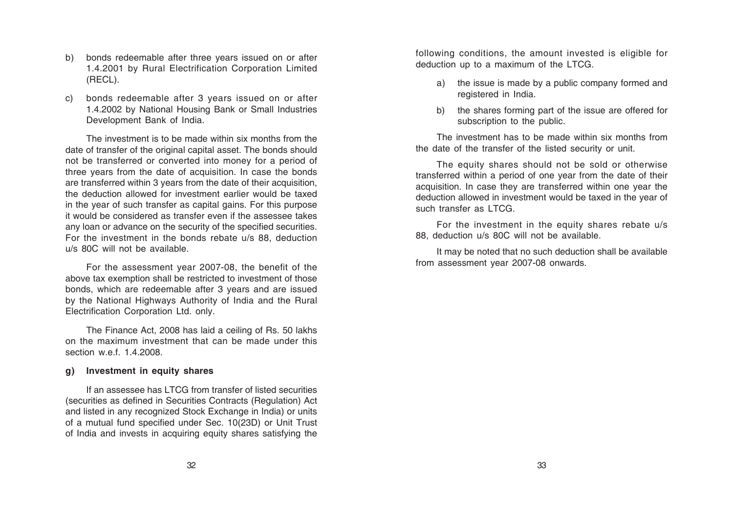b) bonds redeemable after three years issued on or after 1.4.2001 by Rural Electrification Corporation Limited (RECL).

c) bonds redeemable after 3 years issued on or after 1.4.2002 by National Housing Bank or Small Industries Development Bank of India.

The investment is to be made within six months from the date of transfer of the original capital asset. The bonds should not be transferred or converted into money for a period of three years from the date of acquisition. In case the bonds are transferred within 3 years from the date of their acquisition, the deduction allowed for investment earlier would be taxed in the year of such transfer as capital gains. For this purpose it would be considered as transfer even if the assessee takes any loan or advance on the security of the specified securities. For the investment in the bonds rebate u/s 88, deduction u/s 80C will not be available.

For the assessment year 2007-08, the benefit of the above tax exemption shall be restricted to investment of those bonds, which are redeemable after 3 years and are issued by the National Highways Authority of India and the Rural Electrification Corporation Ltd. only.

The Finance Act, 2008 has laid a ceiling of Rs. 50 lakhs on the maximum investment that can be made under this section w.e.f. 1.4.2008.

**g) Investment in equity shares**

If an assessee has LTCG from transfer of listed securities (securities as defined in Securities Contracts (Regulation) Act and listed in any recognized Stock Exchange in India) or units of a mutual fund specified under Sec. 10(23D) or Unit Trust of India and invests in acquiring equity shares satisfying the following conditions, the amount invested is eligible for deduction up to a maximum of the LTCG.

a) the issue is made by a public company formed and registered in India.

b) the shares forming part of the issue are offered for subscription to the public.

The investment has to be made within six months from the date of the transfer of the listed security or unit.

The equity shares should not be sold or otherwise transferred within a period of one year from the date of their acquisition. In case they are transferred within one year the deduction allowed in investment would be taxed in the year of such transfer as LTCG.

For the investment in the equity shares rebate u/s 88, deduction u/s 80C will not be available.

It may be noted that no such deduction shall be available from assessment year 2007-08 onwards.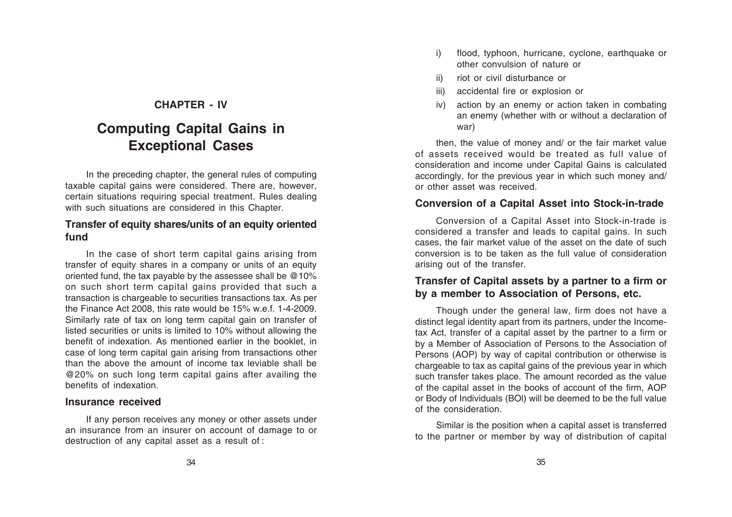# CHAPTER - IV

# Computing Capital Gains in Exceptional Cases

In the preceding chapter, the general rules of computing taxable capital gains were considered. There are, however, certain situations requiring special treatment. Rules dealing with such situations are considered in this Chapter.

## Transfer of equity shares/units of an equity oriented fund

In the case of short term capital gains arising from transfer of equity shares in a company or units of an equity oriented fund, the tax payable by the assessee shall be @10% on such short term capital gains provided that such a transaction is chargeable to securities transactions tax. As per the Finance Act 2008, this rate would be 15% w.e.f. 1-4-2009. Similarly rate of tax on long term capital gain on transfer of listed securities or units is limited to 10% without allowing the benefit of indexation. As mentioned earlier in the booklet, in case of long term capital gain arising from transactions other than the above the amount of income tax leviable shall be @20% on such long term capital gains after availing the benefits of indexation.

## Insurance received

If any person receives any money or other assets under an insurance from an insurer on account of damage to or destruction of any capital asset as a result of :

i) flood, typhoon, hurricane, cyclone, earthquake or other convulsion of nature or

ii) riot or civil disturbance or

iii) accidental fire or explosion or

iv) action by an enemy or action taken in combating an enemy (whether with or without a declaration of war)

then, the value of money and/ or the fair market value of assets received would be treated as full value of consideration and income under Capital Gains is calculated accordingly, for the previous year in which such money and/ or other asset was received.

## Conversion of a Capital Asset into Stock-in-trade

Conversion of a Capital Asset into Stock-in-trade is considered a transfer and leads to capital gains. In such cases, the fair market value of the asset on the date of such conversion is to be taken as the full value of consideration arising out of the transfer.

## Transfer of Capital assets by a partner to a firm or by a member to Association of Persons, etc.

Though under the general law, firm does not have a distinct legal identity apart from its partners, under the Income-tax Act, transfer of a capital asset by the partner to a firm or by a Member of Association of Persons to the Association of Persons (AOP) by way of capital contribution or otherwise is chargeable to tax as capital gains of the previous year in which such transfer takes place. The amount recorded as the value of the capital asset in the books of account of the firm, AOP or Body of Individuals (BOI) will be deemed to be the full value of the consideration.

Similar is the position when a capital asset is transferred to the partner or member by way of distribution of capital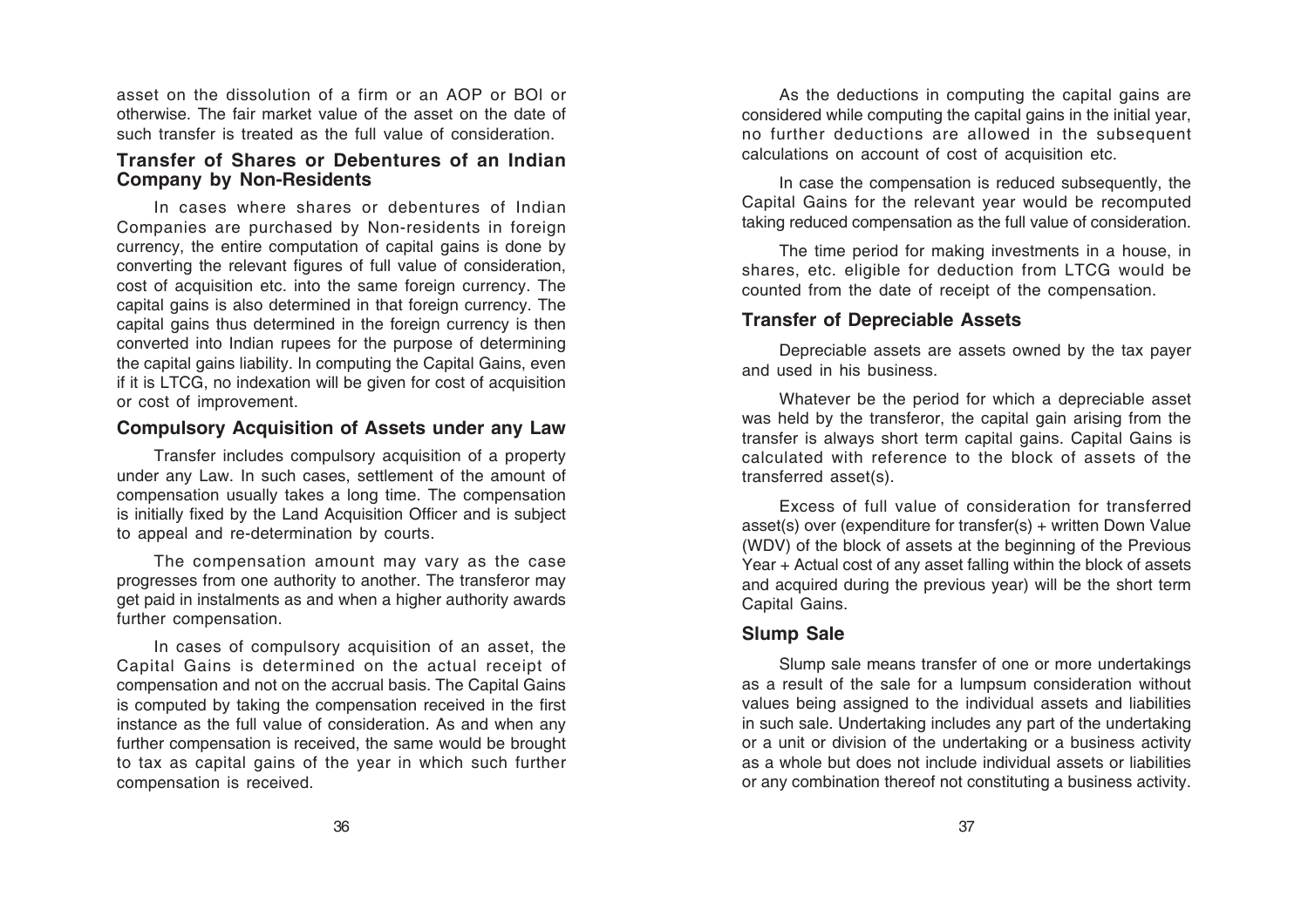asset on the dissolution of a firm or an AOP or BOI or otherwise. The fair market value of the asset on the date of such transfer is treated as the full value of consideration.

### Transfer of Shares or Debentures of an Indian Company by Non-Residents

In cases where shares or debentures of Indian Companies are purchased by Non-residents in foreign currency, the entire computation of capital gains is done by converting the relevant figures of full value of consideration, cost of acquisition etc. into the same foreign currency. The capital gains is also determined in that foreign currency. The capital gains thus determined in the foreign currency is then converted into Indian rupees for the purpose of determining the capital gains liability. In computing the Capital Gains, even if it is LTCG, no indexation will be given for cost of acquisition or cost of improvement.

### Compulsory Acquisition of Assets under any Law

Transfer includes compulsory acquisition of a property under any Law. In such cases, settlement of the amount of compensation usually takes a long time. The compensation is initially fixed by the Land Acquisition Officer and is subject to appeal and re-determination by courts.

The compensation amount may vary as the case progresses from one authority to another. The transferor may get paid in instalments as and when a higher authority awards further compensation.

In cases of compulsory acquisition of an asset, the Capital Gains is determined on the actual receipt of compensation and not on the accrual basis. The Capital Gains is computed by taking the compensation received in the first instance as the full value of consideration. As and when any further compensation is received, the same would be brought to tax as capital gains of the year in which such further compensation is received.

As the deductions in computing the capital gains are considered while computing the capital gains in the initial year, no further deductions are allowed in the subsequent calculations on account of cost of acquisition etc.

In case the compensation is reduced subsequently, the Capital Gains for the relevant year would be recomputed taking reduced compensation as the full value of consideration.

The time period for making investments in a house, in shares, etc. eligible for deduction from LTCG would be counted from the date of receipt of the compensation.

### Transfer of Depreciable Assets

Depreciable assets are assets owned by the tax payer and used in his business.

Whatever be the period for which a depreciable asset was held by the transferor, the capital gain arising from the transfer is always short term capital gains. Capital Gains is calculated with reference to the block of assets of the transferred asset(s).

Excess of full value of consideration for transferred asset(s) over (expenditure for transfer(s) + written Down Value (WDV) of the block of assets at the beginning of the Previous Year + Actual cost of any asset falling within the block of assets and acquired during the previous year) will be the short term Capital Gains.

### Slump Sale

Slump sale means transfer of one or more undertakings as a result of the sale for a lumpsum consideration without values being assigned to the individual assets and liabilities in such sale. Undertaking includes any part of the undertaking or a unit or division of the undertaking or a business activity as a whole but does not include individual assets or liabilities or any combination thereof not constituting a business activity.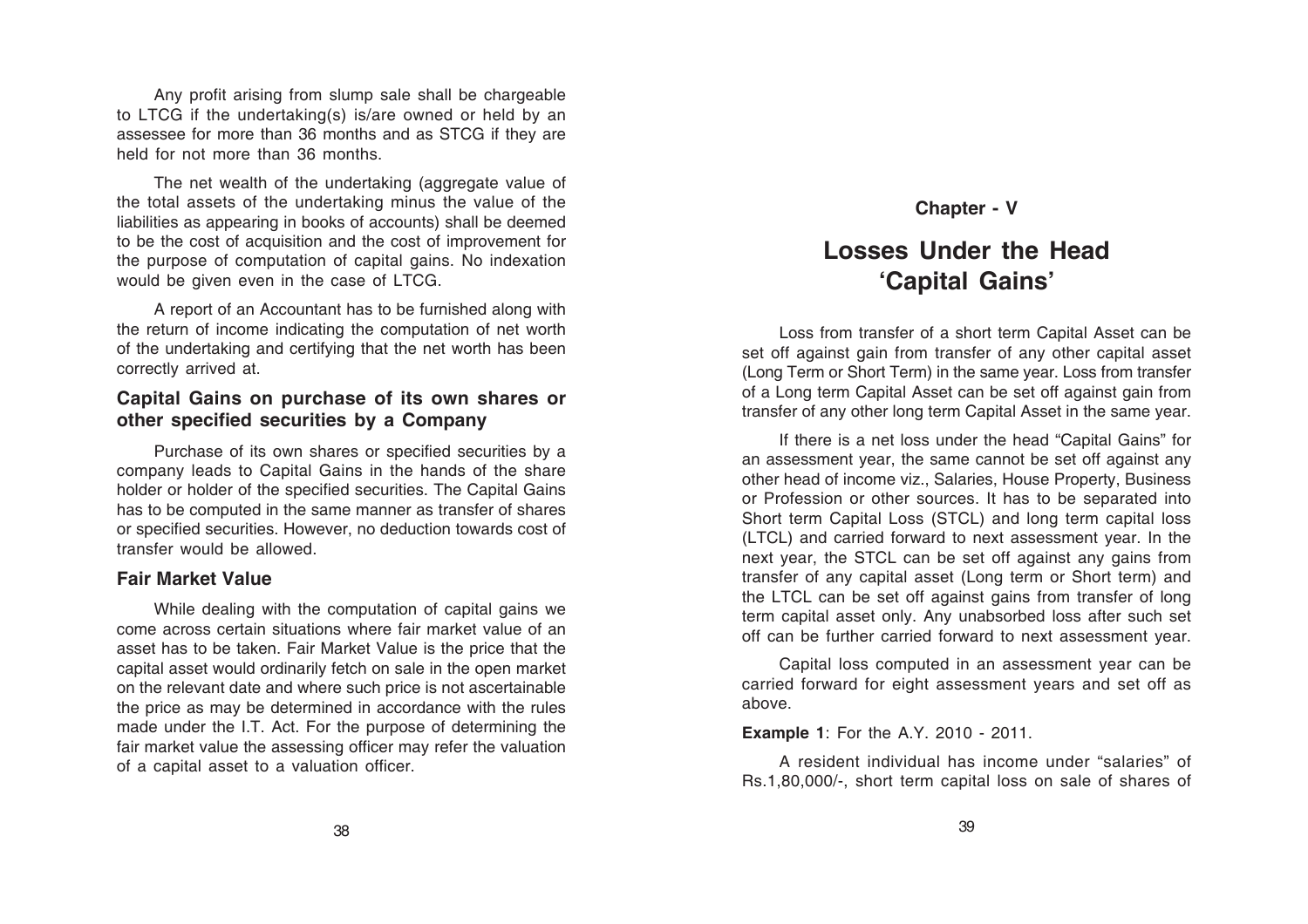Any profit arising from slump sale shall be chargeable to LTCG if the undertaking(s) is/are owned or held by an assessee for more than 36 months and as STCG if they are held for not more than 36 months.

The net wealth of the undertaking (aggregate value of the total assets of the undertaking minus the value of the liabilities as appearing in books of accounts) shall be deemed to be the cost of acquisition and the cost of improvement for the purpose of computation of capital gains. No indexation would be given even in the case of LTCG.

A report of an Accountant has to be furnished along with the return of income indicating the computation of net worth of the undertaking and certifying that the net worth has been correctly arrived at.

### Capital Gains on purchase of its own shares or other specified securities by a Company

Purchase of its own shares or specified securities by a company leads to Capital Gains in the hands of the share holder or holder of the specified securities. The Capital Gains has to be computed in the same manner as transfer of shares or specified securities. However, no deduction towards cost of transfer would be allowed.

### Fair Market Value

While dealing with the computation of capital gains we come across certain situations where fair market value of an asset has to be taken. Fair Market Value is the price that the capital asset would ordinarily fetch on sale in the open market on the relevant date and where such price is not ascertainable the price as may be determined in accordance with the rules made under the I.T. Act. For the purpose of determining the fair market value the assessing officer may refer the valuation of a capital asset to a valuation officer.

**Chapter - V**

# Losses Under the Head 'Capital Gains'

Loss from transfer of a short term Capital Asset can be set off against gain from transfer of any other capital asset (Long Term or Short Term) in the same year. Loss from transfer of a Long term Capital Asset can be set off against gain from transfer of any other long term Capital Asset in the same year.

If there is a net loss under the head "Capital Gains" for an assessment year, the same cannot be set off against any other head of income viz., Salaries, House Property, Business or Profession or other sources. It has to be separated into Short term Capital Loss (STCL) and long term capital loss (LTCL) and carried forward to next assessment year. In the next year, the STCL can be set off against any gains from transfer of any capital asset (Long term or Short term) and the LTCL can be set off against gains from transfer of long term capital asset only. Any unabsorbed loss after such set off can be further carried forward to next assessment year.

Capital loss computed in an assessment year can be carried forward for eight assessment years and set off as above.

**Example 1**: For the A.Y. 2010 - 2011.

A resident individual has income under "salaries" of Rs.1,80,000/-, short term capital loss on sale of shares of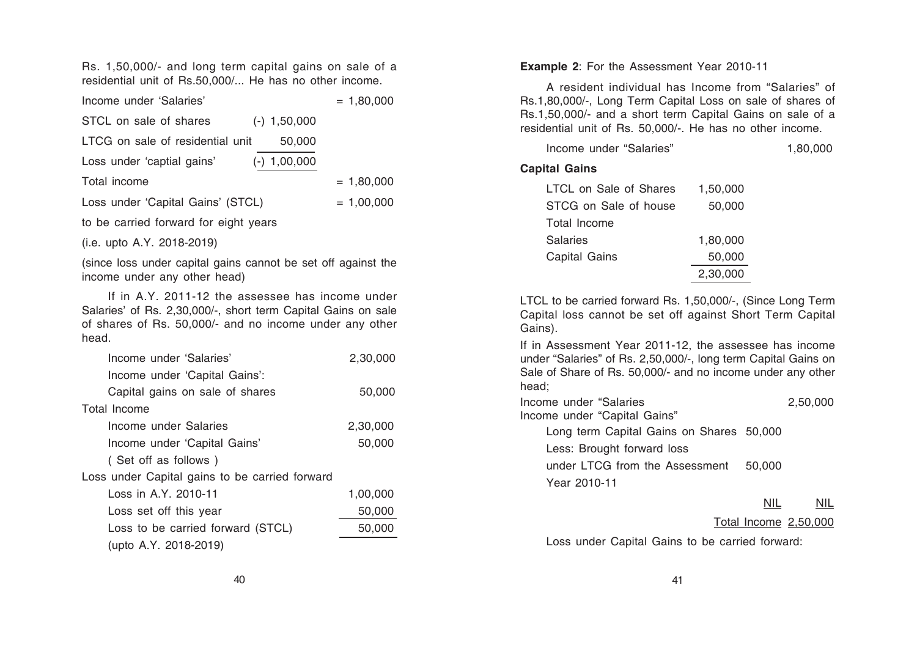Rs. 1,50,000/- and long term capital gains on sale of a residential unit of Rs.50,000/... He has no other income.

| | | |
|---|---|---|
| Income under 'Salaries' | | = 1,80,000 |
| STCL on sale of shares | (-) 1,50,000 | |
| LTCG on sale of residential unit | 50,000 | |
| Loss under 'captial gains' | (-) 1,00,000 | |
| Total income | | = 1,80,000 |
| Loss under 'Capital Gains' (STCL) | | = 1,00,000 |

to be carried forward for eight years

(i.e. upto A.Y. 2018-2019)

(since loss under capital gains cannot be set off against the income under any other head)

If in A.Y. 2011-12 the assessee has income under Salaries' of Rs. 2,30,000/-, short term Capital Gains on sale of shares of Rs. 50,000/- and no income under any other head.

| | |
|---|---|
| Income under 'Salaries' | 2,30,000 |
| Income under 'Capital Gains': | |
| Capital gains on sale of shares | 50,000 |
| Total Income | |
| Income under Salaries | 2,30,000 |
| Income under 'Capital Gains' | 50,000 |
| ( Set off as follows ) | |
| Loss under Capital gains to be carried forward | |
| Loss in A.Y. 2010-11 | 1,00,000 |
| Loss set off this year | 50,000 |
| Loss to be carried forward (STCL) | 50,000 |
| (upto A.Y. 2018-2019) | |

**Example 2**: For the Assessment Year 2010-11

A resident individual has Income from "Salaries" of Rs.1,80,000/-, Long Term Capital Loss on sale of shares of Rs.1,50,000/- and a short term Capital Gains on sale of a residential unit of Rs. 50,000/-. He has no other income.

| | | |
|---|---|---|
| Income under "Salaries" | | 1,80,000 |

**Capital Gains**

| | |
|---|---|
| LTCL on Sale of Shares | 1,50,000 |
| STCG on Sale of house | 50,000 |
| Total Income | |
| Salaries | 1,80,000 |
| Capital Gains | 50,000 |
| | 2,30,000 |

LTCL to be carried forward Rs. 1,50,000/-, (Since Long Term Capital loss cannot be set off against Short Term Capital Gains).

If in Assessment Year 2011-12, the assessee has income under "Salaries" of Rs. 2,50,000/-, long term Capital Gains on Sale of Share of Rs. 50,000/- and no income under any other head;

| | | |
|---|---|---|
| Income under "Salaries | | 2,50,000 |
| Income under "Capital Gains" | | |
| Long term Capital Gains on Shares | 50,000 | |
| Less: Brought forward loss under LTCG from the Assessment Year 2010-11 | 50,000 | |
| | NIL | NIL |
| | Total Income | 2,50,000 |

Loss under Capital Gains to be carried forward: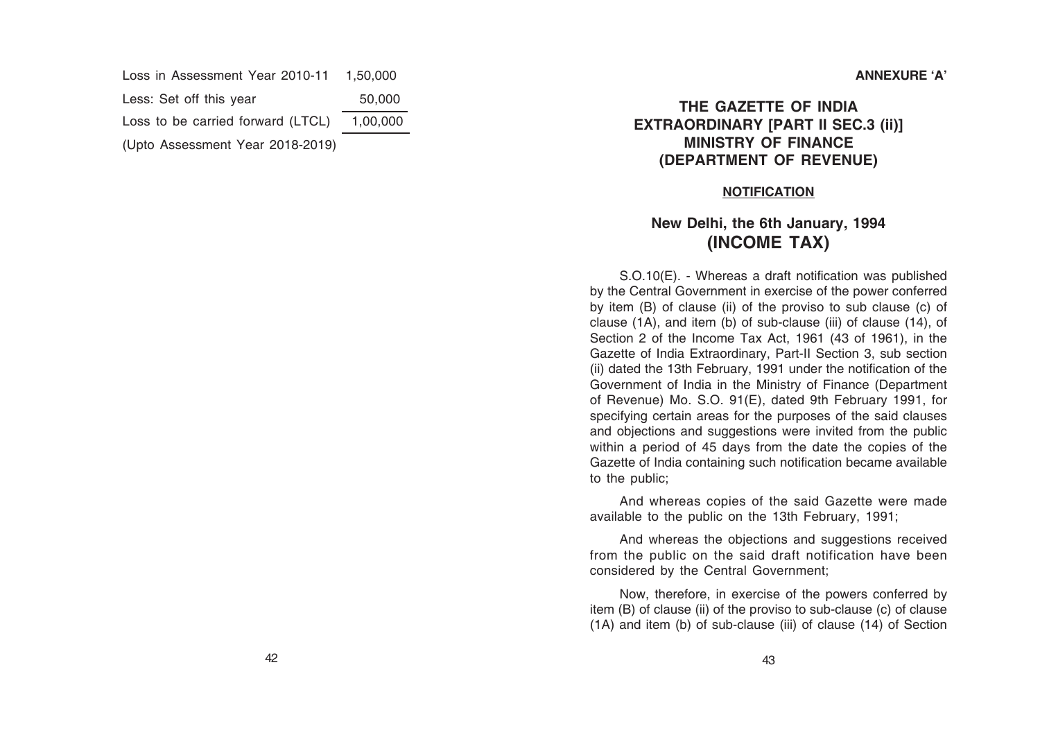| | |
|---|---|
| Loss in Assessment Year 2010-11 | 1,50,000 |
| Less: Set off this year | 50,000 |
| Loss to be carried forward (LTCL) | 1,00,000 |
| (Upto Assessment Year 2018-2019) | |

**ANNEXURE 'A'**

## THE GAZETTE OF INDIA EXTRAORDINARY [PART II SEC.3 (ii)] MINISTRY OF FINANCE (DEPARTMENT OF REVENUE)

**NOTIFICATION**

## New Delhi, the 6th January, 1994 (INCOME TAX)

S.O.10(E). - Whereas a draft notification was published by the Central Government in exercise of the power conferred by item (B) of clause (ii) of the proviso to sub clause (c) of clause (1A), and item (b) of sub-clause (iii) of clause (14), of Section 2 of the Income Tax Act, 1961 (43 of 1961), in the Gazette of India Extraordinary, Part-II Section 3, sub section (ii) dated the 13th February, 1991 under the notification of the Government of India in the Ministry of Finance (Department of Revenue) Mo. S.O. 91(E), dated 9th February 1991, for specifying certain areas for the purposes of the said clauses and objections and suggestions were invited from the public within a period of 45 days from the date the copies of the Gazette of India containing such notification became available to the public;

And whereas copies of the said Gazette were made available to the public on the 13th February, 1991;

And whereas the objections and suggestions received from the public on the said draft notification have been considered by the Central Government;

Now, therefore, in exercise of the powers conferred by item (B) of clause (ii) of the proviso to sub-clause (c) of clause (1A) and item (b) of sub-clause (iii) of clause (14) of Section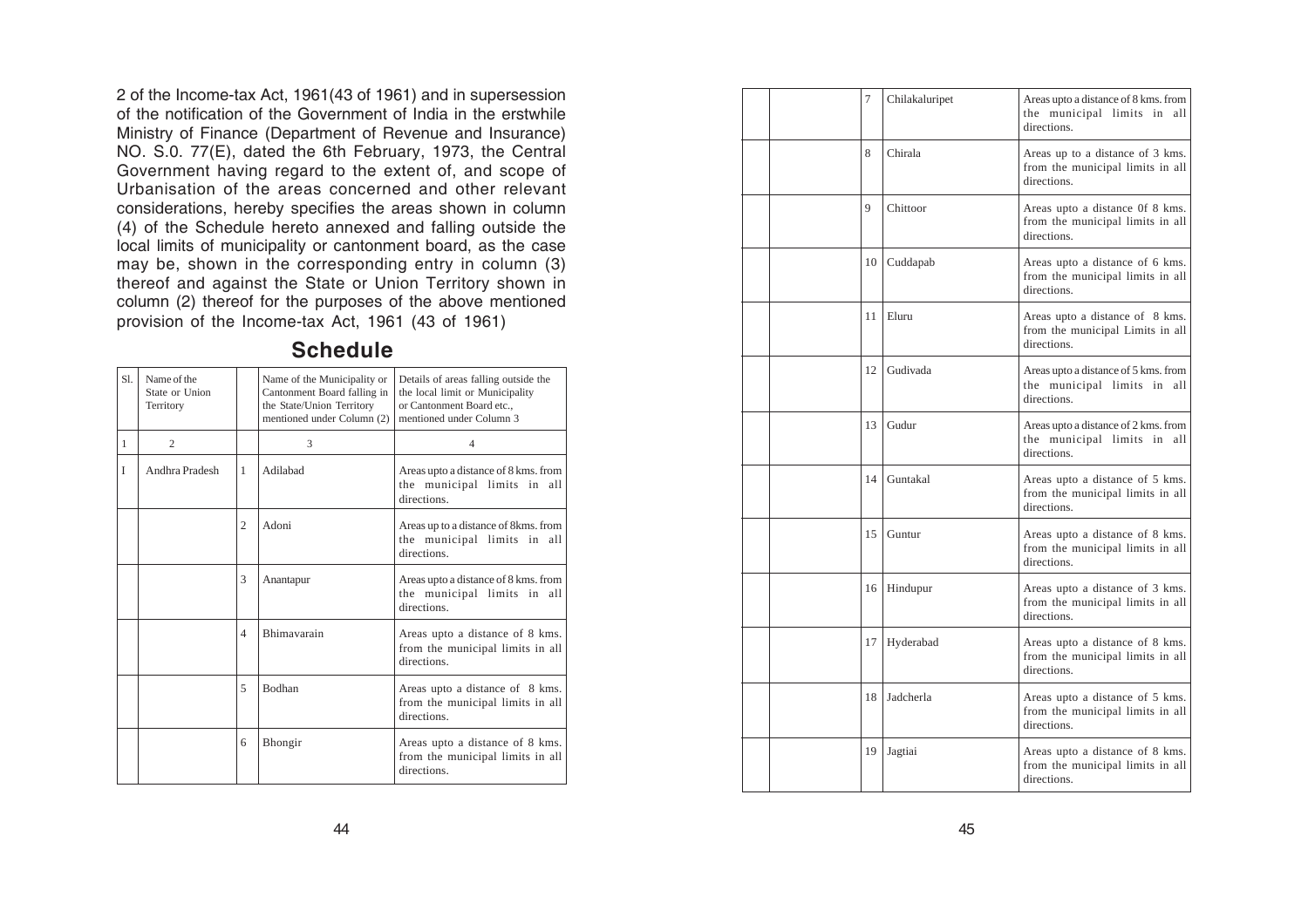2 of the Income-tax Act, 1961(43 of 1961) and in supersession of the notification of the Government of India in the erstwhile Ministry of Finance (Department of Revenue and Insurance) NO. S.0. 77(E), dated the 6th February, 1973, the Central Government having regard to the extent of, and scope of Urbanisation of the areas concerned and other relevant considerations, hereby specifies the areas shown in column (4) of the Schedule hereto annexed and falling outside the local limits of municipality or cantonment board, as the case may be, shown in the corresponding entry in column (3) thereof and against the State or Union Territory shown in column (2) thereof for the purposes of the above mentioned provision of the Income-tax Act, 1961 (43 of 1961)

## Schedule

| Sl. | Name of the State or Union Territory | | Name of the Municipality or Cantonment Board falling in the State/Union Territory mentioned under Column (2) | Details of areas falling outside the the local limit or Municipality or Cantonment Board etc., mentioned under Column 3 |
|---|---|---|---|---|
| 1 | 2 | | 3 | 4 |
| I | Andhra Pradesh | 1 | Adilabad | Areas upto a distance of 8 kms. from the municipal limits in all directions. |
| | | 2 | Adoni | Areas up to a distance of 8kms. from the municipal limits in all directions. |
| | | 3 | Anantapur | Areas upto a distance of 8 kms. from the municipal limits in all directions. |
| | | 4 | Bhimavarain | Areas upto a distance of 8 kms. from the municipal limits in all directions. |
| | | 5 | Bodhan | Areas upto a distance of 8 kms. from the municipal limits in all directions. |
| | | 6 | Bhongir | Areas upto a distance of 8 kms. from the municipal limits in all directions. |
| | | 7 | Chilakaluripet | Areas upto a distance of 8 kms. from the municipal limits in all directions. |
| | | 8 | Chirala | Areas up to a distance of 3 kms. from the municipal limits in all directions. |
| | | 9 | Chittoor | Areas upto a distance 0f 8 kms. from the municipal limits in all directions. |
| | | 10 | Cuddapab | Areas upto a distance of 6 kms. from the municipal limits in all directions. |
| | | 11 | Eluru | Areas upto a distance of 8 kms. from the municipal Limits in all directions. |
| | | 12 | Gudivada | Areas upto a distance of 5 kms. from the municipal limits in all directions. |
| | | 13 | Gudur | Areas upto a distance of 2 kms. from the municipal limits in all directions. |
| | | 14 | Guntakal | Areas upto a distance of 5 kms. from the municipal limits in all directions. |
| | | 15 | Guntur | Areas upto a distance of 8 kms. from the municipal limits in all directions. |
| | | 16 | Hindupur | Areas upto a distance of 3 kms. from the municipal limits in all directions. |
| | | 17 | Hyderabad | Areas upto a distance of 8 kms. from the municipal limits in all directions. |
| | | 18 | Jadcherla | Areas upto a distance of 5 kms. from the municipal limits in all directions. |
| | | 19 | Jagtiai | Areas upto a distance of 8 kms. from the municipal limits in all directions. |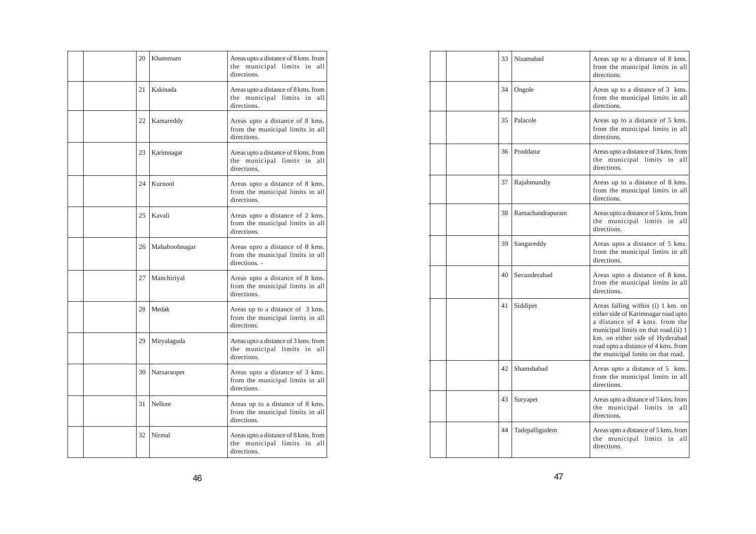| | | | | |
|---|---|---|---|---|
| | | 20 | Khammam | Areas upto a distance of 8 kms. from the municipal limits in all directions. |
| | | 21 | Kakinada | Areas upto a distance of 8 kms. from the municipal limits in all directions. |
| | | 22 | Kamareddy | Areas upto a distance of 8 kms. from the municipal limits in all directions. |
| | | 23 | Karimnagar | Areas upto a distance of 8 kms. from the municipal limits in all directions, |
| | | 24 | Kurnool | Areas upto a distance of 8 kms. from the municipal limits in all directions. |
| | | 25 | Kavali | Areas upto a distance of 2 kms. from the municipal limits in all directions. |
| | | 26 | Mahaboobnagar | Areas upro a distance of 8 kms. from the municipal limits in all directions. - |
| | | 27 | Manchiriyal | Areas upto a distance of 8 kms. from the municipal limits in all directions. |
| | | 28 | Medak | Areas up to a distance of 3 kms. from the municipal limits in all directions. |
| | | 29 | Miryalaguda | Areas upto a distance of 3 kms. from the municipal limits in all directions. |
| | | 30 | Narsaraopet | Areas upto a distance of 3 kms. from the municipal limits in all directions. |
| | | 31 | Nellore | Areas up to a distance of 8 kms. from the municipal limits in all directions. |
| | | 32 | Nirmal | Areas upto a distance of 8 kms. from the municipal limits in all directions. |
| | | 33 | Nizamabad | Areas up to a distance of 8 kms. from the municipal limits in all directions. |
| | | 34 | Ongole | Areas up to a distance of 3 kms. from the municipal limits in all directions. |
| | | 35 | Palacole | Areas up to a distance of 5 kms. from the municipal limits in all directions. |
| | | 36 | Proddatur | Areas upto a distance of 3 kms. from the municipal limits in all directions. |
| | | 37 | Rajahmundiy | Areas up to a distance of 8 kms. from the municipal limits in all directions. |
| | | 38 | Ramachandrapuram | Areas upto a distance of 5 kms. from the municipal limits in all directions. |
| | | 39 | Sangareddy | Areas upto a distance of 5 kms. from the municipal limits in all directions. |
| | | 40 | Secunderabad | Areas upto a distance of 8 kms. from the municipal limits in all directions. |
| | | 41 | Siddipet | Areas falling within (i) 1 km. on either side of Karimnagar road upto a distance of 4 kms. from the municipal limits on that road.(ii) 1 km. on either side of Hyderabad road upto a distance of 4 kms. from the municipal limits on that road. |
| | | 42 | Shamshabad | Areas upto a distance of 5 kms. from the municipal limits in all directions. |
| | | 43 | Suryapet | Areas upto a distance of 5 kms. from the municipal limits in all directions. |
| | | 44 | Tadepalligudem | Areas upto a distance of 5 kms. from the municipal limits in all directions. |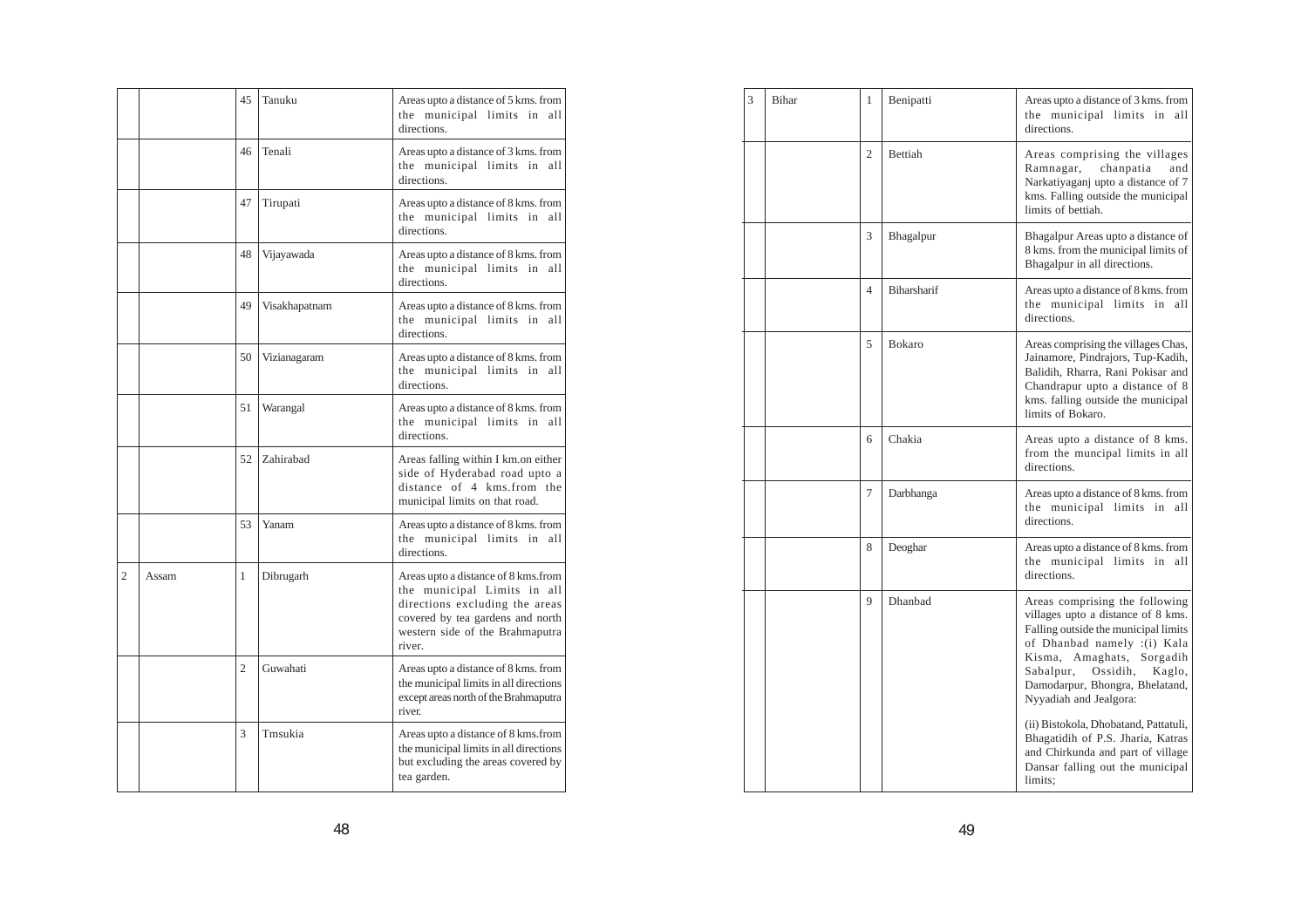| | | | | |
|---|---|---|---|---|
| | | 45 | Tanuku | Areas upto a distance of 5 kms. from the municipal limits in all directions. |
| | | 46 | Tenali | Areas upto a distance of 3 kms. from the municipal limits in all directions. |
| | | 47 | Tirupati | Areas upto a distance of 8 kms. from the municipal limits in all directions. |
| | | 48 | Vijayawada | Areas upto a distance of 8 kms. from the municipal limits in all directions. |
| | | 49 | Visakhapatnam | Areas upto a distance of 8 kms. from the municipal limits in all directions. |
| | | 50 | Vizianagaram | Areas upto a distance of 8 kms. from the municipal limits in all directions. |
| | | 51 | Warangal | Areas upto a distance of 8 kms. from the municipal limits in all directions. |
| | | 52 | Zahirabad | Areas falling within I km.on either side of Hyderabad road upto a distance of 4 kms.from the municipal limits on that road. |
| | | 53 | Yanam | Areas upto a distance of 8 kms. from the municipal limits in all directions. |
| 2 | Assam | 1 | Dibrugarh | Areas upto a distance of 8 kms.from the municipal Limits in all directions excluding the areas covered by tea gardens and north western side of the Brahmaputra river. |
| | | 2 | Guwahati | Areas upto a distance of 8 kms. from the municipal limits in all directions except areas north of the Brahmaputra river. |
| | | 3 | Tmsukia | Areas upto a distance of 8 kms.from the municipal limits in all directions but excluding the areas covered by tea garden. |
| 3 | Bihar | 1 | Benipatti | Areas upto a distance of 3 kms. from the municipal limits in all directions. |
| | | 2 | Bettiah | Areas comprising the villages Ramnagar, chanpatia and Narkatiyaganj upto a distance of 7 kms. Falling outside the municipal limits of bettiah. |
| | | 3 | Bhagalpur | Bhagalpur Areas upto a distance of 8 kms. from the municipal limits of Bhagalpur in all directions. |
| | | 4 | Biharsharif | Areas upto a distance of 8 kms. from the municipal limits in all directions. |
| | | 5 | Bokaro | Areas comprising the villages Chas, Jainamore, Pindrajors, Tup-Kadih, Balidih, Rharra, Rani Pokisar and Chandrapur upto a distance of 8 kms. falling outside the municipal limits of Bokaro. |
| | | 6 | Chakia | Areas upto a distance of 8 kms. from the muncipal limits in all directions. |
| | | 7 | Darbhanga | Areas upto a distance of 8 kms. from the municipal limits in all directions. |
| | | 8 | Deoghar | Areas upto a distance of 8 kms. from the municipal limits in all directions. |
| | | 9 | Dhanbad | Areas comprising the following villages upto a distance of 8 kms. Falling outside the municipal limits of Dhanbad namely :(i) Kala Kisma, Amaghats, Sorgadih Sabalpur, Ossidih, Kaglo, Damodarpur, Bhongra, Bhelatand, Nyyadiah and Jealgora: (ii) Bistokola, Dhobatand, Pattatuli, Bhagatidih of P.S. Jharia, Katras and Chirkunda and part of village Dansar falling out the municipal limits; |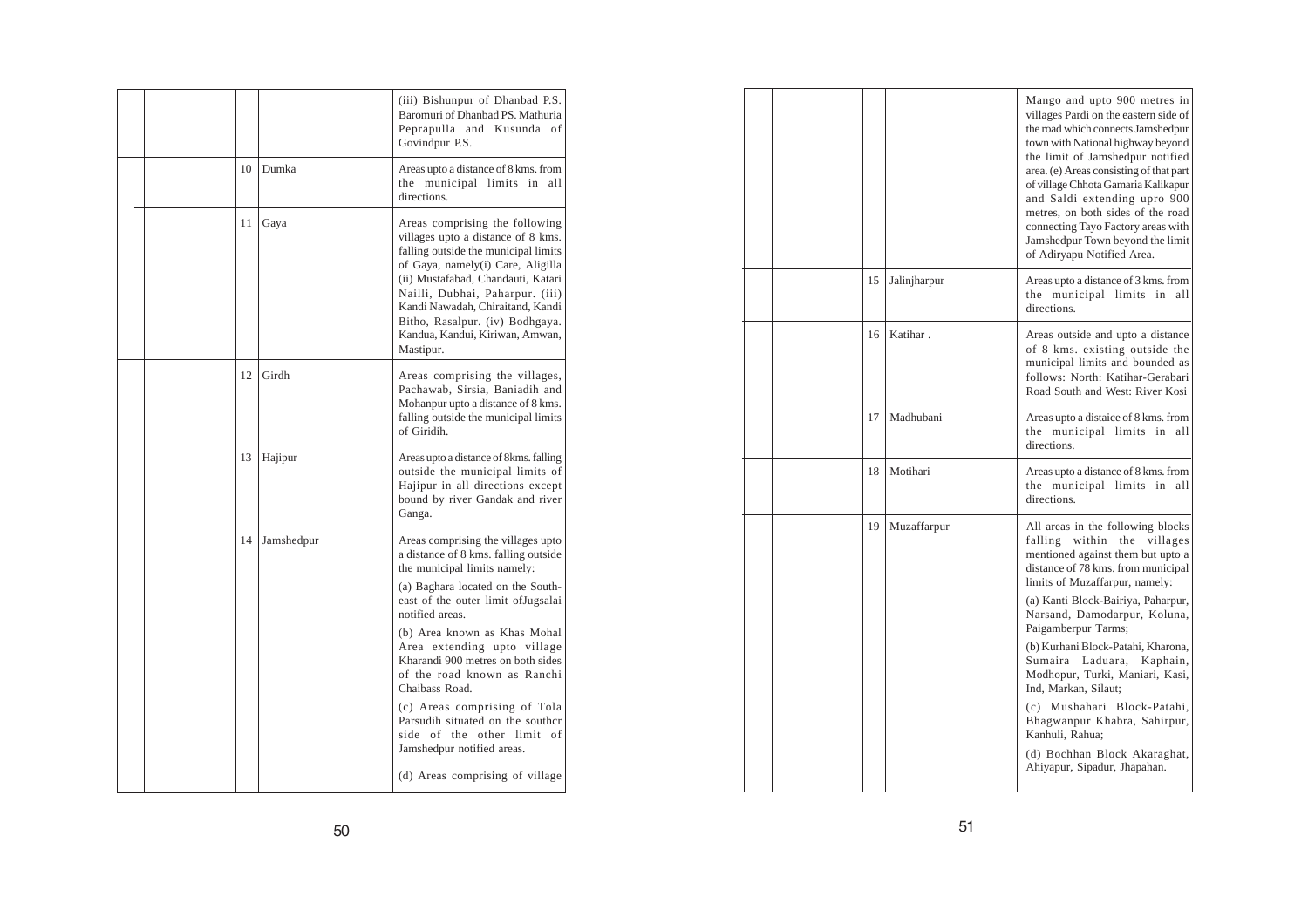| | | | |
|---|---|---|---|
| | | | (iii) Bishunpur of Dhanbad P.S. Baromuri of Dhanbad PS. Mathuria Peprapulla and Kusunda of Govindpur P.S. |
| | 10 | Dumka | Areas upto a distance of 8 kms. from the municipal limits in all directions. |
| | 11 | Gaya | Areas comprising the following villages upto a distance of 8 kms. falling outside the municipal limits of Gaya, namely(i) Care, Aligilla (ii) Mustafabad, Chandauti, Katari Nailli, Dubhai, Paharpur. (iii) Kandi Nawadah, Chiraitand, Kandi Bitho, Rasalpur. (iv) Bodhgaya. Kandua, Kandui, Kiriwan, Amwan, Mastipur. |
| | 12 | Girdh | Areas comprising the villages, Pachawab, Sirsia, Baniadih and Mohanpur upto a distance of 8 kms. falling outside the municipal limits of Giridih. |
| | 13 | Hajipur | Areas upto a distance of 8kms. falling outside the municipal limits of Hajipur in all directions except bound by river Gandak and river Ganga. |
| | 14 | Jamshedpur | Areas comprising the villages upto a distance of 8 kms. falling outside the municipal limits namely: (a) Baghara located on the South-east of the outer limit ofJugsalai notified areas. (b) Area known as Khas Mohal Area extending upto village Kharandi 900 metres on both sides of the road known as Ranchi Chaibass Road. (c) Areas comprising of Tola Parsudih situated on the southcr side of the other limit of Jamshedpur notified areas. (d) Areas comprising of village Mango and upto 900 metres in villages Pardi on the eastern side of the road which connects Jamshedpur town with National highway beyond the limit of Jamshedpur notified area. (e) Areas consisting of that part of village Chhota Gamaria Kalikapur and Saldi extending upro 900 metres, on both sides of the road connecting Tayo Factory areas with Jamshedpur Town beyond the limit of Adiryapu Notified Area. |
| | 15 | Jalinjharpur | Areas upto a distance of 3 kms. from the municipal limits in all directions. |
| | 16 | Katihar . | Areas outside and upto a distance of 8 kms. existing outside the municipal limits and bounded as follows: North: Katihar-Gerabari Road South and West: River Kosi |
| | 17 | Madhubani | Areas upto a distaice of 8 kms. from the municipal limits in all directions. |
| | 18 | Motihari | Areas upto a distance of 8 kms. from the municipal limits in all directions. |
| | 19 | Muzaffarpur | All areas in the following blocks falling within the villages mentioned against them but upto a distance of 78 kms. from municipal limits of Muzaffarpur, namely: (a) Kanti Block-Bairiya, Paharpur, Narsand, Damodarpur, Koluna, Paigamberpur Tarms; (b) Kurhani Block-Patahi, Kharona, Sumaira Laduara, Kaphain, Modhopur, Turki, Maniari, Kasi, Ind, Markan, Silaut; (c) Mushahari Block-Patahi, Bhagwanpur Khabra, Sahirpur, Kanhuli, Rahua; (d) Bochhan Block Akaraghat, Ahiyapur, Sipadur, Jhapahan. |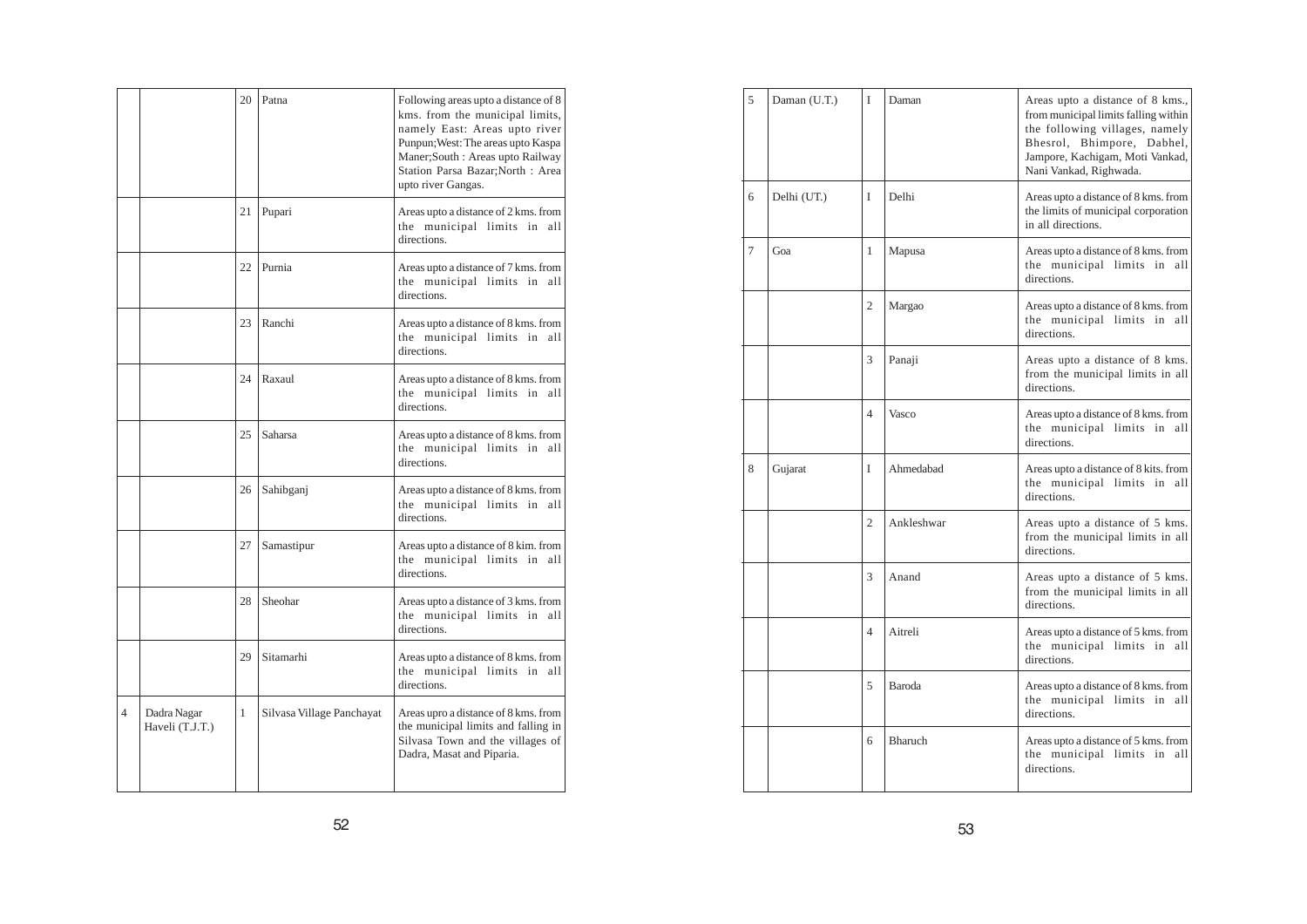| | | | | |
|---|---|---|---|---|
| | | 20 | Patna | Following areas upto a distance of 8 kms. from the municipal limits, namely East: Areas upto river Punpun;West: The areas upto Kaspa Maner;South : Areas upto Railway Station Parsa Bazar;North : Area upto river Gangas. |
| | | 21 | Pupari | Areas upto a distance of 2 kms. from the municipal limits in all directions. |
| | | 22 | Purnia | Areas upto a distance of 7 kms. from the municipal limits in all directions. |
| | | 23 | Ranchi | Areas upto a distance of 8 kms. from the municipal limits in all directions. |
| | | 24 | Raxaul | Areas upto a distance of 8 kms. from the municipal limits in all directions. |
| | | 25 | Saharsa | Areas upto a distance of 8 kms. from the municipal limits in all directions. |
| | | 26 | Sahibganj | Areas upto a distance of 8 kms. from the municipal limits in all directions. |
| | | 27 | Samastipur | Areas upto a distance of 8 kim. from the municipal limits in all directions. |
| | | 28 | Sheohar | Areas upto a distance of 3 kms. from the municipal limits in all directions. |
| | | 29 | Sitamarhi | Areas upto a distance of 8 kms. from the municipal limits in all directions. |
| 4 | Dadra Nagar Haveli (T.J.T.) | 1 | Silvasa Village Panchayat | Areas upro a distance of 8 kms. from the municipal limits and falling in Silvasa Town and the villages of Dadra, Masat and Piparia. |
| 5 | Daman (U.T.) | I | Daman | Areas upto a distance of 8 kms., from municipal limits falling within the following villages, namely Bhesrol, Bhimpore, Dabhel, Jampore, Kachigam, Moti Vankad, Nani Vankad, Righwada. |
| 6 | Delhi (UT.) | I | Delhi | Areas upto a distance of 8 kms. from the limits of municipal corporation in all directions. |
| 7 | Goa | 1 | Mapusa | Areas upto a distance of 8 kms. from the municipal limits in all directions. |
| | | 2 | Margao | Areas upto a distance of 8 kms. from the municipal limits in all directions. |
| | | 3 | Panaji | Areas upto a distance of 8 kms. from the municipal limits in all directions. |
| | | 4 | Vasco | Areas upto a distance of 8 kms. from the municipal limits in all directions. |
| 8 | Gujarat | I | Ahmedabad | Areas upto a distance of 8 kits. from the municipal limits in all directions. |
| | | 2 | Ankleshwar | Areas upto a distance of 5 kms. from the municipal limits in all directions. |
| | | 3 | Anand | Areas upto a distance of 5 kms. from the municipal limits in all directions. |
| | | 4 | Aitreli | Areas upto a distance of 5 kms. from the municipal limits in all directions. |
| | | 5 | Baroda | Areas upto a distance of 8 kms. from the municipal limits in all directions. |
| | | 6 | Bharuch | Areas upto a distance of 5 kms. from the municipal limits in all directions. |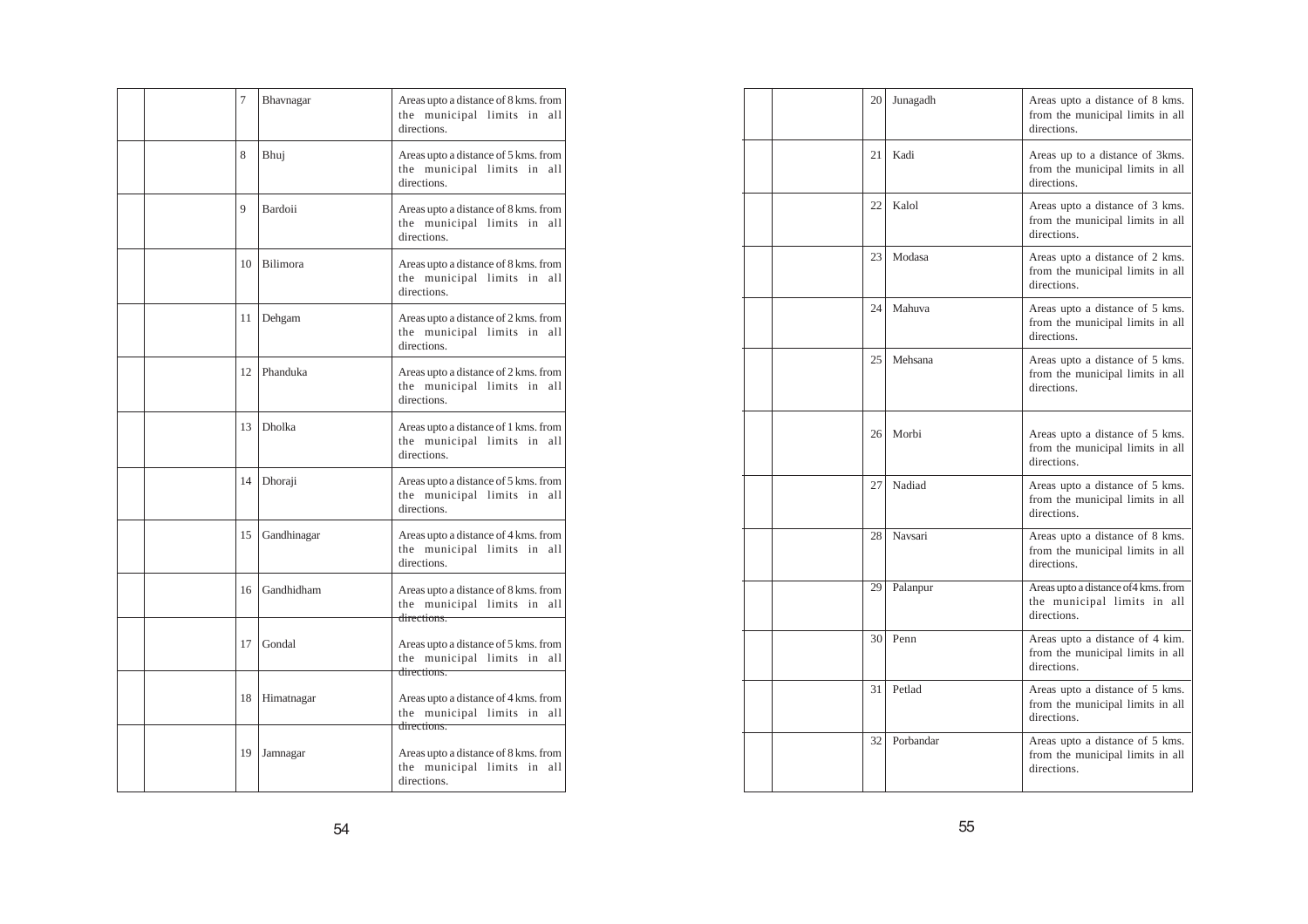| | | | | |
|---|---|---|---|---|
| | | 7 | Bhavnagar | Areas upto a distance of 8 kms. from the municipal limits in all directions. |
| | | 8 | Bhuj | Areas upto a distance of 5 kms. from the municipal limits in all directions. |
| | | 9 | Bardoii | Areas upto a distance of 8 kms. from the municipal limits in all directions. |
| | | 10 | Bilimora | Areas upto a distance of 8 kms. from the municipal limits in all directions. |
| | | 11 | Dehgam | Areas upto a distance of 2 kms. from the municipal limits in all directions. |
| | | 12 | Phanduka | Areas upto a distance of 2 kms. from the municipal limits in all directions. |
| | | 13 | Dholka | Areas upto a distance of 1 kms. from the municipal limits in all directions. |
| | | 14 | Dhoraji | Areas upto a distance of 5 kms. from the municipal limits in all directions. |
| | | 15 | Gandhinagar | Areas upto a distance of 4 kms. from the municipal limits in all directions. |
| | | 16 | Gandhidham | Areas upto a distance of 8 kms. from the municipal limits in all directions. |
| | | 17 | Gondal | Areas upto a distance of 5 kms. from the municipal limits in all directions. |
| | | 18 | Himatnagar | Areas upto a distance of 4 kms. from the municipal limits in all directions. |
| | | 19 | Jamnagar | Areas upto a distance of 8 kms. from the municipal limits in all directions. |
| | | 20 | Junagadh | Areas upto a distance of 8 kms. from the municipal limits in all directions. |
| | | 21 | Kadi | Areas up to a distance of 3kms. from the municipal limits in all directions. |
| | | 22 | Kalol | Areas upto a distance of 3 kms. from the municipal limits in all directions. |
| | | 23 | Modasa | Areas upto a distance of 2 kms. from the municipal limits in all directions. |
| | | 24 | Mahuva | Areas upto a distance of 5 kms. from the municipal limits in all directions. |
| | | 25 | Mehsana | Areas upto a distance of 5 kms. from the municipal limits in all directions. |
| | | 26 | Morbi | Areas upto a distance of 5 kms. from the municipal limits in all directions. |
| | | 27 | Nadiad | Areas upto a distance of 5 kms. from the municipal limits in all directions. |
| | | 28 | Navsari | Areas upto a distance of 8 kms. from the municipal limits in all directions. |
| | | 29 | Palanpur | Areas upto a distance of4 kms. from the municipal limits in all directions. |
| | | 30 | Penn | Areas upto a distance of 4 kim. from the municipal limits in all directions. |
| | | 31 | Petlad | Areas upto a distance of 5 kms. from the municipal limits in all directions. |
| | | 32 | Porbandar | Areas upto a distance of 5 kms. from the municipal limits in all directions. |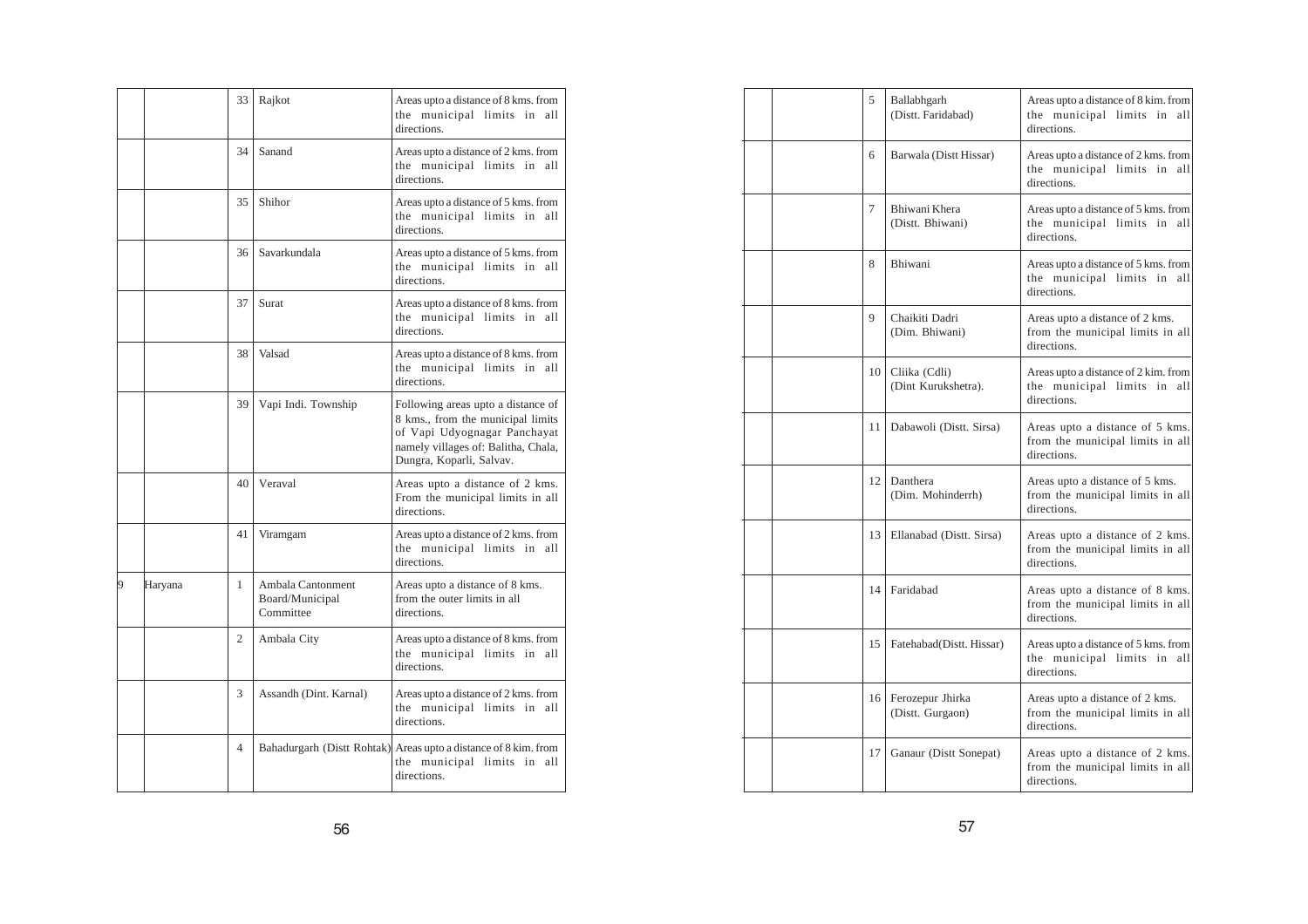| | | | | |
|---|---|---|---|---|
| | | 33 | Rajkot | Areas upto a distance of 8 kms. from the municipal limits in all directions. |
| | | 34 | Sanand | Areas upto a distance of 2 kms. from the municipal limits in all directions. |
| | | 35 | Shihor | Areas upto a distance of 5 kms. from the municipal limits in all directions. |
| | | 36 | Savarkundala | Areas upto a distance of 5 kms. from the municipal limits in all directions. |
| | | 37 | Surat | Areas upto a distance of 8 kms. from the municipal limits in all directions. |
| | | 38 | Valsad | Areas upto a distance of 8 kms. from the municipal limits in all directions. |
| | | 39 | Vapi Indi. Township | Following areas upto a distance of 8 kms., from the municipal limits of Vapi Udyognagar Panchayat namely villages of: Balitha, Chala, Dungra, Koparli, Salvav. |
| | | 40 | Veraval | Areas upto a distance of 2 kms. From the municipal limits in all directions. |
| | | 41 | Viramgam | Areas upto a distance of 2 kms. from the municipal limits in all directions. |
| 9 | Haryana | 1 | Ambala Cantonment Board/Municipal Committee | Areas upto a distance of 8 kms. from the outer limits in all directions. |
| | | 2 | Ambala City | Areas upto a distance of 8 kms. from the municipal limits in all directions. |
| | | 3 | Assandh (Dint. Karnal) | Areas upto a distance of 2 kms. from the municipal limits in all directions. |
| | | 4 | Bahadurgarh (Distt Rohtak) | Areas upto a distance of 8 kim. from the municipal limits in all directions. |
| | | 5 | Ballabhgarh (Distt. Faridabad) | Areas upto a distance of 8 kim. from the municipal limits in all directions. |
| | | 6 | Barwala (Distt Hissar) | Areas upto a distance of 2 kms. from the municipal limits in all directions. |
| | | 7 | Bhiwani Khera (Distt. Bhiwani) | Areas upto a distance of 5 kms. from the municipal limits in all directions. |
| | | 8 | Bhiwani | Areas upto a distance of 5 kms. from the municipal limits in all directions. |
| | | 9 | Chaikiti Dadri (Dim. Bhiwani) | Areas upto a distance of 2 kms. from the municipal limits in all directions. |
| | | 10 | Cliika (Cdli) (Dint Kurukshetra). | Areas upto a distance of 2 kim. from the municipal limits in all directions. |
| | | 11 | Dabawoli (Distt. Sirsa) | Areas upto a distance of 5 kms. from the municipal limits in all directions. |
| | | 12 | Danthera (Dim. Mohinderrh) | Areas upto a distance of 5 kms. from the municipal limits in all directions. |
| | | 13 | Ellanabad (Distt. Sirsa) | Areas upto a distance of 2 kms. from the municipal limits in all directions. |
| | | 14 | Faridabad | Areas upto a distance of 8 kms. from the municipal limits in all directions. |
| | | 15 | Fatehabad(Distt. Hissar) | Areas upto a distance of 5 kms. from the municipal limits in all directions. |
| | | 16 | Ferozepur Jhirka (Distt. Gurgaon) | Areas upto a distance of 2 kms. from the municipal limits in all directions. |
| | | 17 | Ganaur (Distt Sonepat) | Areas upto a distance of 2 kms. from the municipal limits in all directions. |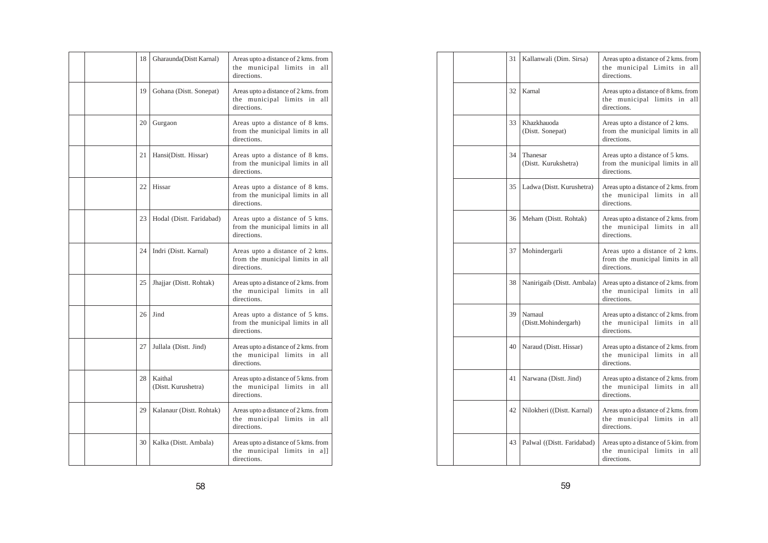| | | | | |
|---|---|---|---|---|
| | | 18 | Gharaunda(Distt Karnal) | Areas upto a distance of 2 kms. from the municipal limits in all directions. |
| | | 19 | Gohana (Distt. Sonepat) | Areas upto a distance of 2 kms. from the municipal limits in all directions. |
| | | 20 | Gurgaon | Areas upto a distance of 8 kms. from the municipal limits in all directions. |
| | | 21 | Hansi(Distt. Hissar) | Areas upto a distance of 8 kms. from the municipal limits in all directions. |
| | | 22 | Hissar | Areas upto a distance of 8 kms. from the municipal limits in all directions. |
| | | 23 | Hodal (Distt. Faridabad) | Areas upto a distance of 5 kms. from the municipal limits in all directions. |
| | | 24 | Indri (Distt. Karnal) | Areas upto a distance of 2 kms. from the municipal limits in all directions. |
| | | 25 | Jhajjar (Distt. Rohtak) | Areas upto a distance of 2 kms. from the municipal limits in all directions. |
| | | 26 | Jind | Areas upto a distance of 5 kms. from the municipal limits in all directions. |
| | | 27 | Jullala (Distt. Jind) | Areas upto a distance of 2 kms. from the municipal limits in all directions. |
| | | 28 | Kaithal (Distt. Kurushetra) | Areas upto a distance of 5 kms. from the municipal limits in all directions. |
| | | 29 | Kalanaur (Distt. Rohtak) | Areas upto a distance of 2 kms. from the municipal limits in all directions. |
| | | 30 | Kalka (Distt. Ambala) | Areas upto a distance of 5 kms. from the municipal limits in a]] directions. |
| | | 31 | Kallanwali (Dim. Sirsa) | Areas upto a distance of 2 kms. from the municipal Limits in all directions. |
| | | 32 | Karnal | Areas upto a distance of 8 kms. from the municipal limits in all directions. |
| | | 33 | Khazkhauoda (Distt. Sonepat) | Areas upto a distance of 2 kms. from the municipal limits in all directions. |
| | | 34 | Thanesar (Distt. Kurukshetra) | Areas upto a distance of 5 kms. from the municipal limits in all directions. |
| | | 35 | Ladwa (Distt. Kurushetra) | Areas upto a distance of 2 kms. from the municipal limits in all directions. |
| | | 36 | Meham (Distt. Rohtak) | Areas upto a distance of 2 kms. from the municipal limits in all directions. |
| | | 37 | Mohindergarli | Areas upto a distance of 2 kms. from the municipal limits in all directions. |
| | | 38 | Nanirigaib (Distt. Ambala) | Areas upto a distance of 2 kms. from the municipal limits in all directions. |
| | | 39 | Narnaul (Distt.Mohindergarh) | Areas upto a distancc of 2 kms. from the municipal limits in all directions. |
| | | 40 | Naraud (Distt. Hissar) | Areas upto a distance of 2 kms. from the municipal limits in all directions. |
| | | 41 | Narwana (Distt. Jind) | Areas upto a distance of 2 kms. from the municipal limits in all directions. |
| | | 42 | Nilokheri ((Distt. Karnal) | Areas upto a distance of 2 kms. from the municipal limits in all directions. |
| | | 43 | Palwal ((Distt. Faridabad) | Areas upto a distance of 5 kim. from the municipal limits in all directions. |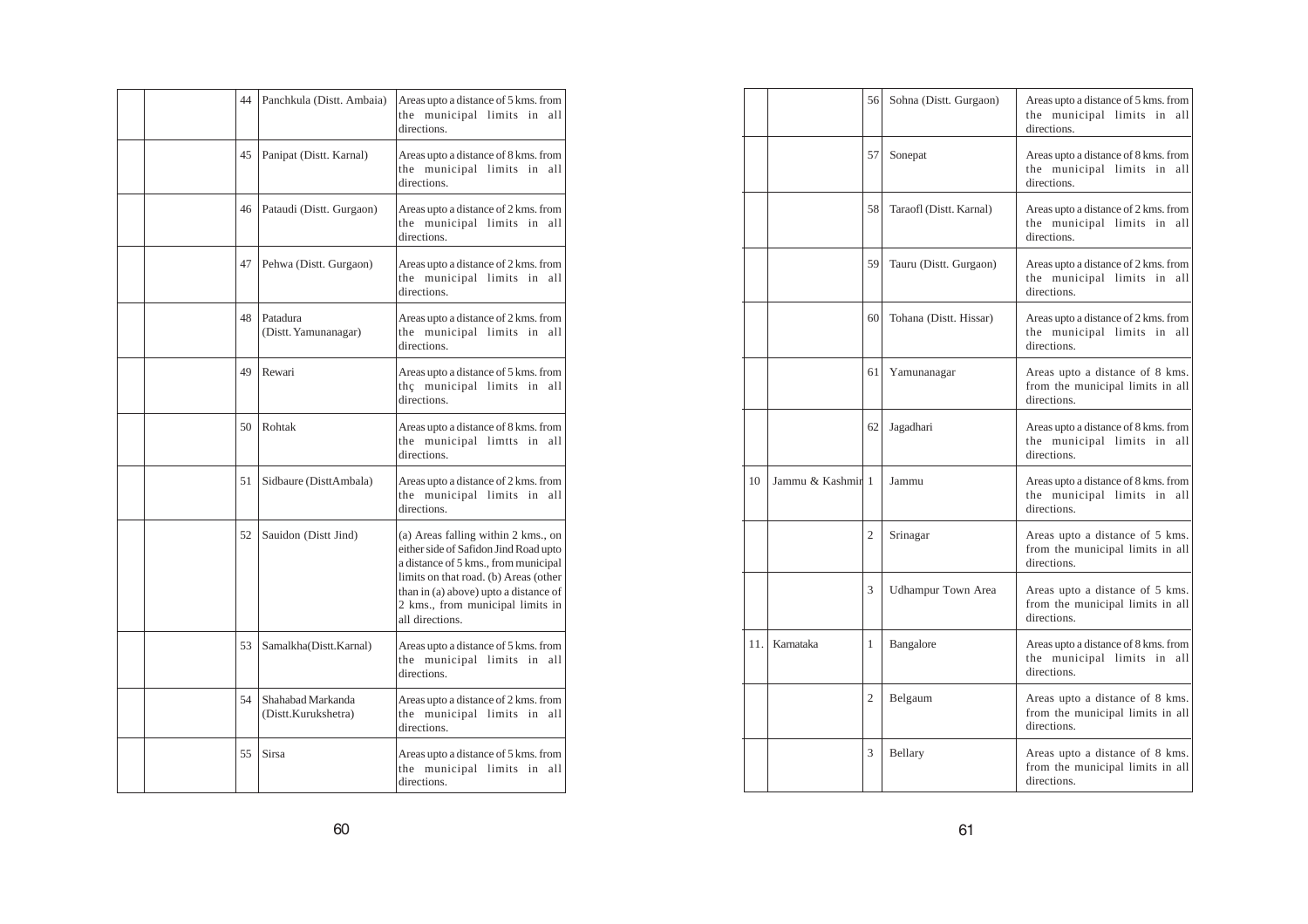| | | | | |
|---|---|---|---|---|
| | | 44 | Panchkula (Distt. Ambaia) | Areas upto a distance of 5 kms. from the municipal limits in all directions. |
| | | 45 | Panipat (Distt. Karnal) | Areas upto a distance of 8 kms. from the municipal limits in all directions. |
| | | 46 | Pataudi (Distt. Gurgaon) | Areas upto a distance of 2 kms. from the municipal limits in all directions. |
| | | 47 | Pehwa (Distt. Gurgaon) | Areas upto a distance of 2 kms. from the municipal limits in all directions. |
| | | 48 | Patadura (Distt. Yamunanagar) | Areas upto a distance of 2 kms. from the municipal limits in all directions. |
| | | 49 | Rewari | Areas upto a distance of 5 kms. from thç municipal limits in all directions. |
| | | 50 | Rohtak | Areas upto a distance of 8 kms. from the municipal limtts in all directions. |
| | | 51 | Sidbaure (DisttAmbala) | Areas upto a distance of 2 kms. from the municipal limits in all directions. |
| | | 52 | Sauidon (Distt Jind) | (a) Areas falling within 2 kms., on either side of Safidon Jind Road upto a distance of 5 kms., from municipal limits on that road. (b) Areas (other than in (a) above) upto a distance of 2 kms., from municipal limits in all directions. |
| | | 53 | Samalkha(Distt.Karnal) | Areas upto a distance of 5 kms. from the municipal limits in all directions. |
| | | 54 | Shahabad Markanda (Distt.Kurukshetra) | Areas upto a distance of 2 kms. from the municipal limits in all directions. |
| | | 55 | Sirsa | Areas upto a distance of 5 kms. from the municipal limits in all directions. |
| | | 56 | Sohna (Distt. Gurgaon) | Areas upto a distance of 5 kms. from the municipal limits in all directions. |
| | | 57 | Sonepat | Areas upto a distance of 8 kms. from the municipal limits in all directions. |
| | | 58 | Taraofl (Distt. Karnal) | Areas upto a distance of 2 kms. from the municipal limits in all directions. |
| | | 59 | Tauru (Distt. Gurgaon) | Areas upto a distance of 2 kms. from the municipal limits in all directions. |
| | | 60 | Tohana (Distt. Hissar) | Areas upto a distance of 2 kms. from the municipal limits in all directions. |
| | | 61 | Yamunanagar | Areas upto a distance of 8 kms. from the municipal limits in all directions. |
| | | 62 | Jagadhari | Areas upto a distance of 8 kms. from the municipal limits in all directions. |
| 10 | Jammu & Kashmir | 1 | Jammu | Areas upto a distance of 8 kms. from the municipal limits in all directions. |
| | | 2 | Srinagar | Areas upto a distance of 5 kms. from the municipal limits in all directions. |
| | | 3 | Udhampur Town Area | Areas upto a distance of 5 kms. from the municipal limits in all directions. |
| 11. | Karnataka | 1 | Bangalore | Areas upto a distance of 8 kms. from the municipal limits in all directions. |
| | | 2 | Belgaum | Areas upto a distance of 8 kms. from the municipal limits in all directions. |
| | | 3 | Bellary | Areas upto a distance of 8 kms. from the municipal limits in all directions. |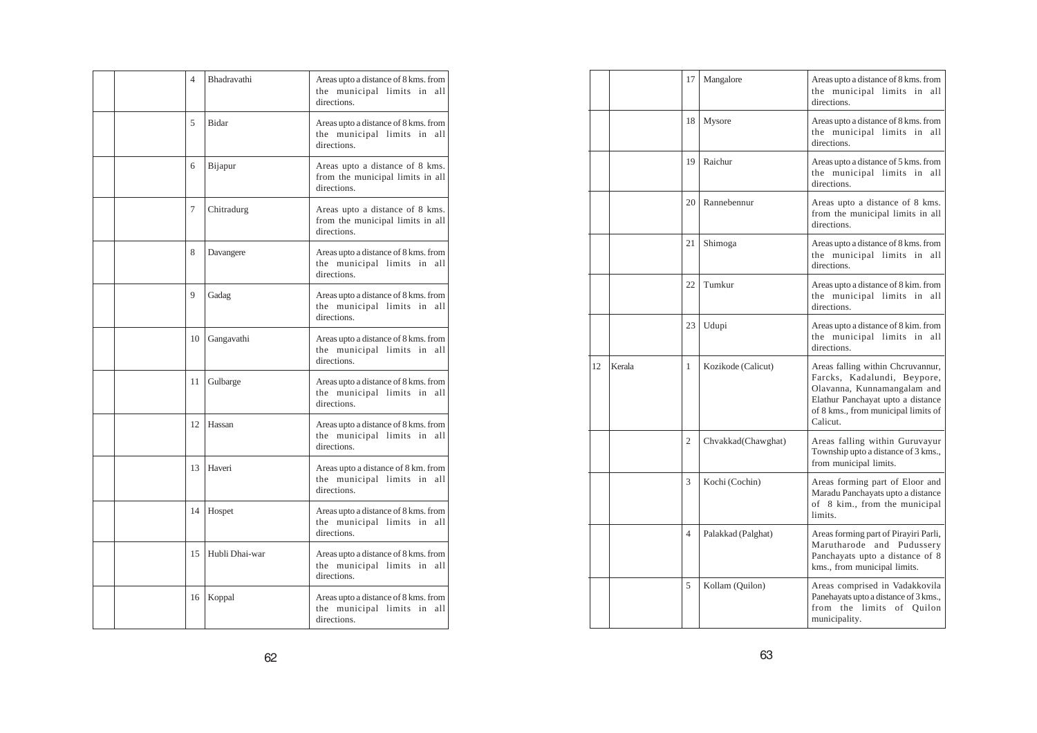| | | | | |
|---|---|---|---|---|
| | | 4 | Bhadravathi | Areas upto a distance of 8 kms. from the municipal limits in all directions. |
| | | 5 | Bidar | Areas upto a distance of 8 kms. from the municipal limits in all directions. |
| | | 6 | Bijapur | Areas upto a distance of 8 kms. from the municipal limits in all directions. |
| | | 7 | Chitradurg | Areas upto a distance of 8 kms. from the municipal limits in all directions. |
| | | 8 | Davangere | Areas upto a distance of 8 kms. from the municipal limits in all directions. |
| | | 9 | Gadag | Areas upto a distance of 8 kms. from the municipal limits in all directions. |
| | | 10 | Gangavathi | Areas upto a distance of 8 kms. from the municipal limits in all directions. |
| | | 11 | Gulbarge | Areas upto a distance of 8 kms. from the municipal limits in all directions. |
| | | 12 | Hassan | Areas upto a distance of 8 kms. from the municipal limits in all directions. |
| | | 13 | Haveri | Areas upto a distance of 8 km. from the municipal limits in all directions. |
| | | 14 | Hospet | Areas upto a distance of 8 kms. from the municipal limits in all directions. |
| | | 15 | Hubli Dhai-war | Areas upto a distance of 8 kms. from the municipal limits in all directions. |
| | | 16 | Koppal | Areas upto a distance of 8 kms. from the municipal limits in all directions. |
| | | 17 | Mangalore | Areas upto a distance of 8 kms. from the municipal limits in all directions. |
| | | 18 | Mysore | Areas upto a distance of 8 kms. from the municipal limits in all directions. |
| | | 19 | Raichur | Areas upto a distance of 5 kms. from the municipal limits in all directions. |
| | | 20 | Rannebennur | Areas upto a distance of 8 kms. from the municipal limits in all directions. |
| | | 21 | Shimoga | Areas upto a distance of 8 kms. from the municipal limits in all directions. |
| | | 22 | Tumkur | Areas upto a distance of 8 kim. from the municipal limits in all directions. |
| | | 23 | Udupi | Areas upto a distance of 8 kim. from the municipal limits in all directions. |
| 12 | Kerala | 1 | Kozikode (Calicut) | Areas falling within Chcruvannur, Farcks, Kadalundi, Beypore, Olavanna, Kunnamangalam and Elathur Panchayat upto a distance of 8 kms., from municipal limits of Calicut. |
| | | 2 | Chvakkad(Chawghat) | Areas falling within Guruvayur Township upto a distance of 3 kms., from municipal limits. |
| | | 3 | Kochi (Cochin) | Areas forming part of Eloor and Maradu Panchayats upto a distance of 8 kim., from the municipal limits. |
| | | 4 | Palakkad (Palghat) | Areas forming part of Pirayiri Parli, Marutharode and Pudussery Panchayats upto a distance of 8 kms., from municipal limits. |
| | | 5 | Kollam (Quilon) | Areas comprised in Vadakkovila Panehayats upto a distance of 3 kms., from the limits of Quilon municipality. |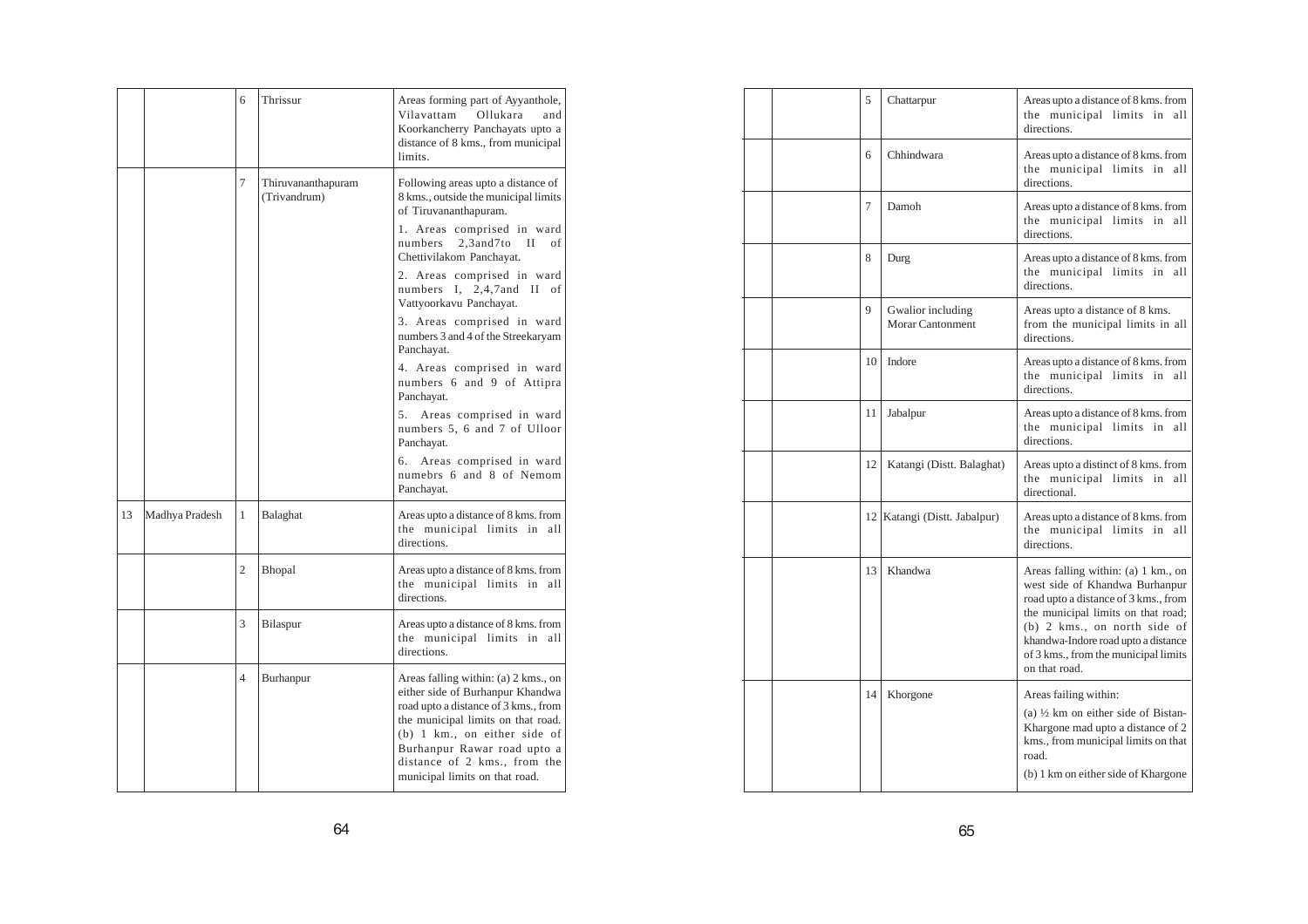| | | | | |
|---|---|---|---|---|
| | | 6 | Thrissur | Areas forming part of Ayyanthole, Vilavattam Ollukara and Koorkancherry Panchayats upto a distance of 8 kms., from municipal limits. |
| | | 7 | Thiruvananthapuram (Trivandrum) | Following areas upto a distance of 8 kms., outside the municipal limits of Tiruvananthapuram.<br>1. Areas comprised in ward numbers 2,3and7to II of Chettivilakom Panchayat.<br>2. Areas comprised in ward numbers I, 2,4,7and II of Vattyoorkavu Panchayat.<br>3. Areas comprised in ward numbers 3 and 4 of the Streekaryam Panchayat.<br>4. Areas comprised in ward numbers 6 and 9 of Attipra Panchayat.<br>5. Areas comprised in ward numbers 5, 6 and 7 of Ulloor Panchayat.<br>6. Areas comprised in ward numebrs 6 and 8 of Nemom Panchayat. |
| 13 | Madhya Pradesh | 1 | Balaghat | Areas upto a distance of 8 kms. from the municipal limits in all directions. |
| | | 2 | Bhopal | Areas upto a distance of 8 kms. from the municipal limits in all directions. |
| | | 3 | Bilaspur | Areas upto a distance of 8 kms. from the municipal limits in all directions. |
| | | 4 | Burhanpur | Areas falling within: (a) 2 kms., on either side of Burhanpur Khandwa road upto a distance of 3 kms., from the municipal limits on that road. (b) 1 km., on either side of Burhanpur Rawar road upto a distance of 2 kms., from the municipal limits on that road. |
| | | 5 | Chattarpur | Areas upto a distance of 8 kms. from the municipal limits in all directions. |
| | | 6 | Chhindwara | Areas upto a distance of 8 kms. from the municipal limits in all directions. |
| | | 7 | Damoh | Areas upto a distance of 8 kms. from the municipal limits in all directions. |
| | | 8 | Durg | Areas upto a distance of 8 kms. from the municipal limits in all directions. |
| | | 9 | Gwalior including Morar Cantonment | Areas upto a distance of 8 kms. from the municipal limits in all directions. |
| | | 10 | Indore | Areas upto a distance of 8 kms. from the municipal limits in all directions. |
| | | 11 | Jabalpur | Areas upto a distance of 8 kms. from the municipal limits in all directions. |
| | | 12 | Katangi (Distt. Balaghat) | Areas upto a distinct of 8 kms. from the municipal limits in all directional. |
| | | 12 | Katangi (Distt. Jabalpur) | Areas upto a distance of 8 kms. from the municipal limits in all directions. |
| | | 13 | Khandwa | Areas falling within: (a) 1 km., on west side of Khandwa Burhanpur road upto a distance of 3 kms., from the municipal limits on that road; (b) 2 kms., on north side of khandwa-Indore road upto a distance of 3 kms., from the municipal limits on that road. |
| | | 14 | Khorgone | Areas failing within:<br>(a) ½ km on either side of Bistan-Khargone mad upto a distance of 2 kms., from municipal limits on that road.<br>(b) 1 km on either side of Khargone |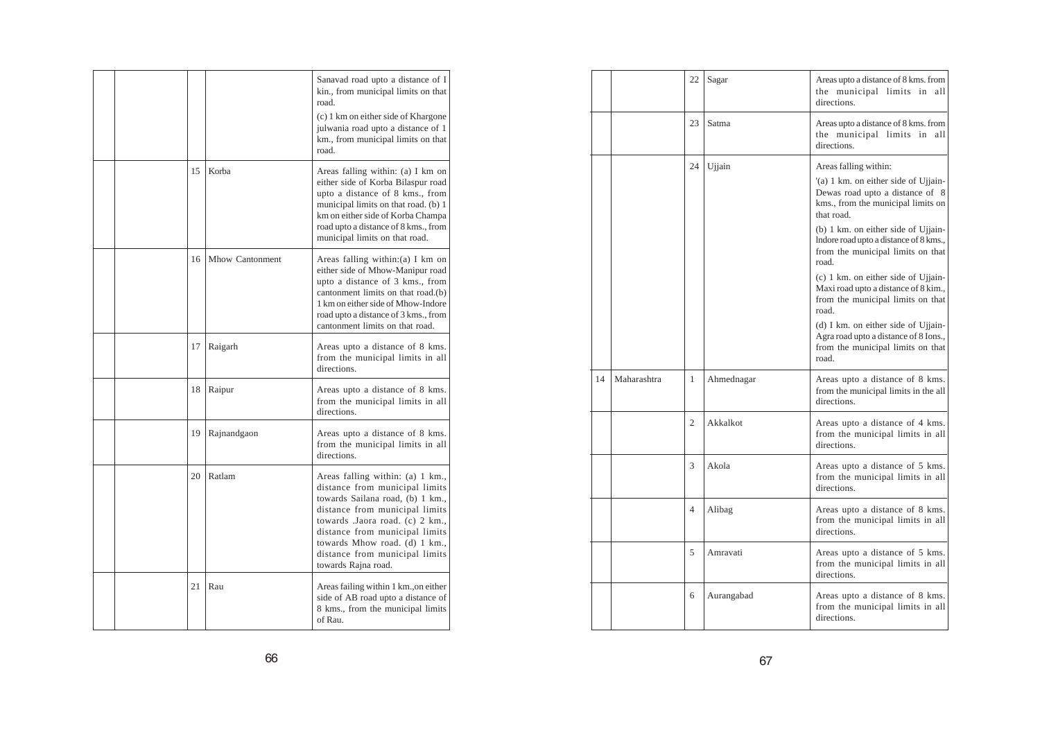| | | | | |
|---|---|---|---|---|
| | | | | Sanavad road upto a distance of I kin., from municipal limits on that road.<br>(c) 1 km on either side of Khargone julwania road upto a distance of 1 km., from municipal limits on that road. |
| | | 15 | Korba | Areas falling within: (a) I km on either side of Korba Bilaspur road upto a distance of 8 kms., from municipal limits on that road. (b) 1 km on either side of Korba Champa road upto a distance of 8 kms., from municipal limits on that road. |
| | | 16 | Mhow Cantonment | Areas falling within:(a) I km on either side of Mhow-Manipur road upto a distance of 3 kms., from cantonment limits on that road.(b) 1 km on either side of Mhow-Indore road upto a distance of 3 kms., from cantonment limits on that road. |
| | | 17 | Raigarh | Areas upto a distance of 8 kms. from the municipal limits in all directions. |
| | | 18 | Raipur | Areas upto a distance of 8 kms. from the municipal limits in all directions. |
| | | 19 | Rajnandgaon | Areas upto a distance of 8 kms. from the municipal limits in all directions. |
| | | 20 | Ratlam | Areas falling within: (a) 1 km., distance from municipal limits towards Sailana road, (b) 1 km., distance from municipal limits towards .Jaora road. (c) 2 km., distance from municipal limits towards Mhow road. (d) 1 km., distance from municipal limits towards Rajna road. |
| | | 21 | Rau | Areas failing within 1 km.,on either side of AB road upto a distance of 8 kms., from the municipal limits of Rau. |
| | | 22 | Sagar | Areas upto a distance of 8 kms. from the municipal limits in all directions. |
| | | 23 | Satma | Areas upto a distance of 8 kms. from the municipal limits in all directions. |
| | | 24 | Ujjain | Areas falling within:<br>'(a) 1 km. on either side of Ujjain-Dewas road upto a distance of 8 kms., from the municipal limits on that road.<br>(b) 1 km. on either side of Ujjain-lndore road upto a distance of 8 kms., from the municipal limits on that road.<br>(c) 1 km. on either side of Ujjain-Maxi road upto a distance of 8 kim., from the municipal limits on that road.<br>(d) I km. on either side of Ujjain-Agra road upto a distance of 8 Ions., from the municipal limits on that road. |
| 14 | Maharashtra | 1 | Ahmednagar | Areas upto a distance of 8 kms. from the municipal limits in the all directions. |
| | | 2 | Akkalkot | Areas upto a distance of 4 kms. from the municipal limits in all directions. |
| | | 3 | Akola | Areas upto a distance of 5 kms. from the municipal limits in all directions. |
| | | 4 | Alibag | Areas upto a distance of 8 kms. from the municipal limits in all directions. |
| | | 5 | Amravati | Areas upto a distance of 5 kms. from the municipal limits in all directions. |
| | | 6 | Aurangabad | Areas upto a distance of 8 kms. from the municipal limits in all directions. |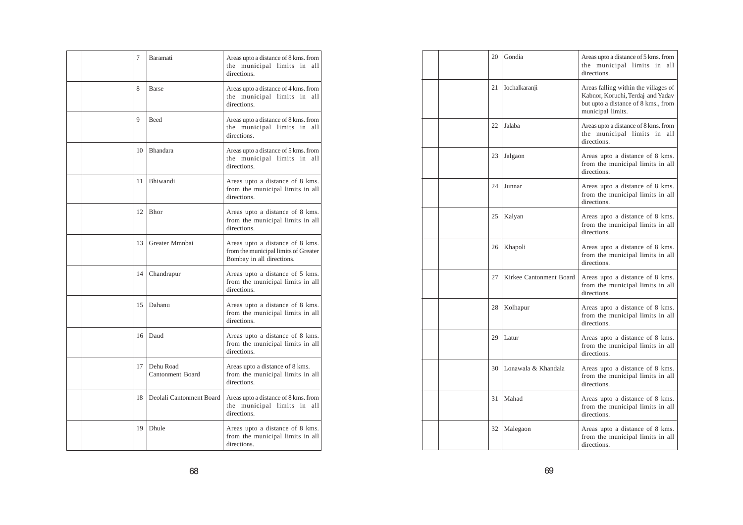| | | | | |
|---|---|---|---|---|
| | | 7 | Baramati | Areas upto a distance of 8 kms. from the municipal limits in all directions. |
| | | 8 | Barse | Areas upto a distance of 4 kms. from the municipal limits in all directions. |
| | | 9 | Beed | Areas upto a distance of 8 kms. from the municipal limits in all directions. |
| | | 10 | Bhandara | Areas upto a distance of 5 kms. from the municipal limits in all directions. |
| | | 11 | Bhiwandi | Areas upto a distance of 8 kms. from the municipal limits in all directions. |
| | | 12 | Bhor | Areas upto a distance of 8 kms. from the municipal limits in all directions. |
| | | 13 | Greater Mmnbai | Areas upto a distance of 8 kms. from the municipal limits of Greater Bombay in all directions. |
| | | 14 | Chandrapur | Areas upto a distance of 5 kms. from the municipal limits in all directions. |
| | | 15 | Dahanu | Areas upto a distance of 8 kms. from the municipal limits in all directions. |
| | | 16 | Daud | Areas upto a distance of 8 kms. from the municipal limits in all directions. |
| | | 17 | Dehu Road Cantonment Board | Areas upto a distance of 8 kms. from the municipal limits in all directions. |
| | | 18 | Deolali Cantonment Board | Areas upto a distance of 8 kms. from the municipal limits in all directions. |
| | | 19 | Dhule | Areas upto a distance of 8 kms. from the municipal limits in all directions. |
| | | 20 | Gondia | Areas upto a distance of 5 kms. from the municipal limits in all directions. |
| | | 21 | Iochalkaranji | Areas falling within the villages of Kabnor, Koruchi, Terdaj and Yadav but upto a distance of 8 kms., from municipal limits. |
| | | 22 | Jalaba | Areas upto a distance of 8 kms. from the municipal limits in all directions. |
| | | 23 | Jalgaon | Areas upto a distance of 8 kms. from the municipal limits in all directions. |
| | | 24 | Junnar | Areas upto a distance of 8 kms. from the municipal limits in all directions. |
| | | 25 | Kalyan | Areas upto a distance of 8 kms. from the municipal limits in all directions. |
| | | 26 | Khapoli | Areas upto a distance of 8 kms. from the municipal limits in all directions. |
| | | 27 | Kirkee Cantonment Board | Areas upto a distance of 8 kms. from the municipal limits in all directions. |
| | | 28 | Kolhapur | Areas upto a distance of 8 kms. from the municipal limits in all directions. |
| | | 29 | Latur | Areas upto a distance of 8 kms. from the municipal limits in all directions. |
| | | 30 | Lonawala & Khandala | Areas upto a distance of 8 kms. from the municipal limits in all directions. |
| | | 31 | Mahad | Areas upto a distance of 8 kms. from the municipal limits in all directions. |
| | | 32 | Malegaon | Areas upto a distance of 8 kms. from the municipal limits in all directions. |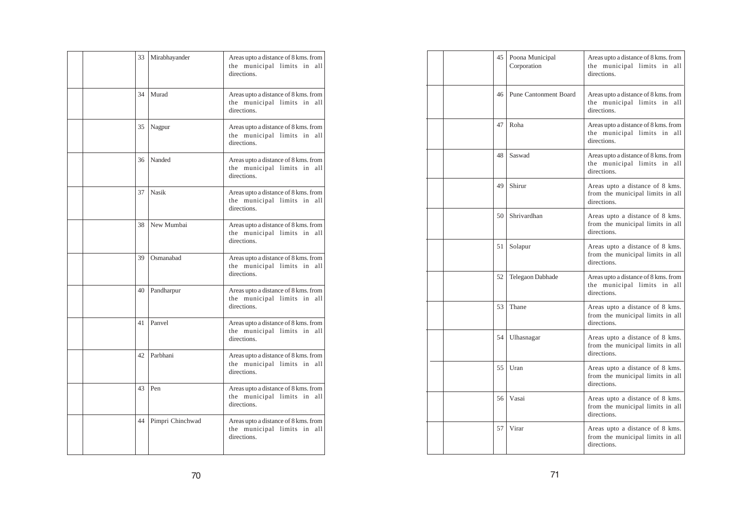| | | | | |
|---|---|---|---|---|
| | | 33 | Mirabhayander | Areas upto a distance of 8 kms. from the municipal limits in all directions. |
| | | 34 | Murad | Areas upto a distance of 8 kms. from the municipal limits in all directions. |
| | | 35 | Nagpur | Areas upto a distance of 8 kms. from the municipal limits in all directions. |
| | | 36 | Nanded | Areas upto a distance of 8 kms. from the municipal limits in all directions. |
| | | 37 | Nasik | Areas upto a distance of 8 kms. from the municipal limits in all directions. |
| | | 38 | New Mumbai | Areas upto a distance of 8 kms. from the municipal limits in all directions. |
| | | 39 | Osmanabad | Areas upto a distance of 8 kms. from the municipal limits in all directions. |
| | | 40 | Pandharpur | Areas upto a distance of 8 kms. from the municipal limits in all directions. |
| | | 41 | Panvel | Areas upto a distance of 8 kms. from the municipal limits in all directions. |
| | | 42 | Parbhani | Areas upto a distance of 8 kms. from the municipal limits in all directions. |
| | | 43 | Pen | Areas upto a distance of 8 kms. from the municipal limits in all directions. |
| | | 44 | Pimpri Chinchwad | Areas upto a distance of 8 kms. from the municipal limits in all directions. |
| | | 45 | Poona Municipal Corporation | Areas upto a distance of 8 kms. from the municipal limits in all directions. |
| | | 46 | Pune Cantonment Board | Areas upto a distance of 8 kms. from the municipal limits in all directions. |
| | | 47 | Roha | Areas upto a distance of 8 kms. from the municipal limits in all directions. |
| | | 48 | Saswad | Areas upto a distance of 8 kms. from the municipal limits in all directions. |
| | | 49 | Shirur | Areas upto a distance of 8 kms. from the municipal limits in all directions. |
| | | 50 | Shrivardhan | Areas upto a distance of 8 kms. from the municipal limits in all directions. |
| | | 51 | Solapur | Areas upto a distance of 8 kms. from the municipal limits in all directions. |
| | | 52 | Telegaon Dabhade | Areas upto a distance of 8 kms. from the municipal limits in all directions. |
| | | 53 | Thane | Areas upto a distance of 8 kms. from the municipal limits in all directions. |
| | | 54 | Ulhasnagar | Areas upto a distance of 8 kms. from the municipal limits in all directions. |
| | | 55 | Uran | Areas upto a distance of 8 kms. from the municipal limits in all directions. |
| | | 56 | Vasai | Areas upto a distance of 8 kms. from the municipal limits in all directions. |
| | | 57 | Virar | Areas upto a distance of 8 kms. from the municipal limits in all directions. |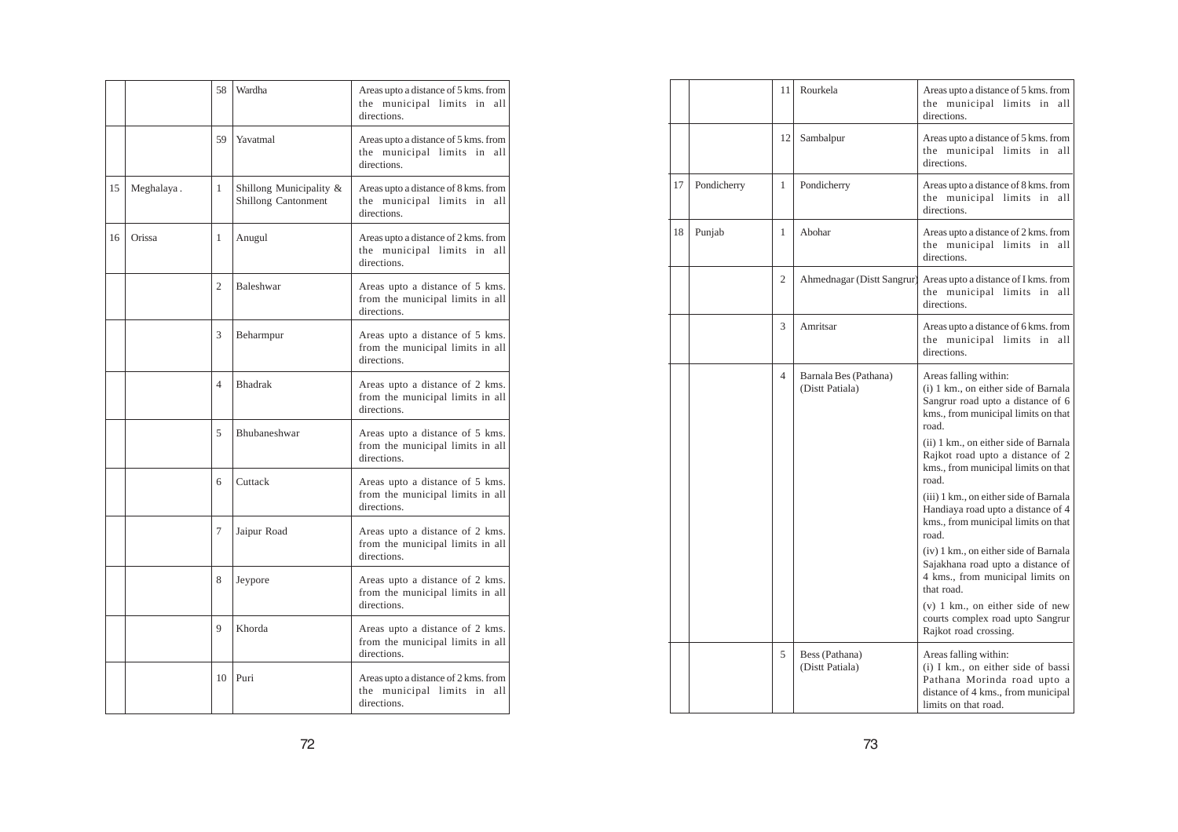| | | | | |
|---|---|---|---|---|
| | | 58 | Wardha | Areas upto a distance of 5 kms. from the municipal limits in all directions. |
| | | 59 | Yavatmal | Areas upto a distance of 5 kms. from the municipal limits in all directions. |
| 15 | Meghalaya . | 1 | Shillong Municipality & Shillong Cantonment | Areas upto a distance of 8 kms. from the municipal limits in all directions. |
| 16 | Orissa | 1 | Anugul | Areas upto a distance of 2 kms. from the municipal limits in all directions. |
| | | 2 | Baleshwar | Areas upto a distance of 5 kms. from the municipal limits in all directions. |
| | | 3 | Beharmpur | Areas upto a distance of 5 kms. from the municipal limits in all directions. |
| | | 4 | Bhadrak | Areas upto a distance of 2 kms. from the municipal limits in all directions. |
| | | 5 | Bhubaneshwar | Areas upto a distance of 5 kms. from the municipal limits in all directions. |
| | | 6 | Cuttack | Areas upto a distance of 5 kms. from the municipal limits in all directions. |
| | | 7 | Jaipur Road | Areas upto a distance of 2 kms. from the municipal limits in all directions. |
| | | 8 | Jeypore | Areas upto a distance of 2 kms. from the municipal limits in all directions. |
| | | 9 | Khorda | Areas upto a distance of 2 kms. from the municipal limits in all directions. |
| | | 10 | Puri | Areas upto a distance of 2 kms. from the municipal limits in all directions. |
| | | 11 | Rourkela | Areas upto a distance of 5 kms. from the municipal limits in all directions. |
| | | 12 | Sambalpur | Areas upto a distance of 5 kms. from the municipal limits in all directions. |
| 17 | Pondicherry | 1 | Pondicherry | Areas upto a distance of 8 kms. from the municipal limits in all directions. |
| 18 | Punjab | 1 | Abohar | Areas upto a distance of 2 kms. from the municipal limits in all directions. |
| | | 2 | Ahmednagar (Distt Sangrur) | Areas upto a distance of I kms. from the municipal limits in all directions. |
| | | 3 | Amritsar | Areas upto a distance of 6 kms. from the municipal limits in all directions. |
| | | 4 | Barnala Bes (Pathana) (Distt Patiala) | Areas falling within:<br>(i) 1 km., on either side of Barnala Sangrur road upto a distance of 6 kms., from municipal limits on that road.<br>(ii) 1 km., on either side of Barnala Rajkot road upto a distance of 2 kms., from municipal limits on that road.<br>(iii) 1 km., on either side of Barnala Handiaya road upto a distance of 4 kms., from municipal limits on that road.<br>(iv) 1 km., on either side of Barnala Sajakhana road upto a distance of 4 kms., from municipal limits on that road.<br>(v) 1 km., on either side of new courts complex road upto Sangrur Rajkot road crossing. |
| | | 5 | Bess (Pathana) (Distt Patiala) | Areas falling within:<br>(i) I km., on either side of bassi Pathana Morinda road upto a distance of 4 kms., from municipal limits on that road. |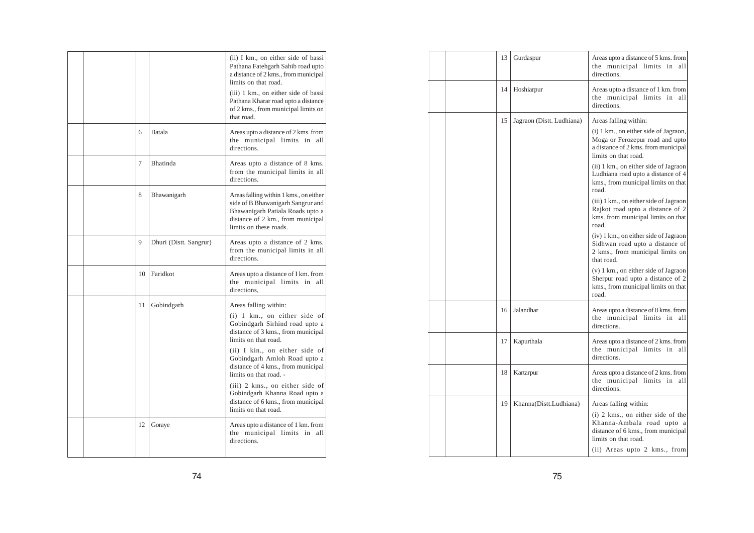| | | | | |
|---|---|---|---|---|
| | | | | (ii) I km., on either side of bassi Pathana Fatehgarh Sahib road upto a distance of 2 kms., from municipal limits on that road.<br><br>(iii) 1 km., on either side of bassi Pathana Kharar road upto a distance of 2 kms., from municipal limits on that road. |
| | | 6 | Batala | Areas upto a distance of 2 kms. from the municipal limits in all directions. |
| | | 7 | Bhatinda | Areas upto a distance of 8 kms. from the municipal limits in all directions. |
| | | 8 | Bhawanigarh | Areas falling within 1 kms., on either side of B Bhawanigarh Sangrur and Bhawanigarh Patiala Roads upto a distance of 2 km., from municipal limits on these roads. |
| | | 9 | Dhuri (Distt. Sangrur) | Areas upto a distance of 2 kms. from the municipal limits in all directions. |
| | | 10 | Faridkot | Areas upto a distance of I km. from the municipal limits in all directions, |
| | | 11 | Gobindgarh | Areas falling within:<br><br>(i) 1 km., on either side of Gobindgarh Sirhind road upto a distance of 3 kms., from municipal limits on that road.<br><br>(ii) I kin., on either side of Gobindgarh Amloh Road upto a distance of 4 kms., from municipal limits on that road. -<br><br>(iii) 2 kms., on either side of Gobindgarh Khanna Road upto a distance of 6 kms., from municipal limits on that road. |
| | | 12 | Goraye | Areas upto a distance of 1 km. from the municipal limits in all directions. |
| | | 13 | Gurdaspur | Areas upto a distance of 5 kms. from the municipal limits in all directions. |
| | | 14 | Hoshiarpur | Areas upto a distance of 1 km. from the municipal limits in all directions. |
| | | 15 | Jagraon (Distt. Ludhiana) | Areas falling within:<br><br>(i) 1 km., on either side of Jagraon, Moga or Ferozepur road and upto a distance of 2 kms. from municipal limits on that road.<br><br>(ii) 1 km., on either side of Jagraon Ludhiana road upto a distance of 4 kms., from municipal limits on that road.<br><br>(iii) 1 km., on either side of Jagraon Rajkot road upto a distance of 2 kms. from municipal limits on that road.<br><br>(iv) 1 km., on either side of Jagraon Sidhwan road upto a distance of 2 kms., from municipal limits on that road.<br><br>(v) 1 km., on either side of Jagraon Sherpur road upto a distance of 2 kms., from municipal limits on that road. |
| | | 16 | Jalandhar | Areas upto a distance of 8 kms. from the municipal limits in all directions. |
| | | 17 | Kapurthala | Areas upto a distance of 2 kms. from the municipal limits in all directions. |
| | | 18 | Kartarpur | Areas upto a distance of 2 kms. from the municipal limits in all directions. |
| | | 19 | Khanna(Distt.Ludhiana) | Areas falling within:<br><br>(i) 2 kms., on either side of the Khanna-Ambala road upto a distance of 6 kms., from municipal limits on that road.<br><br>(ii) Areas upto 2 kms., from |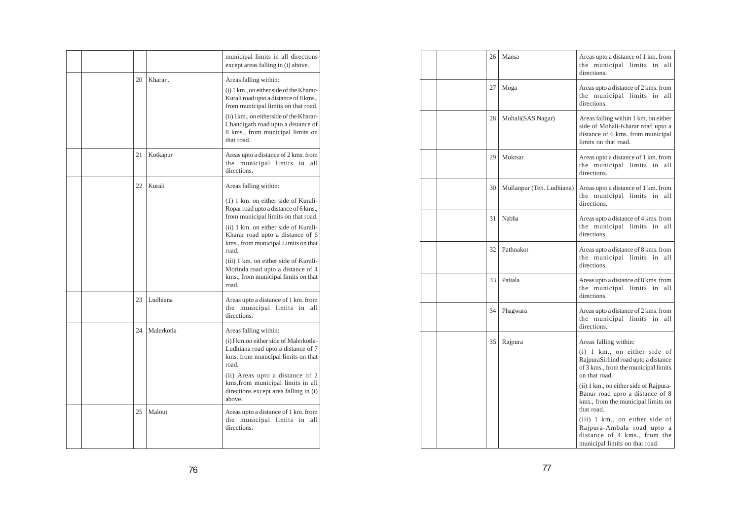| | | | | |
|---|---|---|---|---|
| | | | | municipal limits in all directions except areas falling in (i) above. |
| | | 20 | Kharar . | Areas falling within:<br>(i) 1 km., on either side of the Kharar-Kurali road upto a distance of 8 kms., from municipal limits on that road.<br>(ii) 1km., on eitherside of the Kharar-Chandigarh road upto a distance of 8 kms., from municipal limits on that road. |
| | | 21 | Kotkapur | Areas upto a distance of 2 kms. from the municipal limits in all directions. |
| | | 22 | Kurali | Areas falling within:<br>(1) 1 km. on either side of Kurali-Ropar road upto a distance of 6 kms., from municipal limits on that road.<br>(ii) 1 km. on either side of Kurali-Kharar road upto a distance of 6 kms., from municipal Limits on that road.<br>(iii) 1 km. on either side of Kurali-Morinda road upto a distance of 4 kms., from municipal limits on that road. |
| | | 23 | Ludhiana | Areas upto a distance of 1 km. from the municipal limits in all directions. |
| | | 24 | Malerkotla | Areas falling within:<br>(i) I km.on either side of Malerkotla-Ludhiana road upto a distance of 7 kms. from municipal limits on that road.<br>(ii) Areas upto a distance of 2 kms.from municipal limits in all directions except area falling in (i) above. |
| | | 25 | Malout | Areas upto a distance of 1 km. from the municipal limits in all directions. |
| | | 26 | Mansa | Areas upto a distance of 1 km. from the municipal limits in all directions. |
| | | 27 | Moga | Areas upto a distance of 2 kms. from the municipal limits in all directions. |
| | | 28 | Mohali(SAS Nagar) | Areas falling within 1 km. on either side of Mohali-Kharar road upto a distance of 6 kms. from municipal limits on that road. |
| | | 29 | Muktsar | Areas upto a distance of 1 km. from the municipal limits in all directions. |
| | | 30 | Mullanpur (Teh. Ludhiana) | Areas upto a distance of 1 km. from the municipal limits in all directions. |
| | | 31 | Nabha | Areas upto a distance of 4 kms. from the municipal limits in all directions. |
| | | 32 | Pathnakot | Areas upto a distance of 8 kms. from the municipal limits in all directions. |
| | | 33 | Patiala | Areas upto a distance of 8 kms. from the municipal limits in all directions. |
| | | 34 | Phagwara | Areas upto a distance of 2 kms. from the municipal limits in all directions. |
| | | 35 | Rajpura | Areas falling within:<br>(i) 1 km., on either side of RajpuraSirhind road upto a distance of 3 kms., from the municipal limits on that road.<br>(ii) 1 km., on either side of Rajpura-Banur road upro a distance of 8 kms., from the municipal limits on that road.<br>(iii) 1 km., on either side of Rajpura-Ambala road upto a distance of 4 kms., from the municipal limits on that road. |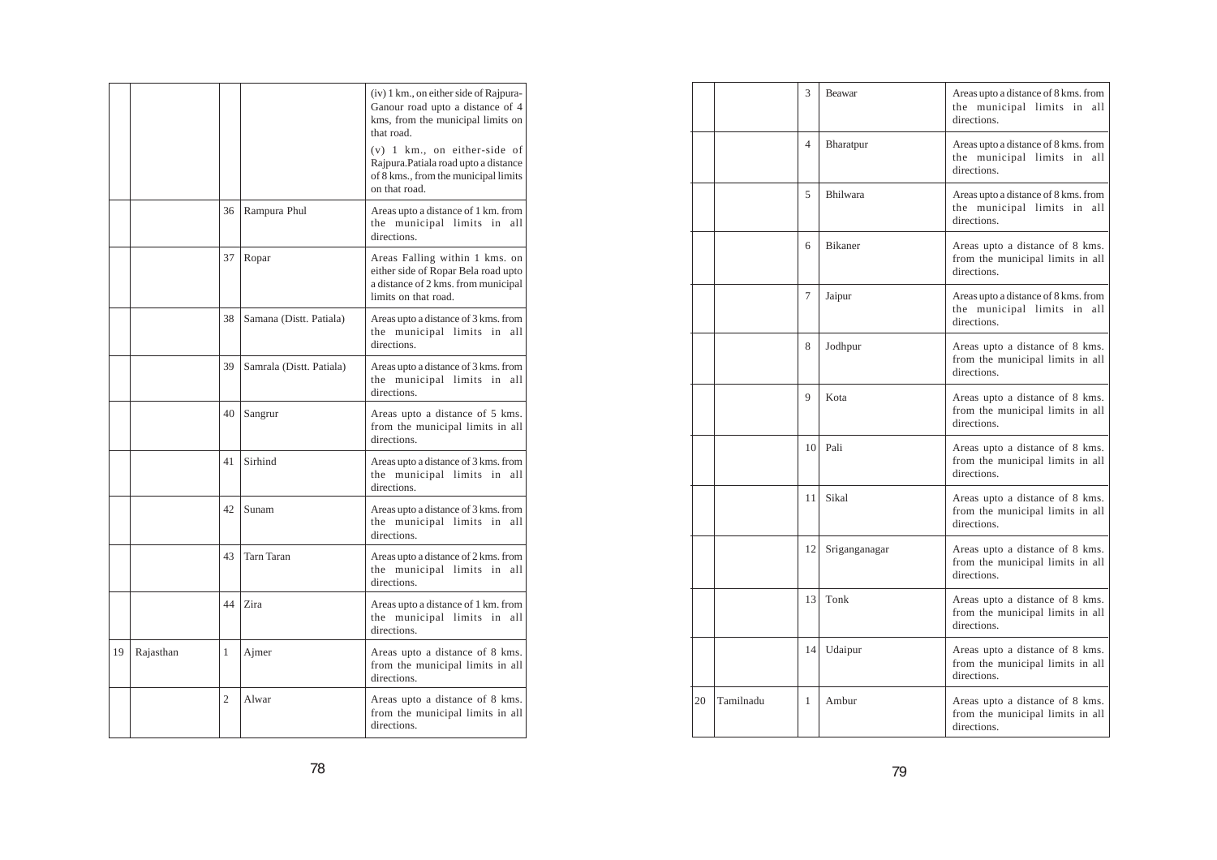| | | | | |
|---|---|---|---|---|
| | | | | (iv) 1 km., on either side of Rajpura-Ganour road upto a distance of 4 kms, from the municipal limits on that road. (v) 1 km., on either-side of Rajpura.Patiala road upto a distance of 8 kms., from the municipal limits on that road. |
| | | 36 | Rampura Phul | Areas upto a distance of 1 km. from the municipal limits in all directions. |
| | | 37 | Ropar | Areas Falling within 1 kms. on either side of Ropar Bela road upto a distance of 2 kms. from municipal limits on that road. |
| | | 38 | Samana (Distt. Patiala) | Areas upto a distance of 3 kms. from the municipal limits in all directions. |
| | | 39 | Samrala (Distt. Patiala) | Areas upto a distance of 3 kms. from the municipal limits in all directions. |
| | | 40 | Sangrur | Areas upto a distance of 5 kms. from the municipal limits in all directions. |
| | | 41 | Sirhind | Areas upto a distance of 3 kms. from the municipal limits in all directions. |
| | | 42 | Sunam | Areas upto a distance of 3 kms. from the municipal limits in all directions. |
| | | 43 | Tarn Taran | Areas upto a distance of 2 kms. from the municipal limits in all directions. |
| | | 44 | Zira | Areas upto a distance of 1 km. from the municipal limits in all directions. |
| 19 | Rajasthan | 1 | Ajmer | Areas upto a distance of 8 kms. from the municipal limits in all directions. |
| | | 2 | Alwar | Areas upto a distance of 8 kms. from the municipal limits in all directions. |
| | | 3 | Beawar | Areas upto a distance of 8 kms. from the municipal limits in all directions. |
| | | 4 | Bharatpur | Areas upto a distance of 8 kms. from the municipal limits in all directions. |
| | | 5 | Bhilwara | Areas upto a distance of 8 kms. from the municipal limits in all directions. |
| | | 6 | Bikaner | Areas upto a distance of 8 kms. from the municipal limits in all directions. |
| | | 7 | Jaipur | Areas upto a distance of 8 kms. from the municipal limits in all directions. |
| | | 8 | Jodhpur | Areas upto a distance of 8 kms. from the municipal limits in all directions. |
| | | 9 | Kota | Areas upto a distance of 8 kms. from the municipal limits in all directions. |
| | | 10 | Pali | Areas upto a distance of 8 kms. from the municipal limits in all directions. |
| | | 11 | Sikal | Areas upto a distance of 8 kms. from the municipal limits in all directions. |
| | | 12 | Sriganganagar | Areas upto a distance of 8 kms. from the municipal limits in all directions. |
| | | 13 | Tonk | Areas upto a distance of 8 kms. from the municipal limits in all directions. |
| | | 14 | Udaipur | Areas upto a distance of 8 kms. from the municipal limits in all directions. |
| 20 | Tamilnadu | 1 | Ambur | Areas upto a distance of 8 kms. from the municipal limits in all directions. |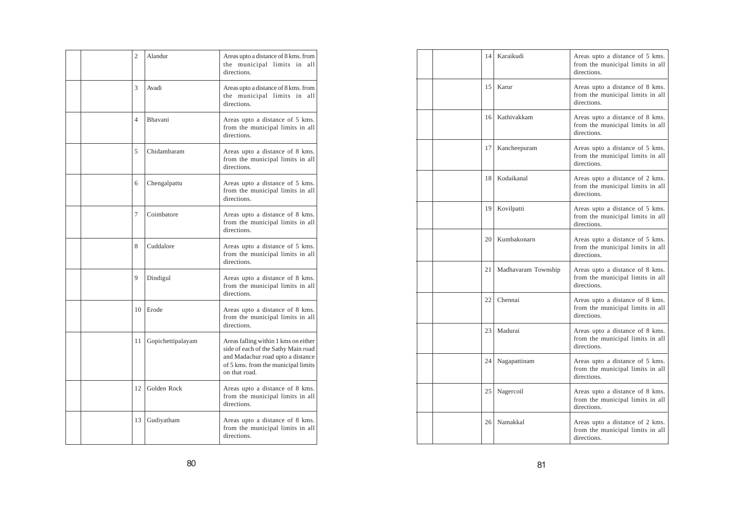| | | | | |
|---|---|---|---|---|
| | | 2 | Alandur | Areas upto a distance of 8 kms. from the municipal limits in all directions. |
| | | 3 | Avadi | Areas upto a distance of 8 kms. from the municipal limits in all directions. |
| | | 4 | Bhavani | Areas upto a distance of 5 kms. from the municipal limits in all directions. |
| | | 5 | Chidambaram | Areas upto a distance of 8 kms. from the municipal limits in all directions. |
| | | 6 | Chengalpattu | Areas upto a distance of 5 kms. from the municipal limits in all directions. |
| | | 7 | Coimbatore | Areas upto a distance of 8 kms. from the municipal limits in all directions. |
| | | 8 | Cuddalore | Areas upto a distance of 5 kms. from the municipal limits in all directions. |
| | | 9 | Dindigul | Areas upto a distance of 8 kms. from the municipal limits in all directions. |
| | | 10 | Erode | Areas upto a distance of 8 kms. from the municipal limits in all directions. |
| | | 11 | Gopichettipalayam | Areas falling within 1 kms on either side of each of the Sathy Main road and Madachur road upto a distance of 5 kms. from the municipal limits on that road. |
| | | 12 | Golden Rock | Areas upto a distance of 8 kms. from the municipal limits in all directions. |
| | | 13 | Gudiyatham | Areas upto a distance of 8 kms. from the municipal limits in all directions. |
| | | 14 | Karaikudi | Areas upto a distance of 5 kms. from the municipal limits in all directions. |
| | | 15 | Karur | Areas upto a distance of 8 kms. from the municipal limits in all directions. |
| | | 16 | Kathivakkam | Areas upto a distance of 8 kms. from the municipal limits in all directions. |
| | | 17 | Kancheepuram | Areas upto a distance of 5 kms. from the municipal limits in all directions. |
| | | 18 | Kodaikanal | Areas upto a distance of 2 kms. from the municipal limits in all directions. |
| | | 19 | Kovilpatti | Areas upto a distance of 5 kms. from the municipal limits in all directions. |
| | | 20 | Kumbakonarn | Areas upto a distance of 5 kms. from the municipal limits in all directions. |
| | | 21 | Madhavaram Township | Areas upto a distance of 8 kms. from the municipal limits in all directions. |
| | | 22 | Chennai | Areas upto a distance of 8 kms. from the municipal limits in all directions. |
| | | 23 | Madurai | Areas upto a distance of 8 kms. from the municipal limits in all directions. |
| | | 24 | Nagapattinam | Areas upto a distance of 5 kms. from the municipal limits in all directions. |
| | | 25 | Nagercoil | Areas upto a distance of 8 kms. from the municipal limits in all directions. |
| | | 26 | Namakkal | Areas upto a distance of 2 kms. from the municipal limits in all directions. |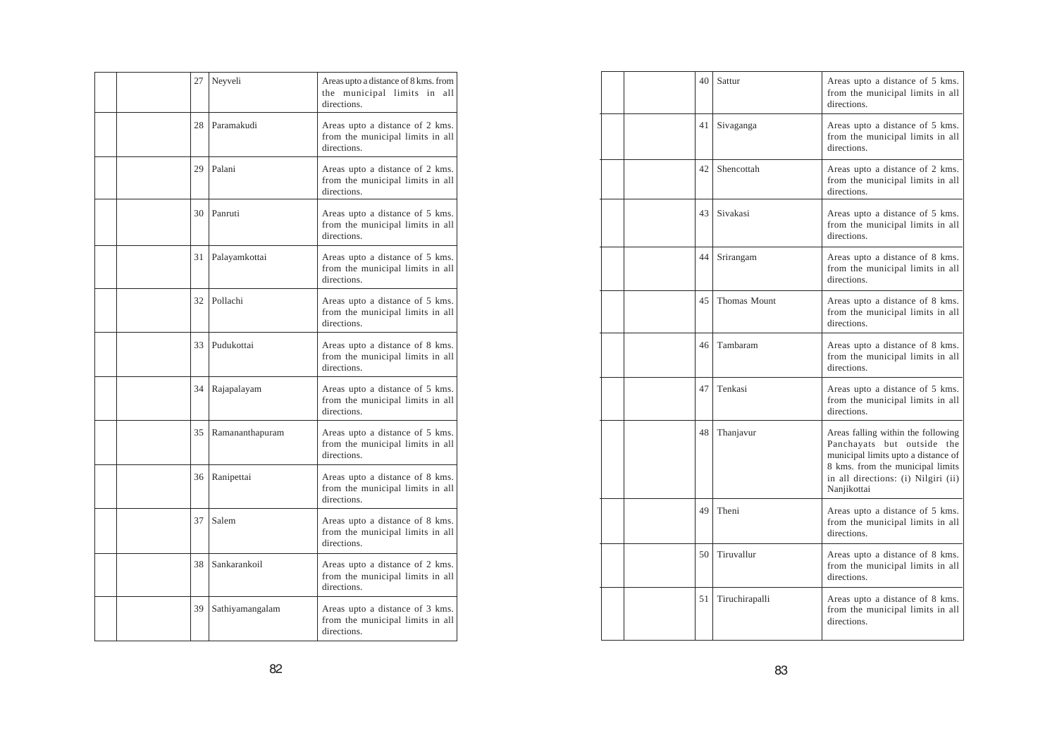| | | | | |
|---|---|---|---|---|
| | | 27 | Neyveli | Areas upto a distance of 8 kms. from the municipal limits in all directions. |
| | | 28 | Paramakudi | Areas upto a distance of 2 kms. from the municipal limits in all directions. |
| | | 29 | Palani | Areas upto a distance of 2 kms. from the municipal limits in all directions. |
| | | 30 | Panruti | Areas upto a distance of 5 kms. from the municipal limits in all directions. |
| | | 31 | Palayamkottai | Areas upto a distance of 5 kms. from the municipal limits in all directions. |
| | | 32 | Pollachi | Areas upto a distance of 5 kms. from the municipal limits in all directions. |
| | | 33 | Pudukottai | Areas upto a distance of 8 kms. from the municipal limits in all directions. |
| | | 34 | Rajapalayam | Areas upto a distance of 5 kms. from the municipal limits in all directions. |
| | | 35 | Ramananthapuram | Areas upto a distance of 5 kms. from the municipal limits in all directions. |
| | | 36 | Ranipettai | Areas upto a distance of 8 kms. from the municipal limits in all directions. |
| | | 37 | Salem | Areas upto a distance of 8 kms. from the municipal limits in all directions. |
| | | 38 | Sankarankoil | Areas upto a distance of 2 kms. from the municipal limits in all directions. |
| | | 39 | Sathiyamangalam | Areas upto a distance of 3 kms. from the municipal limits in all directions. |
| | | 40 | Sattur | Areas upto a distance of 5 kms. from the municipal limits in all directions. |
| | | 41 | Sivaganga | Areas upto a distance of 5 kms. from the municipal limits in all directions. |
| | | 42 | Shencottah | Areas upto a distance of 2 kms. from the municipal limits in all directions. |
| | | 43 | Sivakasi | Areas upto a distance of 5 kms. from the municipal limits in all directions. |
| | | 44 | Srirangam | Areas upto a distance of 8 kms. from the municipal limits in all directions. |
| | | 45 | Thomas Mount | Areas upto a distance of 8 kms. from the municipal limits in all directions. |
| | | 46 | Tambaram | Areas upto a distance of 8 kms. from the municipal limits in all directions. |
| | | 47 | Tenkasi | Areas upto a distance of 5 kms. from the municipal limits in all directions. |
| | | 48 | Thanjavur | Areas falling within the following Panchayats but outside the municipal limits upto a distance of 8 kms. from the municipal limits in all directions: (i) Nilgiri (ii) Nanjikottai |
| | | 49 | Theni | Areas upto a distance of 5 kms. from the municipal limits in all directions. |
| | | 50 | Tiruvallur | Areas upto a distance of 8 kms. from the municipal limits in all directions. |
| | | 51 | Tiruchirapalli | Areas upto a distance of 8 kms. from the municipal limits in all directions. |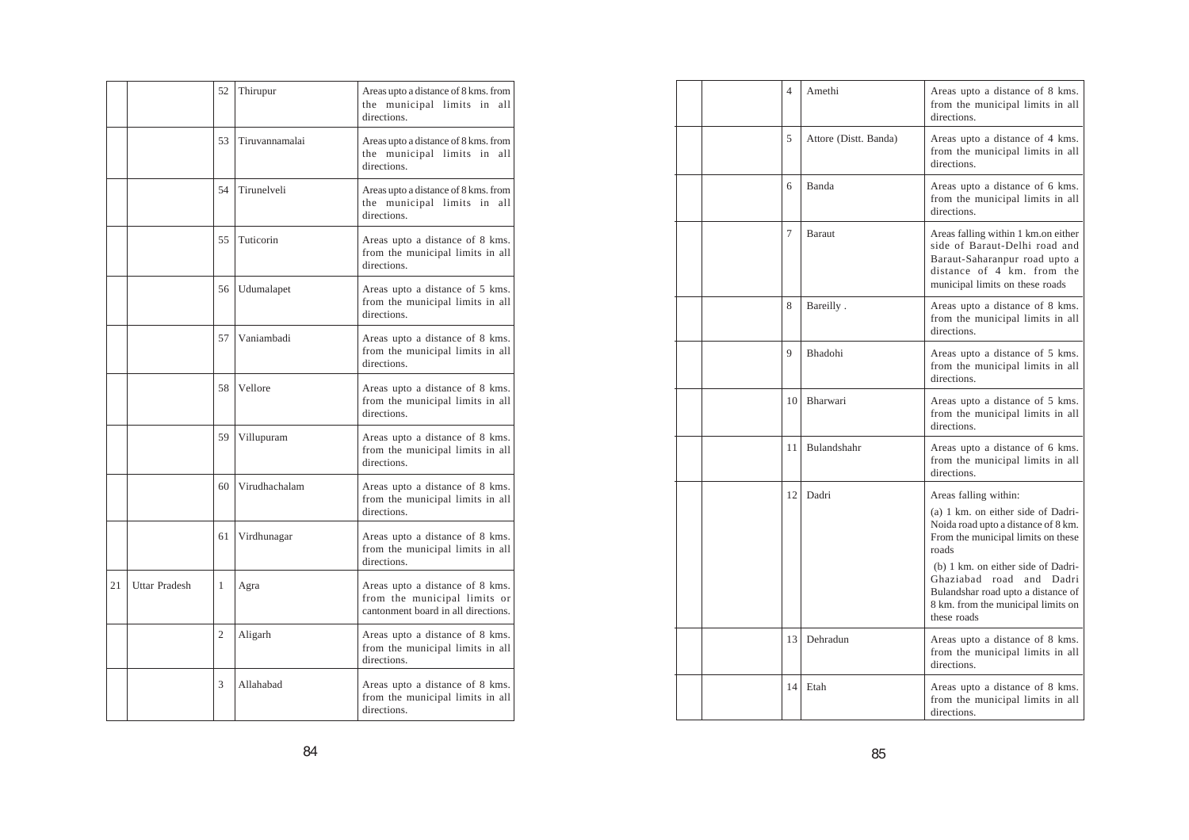| | | | | |
|---|---|---|---|---|
| | | 52 | Thirupur | Areas upto a distance of 8 kms. from the municipal limits in all directions. |
| | | 53 | Tiruvannamalai | Areas upto a distance of 8 kms. from the municipal limits in all directions. |
| | | 54 | Tirunelveli | Areas upto a distance of 8 kms. from the municipal limits in all directions. |
| | | 55 | Tuticorin | Areas upto a distance of 8 kms. from the municipal limits in all directions. |
| | | 56 | Udumalapet | Areas upto a distance of 5 kms. from the municipal limits in all directions. |
| | | 57 | Vaniambadi | Areas upto a distance of 8 kms. from the municipal limits in all directions. |
| | | 58 | Vellore | Areas upto a distance of 8 kms. from the municipal limits in all directions. |
| | | 59 | Villupuram | Areas upto a distance of 8 kms. from the municipal limits in all directions. |
| | | 60 | Virudhachalam | Areas upto a distance of 8 kms. from the municipal limits in all directions. |
| | | 61 | Virdhunagar | Areas upto a distance of 8 kms. from the municipal limits in all directions. |
| 21 | Uttar Pradesh | 1 | Agra | Areas upto a distance of 8 kms. from the municipal limits or cantonment board in all directions. |
| | | 2 | Aligarh | Areas upto a distance of 8 kms. from the municipal limits in all directions. |
| | | 3 | Allahabad | Areas upto a distance of 8 kms. from the municipal limits in all directions. |
| | | 4 | Amethi | Areas upto a distance of 8 kms. from the municipal limits in all directions. |
| | | 5 | Attore (Distt. Banda) | Areas upto a distance of 4 kms. from the municipal limits in all directions. |
| | | 6 | Banda | Areas upto a distance of 6 kms. from the municipal limits in all directions. |
| | | 7 | Baraut | Areas falling within 1 km.on either side of Baraut-Delhi road and Baraut-Saharanpur road upto a distance of 4 km. from the municipal limits on these roads |
| | | 8 | Bareilly . | Areas upto a distance of 8 kms. from the municipal limits in all directions. |
| | | 9 | Bhadohi | Areas upto a distance of 5 kms. from the municipal limits in all directions. |
| | | 10 | Bharwari | Areas upto a distance of 5 kms. from the municipal limits in all directions. |
| | | 11 | Bulandshahr | Areas upto a distance of 6 kms. from the municipal limits in all directions. |
| | | 12 | Dadri | Areas falling within: (a) 1 km. on either side of Dadri-Noida road upto a distance of 8 km. From the municipal limits on these roads (b) 1 km. on either side of Dadri-Ghaziabad road and Dadri Bulandshar road upto a distance of 8 km. from the municipal limits on these roads |
| | | 13 | Dehradun | Areas upto a distance of 8 kms. from the municipal limits in all directions. |
| | | 14 | Etah | Areas upto a distance of 8 kms. from the municipal limits in all directions. |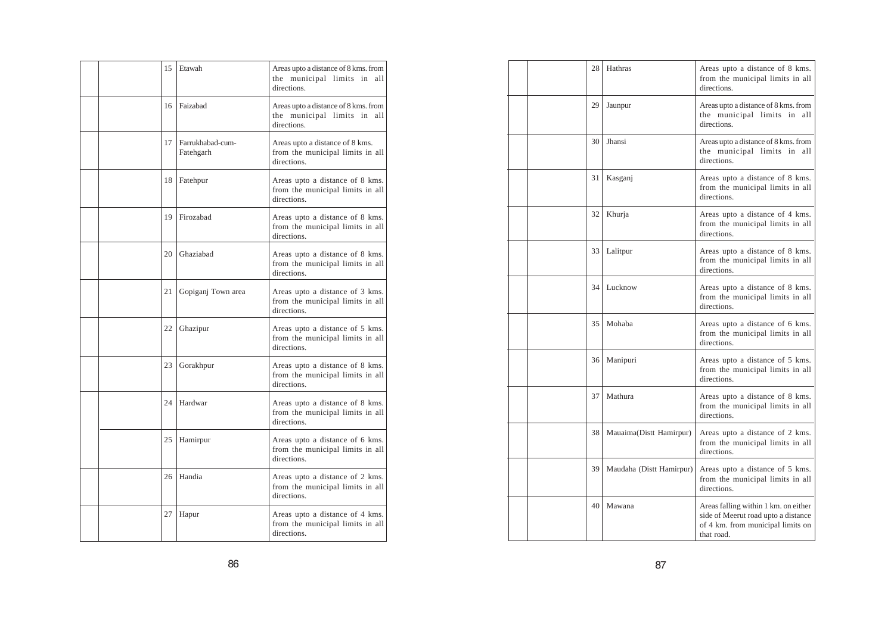| | | | | |
|---|---|---|---|---|
| | | 15 | Etawah | Areas upto a distance of 8 kms. from the municipal limits in all directions. |
| | | 16 | Faizabad | Areas upto a distance of 8 kms. from the municipal limits in all directions. |
| | | 17 | Farrukhabad-cum-Fatehgarh | Areas upto a distance of 8 kms. from the municipal limits in all directions. |
| | | 18 | Fatehpur | Areas upto a distance of 8 kms. from the municipal limits in all directions. |
| | | 19 | Firozabad | Areas upto a distance of 8 kms. from the municipal limits in all directions. |
| | | 20 | Ghaziabad | Areas upto a distance of 8 kms. from the municipal limits in all directions. |
| | | 21 | Gopiganj Town area | Areas upto a distance of 3 kms. from the municipal limits in all directions. |
| | | 22 | Ghazipur | Areas upto a distance of 5 kms. from the municipal limits in all directions. |
| | | 23 | Gorakhpur | Areas upto a distance of 8 kms. from the municipal limits in all directions. |
| | | 24 | Hardwar | Areas upto a distance of 8 kms. from the municipal limits in all directions. |
| | | 25 | Hamirpur | Areas upto a distance of 6 kms. from the municipal limits in all directions. |
| | | 26 | Handia | Areas upto a distance of 2 kms. from the municipal limits in all directions. |
| | | 27 | Hapur | Areas upto a distance of 4 kms. from the municipal limits in all directions. |
| | | 28 | Hathras | Areas upto a distance of 8 kms. from the municipal limits in all directions. |
| | | 29 | Jaunpur | Areas upto a distance of 8 kms. from the municipal limits in all directions. |
| | | 30 | Jhansi | Areas upto a distance of 8 kms. from the municipal limits in all directions. |
| | | 31 | Kasganj | Areas upto a distance of 8 kms. from the municipal limits in all directions. |
| | | 32 | Khurja | Areas upto a distance of 4 kms. from the municipal limits in all directions. |
| | | 33 | Lalitpur | Areas upto a distance of 8 kms. from the municipal limits in all directions. |
| | | 34 | Lucknow | Areas upto a distance of 8 kms. from the municipal limits in all directions. |
| | | 35 | Mohaba | Areas upto a distance of 6 kms. from the municipal limits in all directions. |
| | | 36 | Manipuri | Areas upto a distance of 5 kms. from the municipal limits in all directions. |
| | | 37 | Mathura | Areas upto a distance of 8 kms. from the municipal limits in all directions. |
| | | 38 | Mauaima(Distt Hamirpur) | Areas upto a distance of 2 kms. from the municipal limits in all directions. |
| | | 39 | Maudaha (Distt Hamirpur) | Areas upto a distance of 5 kms. from the municipal limits in all directions. |
| | | 40 | Mawana | Areas falling within 1 km. on either side of Meerut road upto a distance of 4 km. from municipal limits on that road. |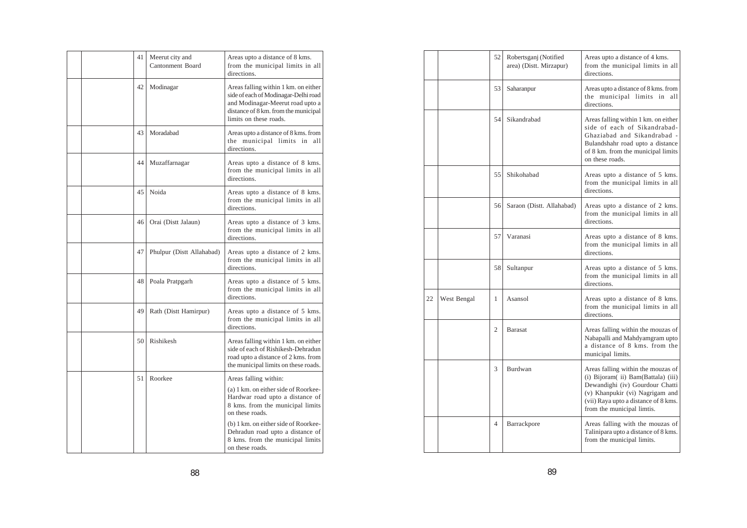| | | | | |
|---|---|---|---|---|
| | | 41 | Meerut city and Cantonment Board | Areas upto a distance of 8 kms. from the municipal limits in all directions. |
| | | 42 | Modinagar | Areas falling within 1 km. on either side of each of Modinagar-Delhi road and Modinagar-Meerut road upto a distance of 8 km. from the municipal limits on these roads. |
| | | 43 | Moradabad | Areas upto a distance of 8 kms. from the municipal limits in all directions. |
| | | 44 | Muzaffarnagar | Areas upto a distance of 8 kms. from the municipal limits in all directions. |
| | | 45 | Noida | Areas upto a distance of 8 kms. from the municipal limits in all directions. |
| | | 46 | Orai (Distt Jalaun) | Areas upto a distance of 3 kms. from the municipal limits in all directions. |
| | | 47 | Phulpur (Distt Allahabad) | Areas upto a distance of 2 kms. from the municipal limits in all directions. |
| | | 48 | Poala Pratpgarh | Areas upto a distance of 5 kms. from the municipal limits in all directions. |
| | | 49 | Rath (Distt Hamirpur) | Areas upto a distance of 5 kms. from the municipal limits in all directions. |
| | | 50 | Rishikesh | Areas falling within 1 km. on either side of each of Rishikesh-Dehradun road upto a distance of 2 kms. from the municipal limits on these roads. |
| | | 51 | Roorkee | Areas falling within:<br>(a) 1 km. on either side of Roorkee-Hardwar road upto a distance of 8 kms. from the municipal limits on these roads.<br>(b) 1 km. on either side of Roorkee-Dehradun road upto a distance of 8 kms. from the municipal limits on these roads. |
| | | 52 | Robertsganj (Notified area) (Distt. Mirzapur) | Areas upto a distance of 4 kms. from the municipal limits in all directions. |
| | | 53 | Saharanpur | Areas upto a distance of 8 kms. from the municipal limits in all directions. |
| | | 54 | Sikandrabad | Areas falling within 1 km. on either side of each of Sikandrabad-Ghaziabad and Sikandrabad - Bulandshahr road upto a distance of 8 km. from the municipal limits on these roads. |
| | | 55 | Shikohabad | Areas upto a distance of 5 kms. from the municipal limits in all directions. |
| | | 56 | Saraon (Distt. Allahabad) | Areas upto a distance of 2 kms. from the municipal limits in all directions. |
| | | 57 | Varanasi | Areas upto a distance of 8 kms. from the municipal limits in all directions. |
| | | 58 | Sultanpur | Areas upto a distance of 5 kms. from the municipal limits in all directions. |
| 22 | West Bengal | 1 | Asansol | Areas upto a distance of 8 kms. from the municipal limits in all directions. |
| | | 2 | Barasat | Areas falling within the mouzas of Nabapalli and Mahdyamgram upto a distance of 8 kms. from the municipal limits. |
| | | 3 | Burdwan | Areas falling within the mouzas of (i) Bijoram( ii) Bam(Battala) (iii) Dewandighi (iv) Gourdour Chatti (v) Khanpukir (vi) Nagrigam and (vii) Raya upto a distance of 8 kms. from the municipal limtis. |
| | | 4 | Barrackpore | Areas falling with the mouzas of Talinipara upto a distance of 8 kms. from the municipal limits. |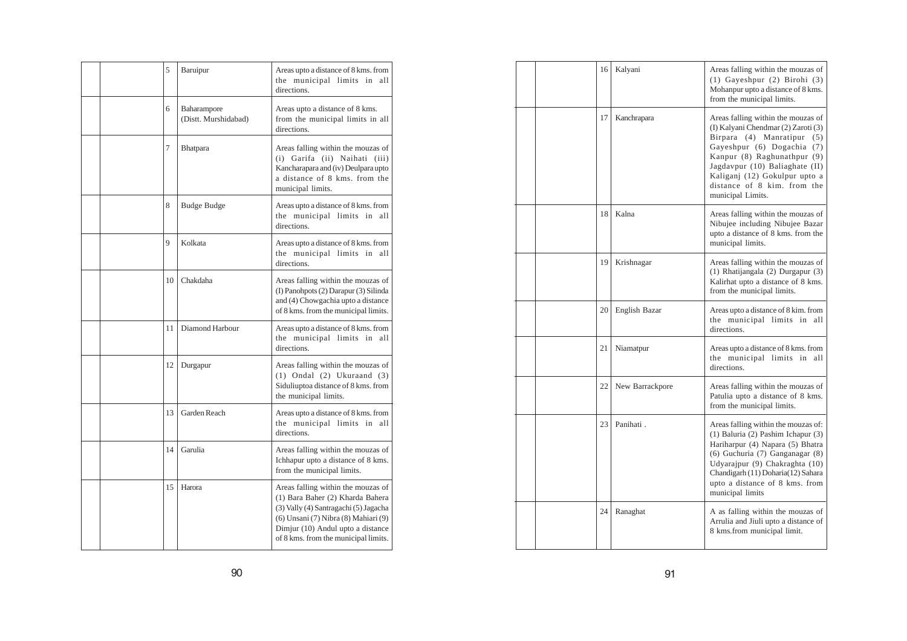| | | | | |
|---|---|---|---|---|
| | | 5 | Baruipur | Areas upto a distance of 8 kms. from the municipal limits in all directions. |
| | | 6 | Baharampore (Distt. Murshidabad) | Areas upto a distance of 8 kms. from the municipal limits in all directions. |
| | | 7 | Bhatpara | Areas falling within the mouzas of (i) Garifa (ii) Naihati (iii) Kancharapara and (iv) Deulpara upto a distance of 8 kms. from the municipal limits. |
| | | 8 | Budge Budge | Areas upto a distance of 8 kms. from the municipal limits in all directions. |
| | | 9 | Kolkata | Areas upto a distance of 8 kms. from the municipal limits in all directions. |
| | | 10 | Chakdaha | Areas falling within the mouzas of (I) Panohpots (2) Darapur (3) Silinda and (4) Chowgachia upto a distance of 8 kms. from the municipal limits. |
| | | 11 | Diamond Harbour | Areas upto a distance of 8 kms. from the municipal limits in all directions. |
| | | 12 | Durgapur | Areas falling within the mouzas of (1) Ondal (2) Ukuraand (3) Siduliuptoa distance of 8 kms. from the municipal limits. |
| | | 13 | Garden Reach | Areas upto a distance of 8 kms. from the municipal limits in all directions. |
| | | 14 | Garulia | Areas falling within the mouzas of Ichhapur upto a distance of 8 kms. from the municipal limits. |
| | | 15 | Harora | Areas falling within the mouzas of (1) Bara Baher (2) Kharda Bahera (3) Vally (4) Santragachi (5) Jagacha (6) Unsani (7) Nibra (8) Mahiari (9) Dimjur (10) Andul upto a distance of 8 kms. from the municipal limits. |
| | | 16 | Kalyani | Areas falling within the mouzas of (1) Gayeshpur (2) Birohi (3) Mohanpur upto a distance of 8 kms. from the municipal limits. |
| | | 17 | Kanchrapara | Areas falling within the mouzas of (I) Kalyani Chendmar (2) Zaroti (3) Birpara (4) Manratipur (5) Gayeshpur (6) Dogachia (7) Kanpur (8) Raghunathpur (9) Jagdavpur (10) Baliaghate (II) Kaliganj (12) Gokulpur upto a distance of 8 kim. from the municipal Limits. |
| | | 18 | Kalna | Areas falling within the mouzas of Nibujee including Nibujee Bazar upto a distance of 8 kms. from the municipal limits. |
| | | 19 | Krishnagar | Areas falling within the mouzas of (1) Rhatijangala (2) Durgapur (3) Kalirhat upto a distance of 8 kms. from the municipal limits. |
| | | 20 | English Bazar | Areas upto a distance of 8 kim. from the municipal limits in all directions. |
| | | 21 | Niamatpur | Areas upto a distance of 8 kms. from the municipal limits in all directions. |
| | | 22 | New Barrackpore | Areas falling within the mouzas of Patulia upto a distance of 8 kms. from the municipal limits. |
| | | 23 | Panihati . | Areas falling within the mouzas of: (1) Baluria (2) Pashim Ichapur (3) Hariharpur (4) Napara (5) Bhatra (6) Guchuria (7) Ganganagar (8) Udyarajpur (9) Chakraghta (10) Chandigarh (11) Doharia(12) Sahara upto a distance of 8 kms. from municipal limits |
| | | 24 | Ranaghat | A as falling within the mouzas of Arrulia and Jiuli upto a distance of 8 kms.from municipal limit. |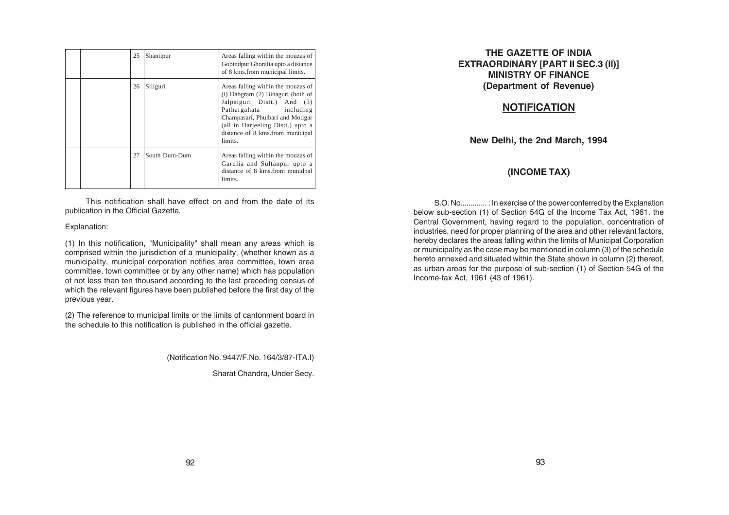| | | 25 | Shantipur | Areas falling within the mouzas of Gobindpur Ghoralia upto a distance of 8 kms.from municipal limits. |
|---|---|---|---|---|
| | | 26 | Siliguri | Areas falling within the mouzas of (i) Dabgram (2) Binaguri (both of Jalpaiguri Distt.) And (3) Pathargahata including Champasari, Phulbari and Motigar (all in Darjeeling Distt.) upto a distance of 8 kms.from municipal limits. |
| | | 27 | South Dum-Dum | Areas falling within the mouzas of Garulia and Sultanpur upto a distance of 8 kms.from munidpal limits. |

This notification shall have effect on and from the date of its publication in the Official Gazette.

Explanation:

(1) In this notification, "Municipality" shall mean any areas which is comprised within the jurisdiction of a municipality, (whether known as a municipality, municipal corporation notifies area committee, town area committee, town committee or by any other name) which has population of not less than ten thousand according to the last preceding census of which the relevant figures have been published before the first day of the previous year.

(2) The reference to municipal limits or the limits of cantonment board in the schedule to this notification is published in the official gazette.

(Notification No. 9447/F.No. 164/3/87-ITA.I)

Sharat Chandra, Under Secy.

**THE GAZETTE OF INDIA**
**EXTRAORDINARY [PART II SEC.3 (ii)]**
**MINISTRY OF FINANCE**
**(Department of Revenue)**

## NOTIFICATION

**New Delhi, the 2nd March, 1994**

**(INCOME TAX)**

S.O. No............ : In exercise of the power conferred by the Explanation below sub-section (1) of Section 54G of the Income Tax Act, 1961, the Central Government, having regard to the population, concentration of industries, need for proper planning of the area and other relevant factors, hereby declares the areas falling within the limits of Municipal Corporation or municipality as the case may be mentioned in column (3) of the schedule hereto annexed and situated within the State shown in column (2) thereof, as urban areas for the purpose of sub-section (1) of Section 54G of the Income-tax Act, 1961 (43 of 1961).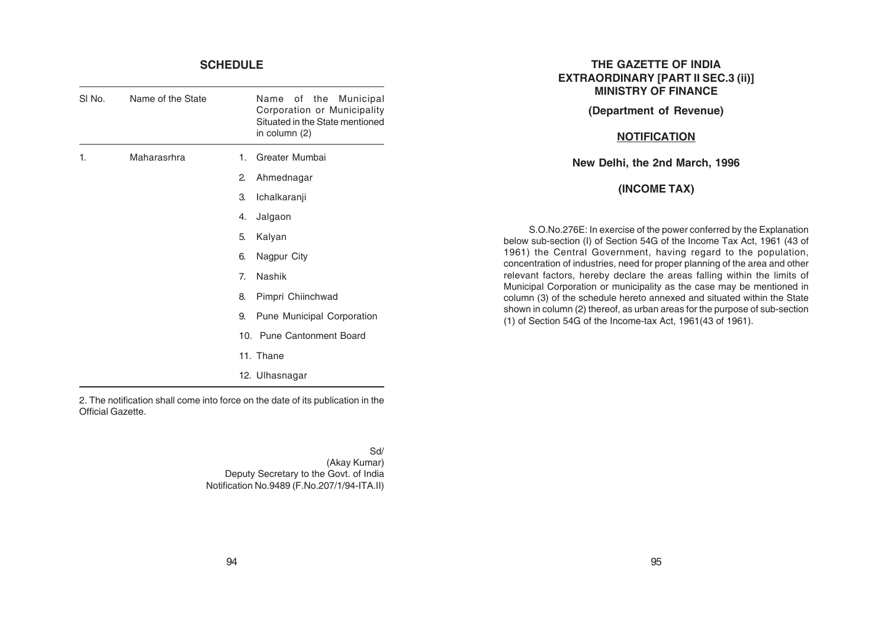## SCHEDULE

| Sl No. | Name of the State | Name of the Municipal Corporation or Municipality Situated in the State mentioned in column (2) |
|---|---|---|
| 1. | Maharasrhra | 1. Greater Mumbai |
| | | 2. Ahmednagar |
| | | 3. Ichalkaranji |
| | | 4. Jalgaon |
| | | 5. Kalyan |
| | | 6. Nagpur City |
| | | 7. Nashik |
| | | 8. Pimpri Chiinchwad |
| | | 9. Pune Municipal Corporation |
| | | 10. Pune Cantonment Board |
| | | 11. Thane |
| | | 12. Ulhasnagar |

2. The notification shall come into force on the date of its publication in the Official Gazette.

Sd/
(Akay Kumar)
Deputy Secretary to the Govt. of India
Notification No.9489 (F.No.207/1/94-ITA.II)

## THE GAZETTE OF INDIA EXTRAORDINARY [PART II SEC.3 (ii)] MINISTRY OF FINANCE

### (Department of Revenue)

### NOTIFICATION

**New Delhi, the 2nd March, 1996**

**(INCOME TAX)**

S.O.No.276E: In exercise of the power conferred by the Explanation below sub-section (I) of Section 54G of the Income Tax Act, 1961 (43 of 1961) the Central Government, having regard to the population, concentration of industries, need for proper planning of the area and other relevant factors, hereby declare the areas falling within the limits of Municipal Corporation or municipality as the case may be mentioned in column (3) of the schedule hereto annexed and situated within the State shown in column (2) thereof, as urban areas for the purpose of sub-section (1) of Section 54G of the Income-tax Act, 1961(43 of 1961).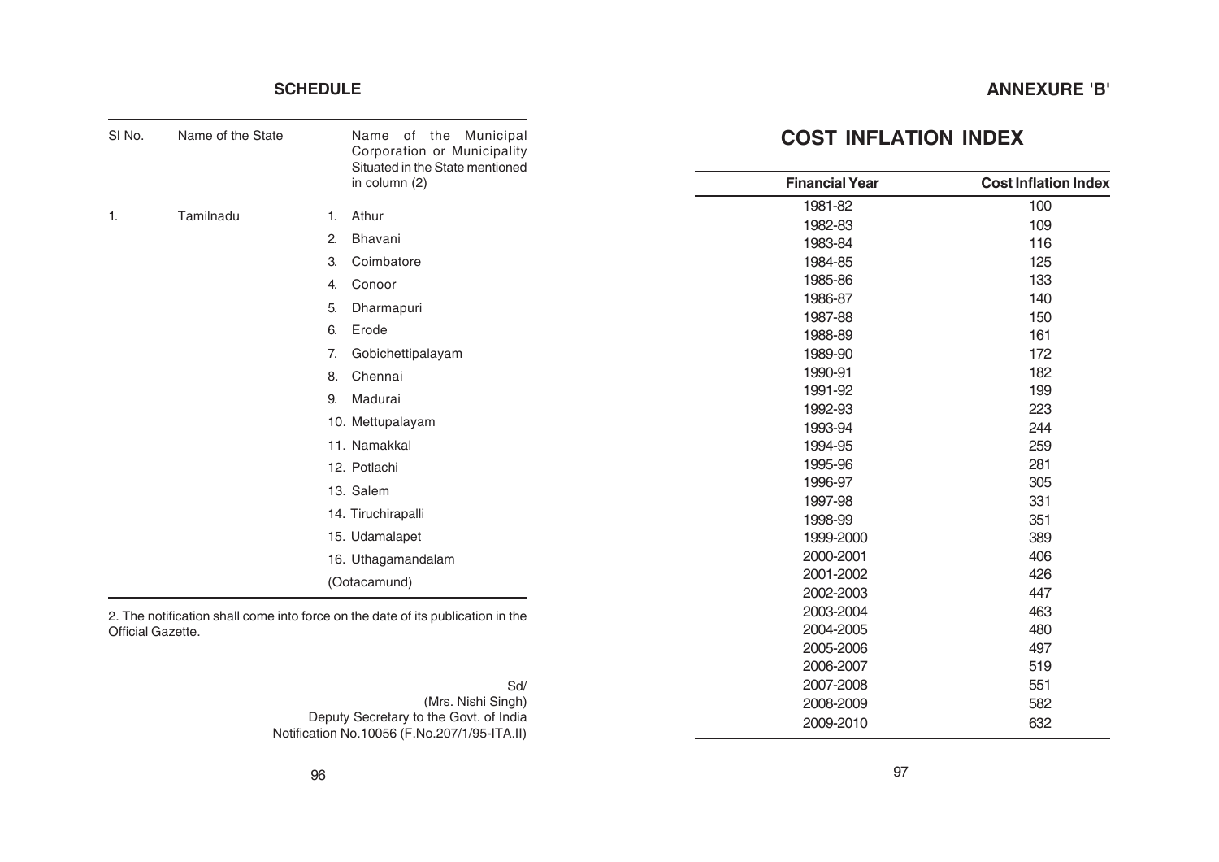## SCHEDULE

| Sl No. | Name of the State | Name of the Municipal Corporation or Municipality Situated in the State mentioned in column (2) |
|---|---|---|
| 1. | Tamilnadu | 1. Athur |
| | | 2. Bhavani |
| | | 3. Coimbatore |
| | | 4. Conoor |
| | | 5. Dharmapuri |
| | | 6. Erode |
| | | 7. Gobichettipalayam |
| | | 8. Chennai |
| | | 9. Madurai |
| | | 10. Mettupalayam |
| | | 11. Namakkal |
| | | 12. Potlachi |
| | | 13. Salem |
| | | 14. Tiruchirapalli |
| | | 15. Udamalapet |
| | | 16. Uthagamandalam (Ootacamund) |

2. The notification shall come into force on the date of its publication in the Official Gazette.

Sd/
(Mrs. Nishi Singh)
Deputy Secretary to the Govt. of India
Notification No.10056 (F.No.207/1/95-ITA.II)

## ANNEXURE 'B'

# COST INFLATION INDEX

| Financial Year | Cost Inflation Index |
|---|---|
| 1981-82 | 100 |
| 1982-83 | 109 |
| 1983-84 | 116 |
| 1984-85 | 125 |
| 1985-86 | 133 |
| 1986-87 | 140 |
| 1987-88 | 150 |
| 1988-89 | 161 |
| 1989-90 | 172 |
| 1990-91 | 182 |
| 1991-92 | 199 |
| 1992-93 | 223 |
| 1993-94 | 244 |
| 1994-95 | 259 |
| 1995-96 | 281 |
| 1996-97 | 305 |
| 1997-98 | 331 |
| 1998-99 | 351 |
| 1999-2000 | 389 |
| 2000-2001 | 406 |
| 2001-2002 | 426 |
| 2002-2003 | 447 |
| 2003-2004 | 463 |
| 2004-2005 | 480 |
| 2005-2006 | 497 |
| 2006-2007 | 519 |
| 2007-2008 | 551 |
| 2008-2009 | 582 |
| 2009-2010 | 632 |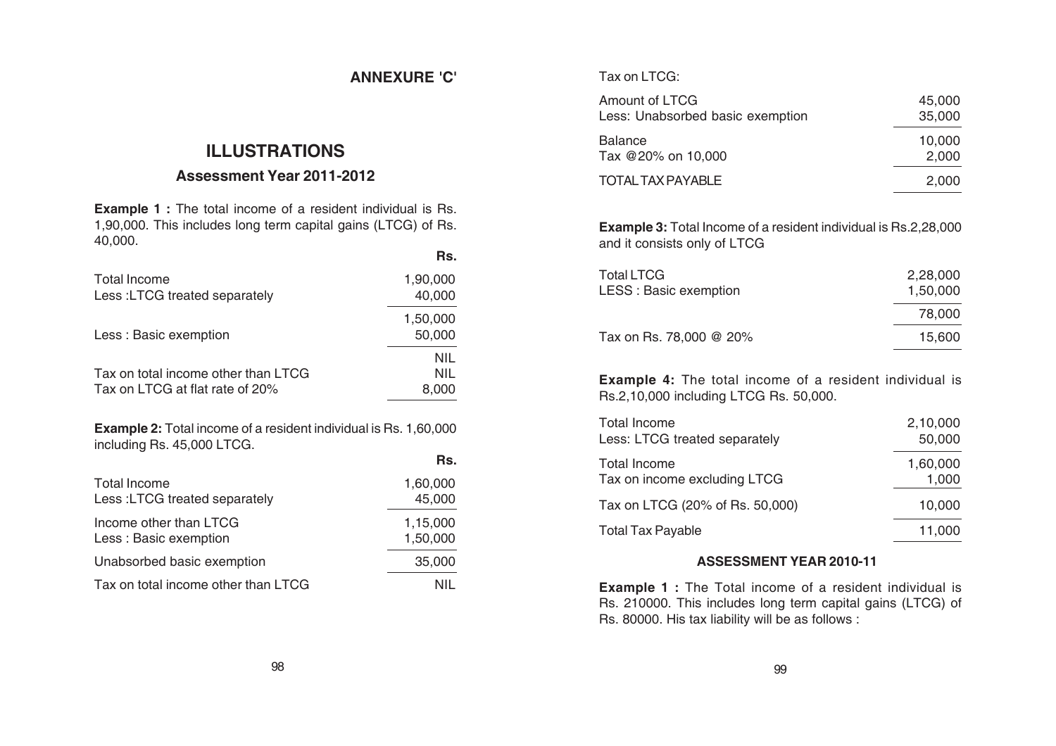## ANNEXURE 'C'

# ILLUSTRATIONS

### Assessment Year 2011-2012

**Example 1 :** The total income of a resident individual is Rs. 1,90,000. This includes long term capital gains (LTCG) of Rs. 40,000.

| | Rs. |
|---|---|
| Total Income | 1,90,000 |
| Less :LTCG treated separately | 40,000 |
| | 1,50,000 |
| Less : Basic exemption | 50,000 |
| | NIL |
| Tax on total income other than LTCG | NIL |
| Tax on LTCG at flat rate of 20% | 8,000 |

**Example 2:** Total income of a resident individual is Rs. 1,60,000 including Rs. 45,000 LTCG.

| | Rs. |
|---|---|
| Total Income | 1,60,000 |
| Less :LTCG treated separately | 45,000 |
| Income other than LTCG | 1,15,000 |
| Less : Basic exemption | 1,50,000 |
| Unabsorbed basic exemption | 35,000 |
| Tax on total income other than LTCG | NIL |

Tax on LTCG:

| | |
|---|---|
| Amount of LTCG | 45,000 |
| Less: Unabsorbed basic exemption | 35,000 |
| Balance | 10,000 |
| Tax @20% on 10,000 | 2,000 |
| TOTAL TAX PAYABLE | 2,000 |

**Example 3:** Total Income of a resident individual is Rs.2,28,000 and it consists only of LTCG

| | |
|---|---|
| Total LTCG | 2,28,000 |
| LESS : Basic exemption | 1,50,000 |
| | 78,000 |
| Tax on Rs. 78,000 @ 20% | 15,600 |

**Example 4:** The total income of a resident individual is Rs.2,10,000 including LTCG Rs. 50,000.

| | |
|---|---|
| Total Income | 2,10,000 |
| Less: LTCG treated separately | 50,000 |
| Total Income | 1,60,000 |
| Tax on income excluding LTCG | 1,000 |
| Tax on LTCG (20% of Rs. 50,000) | 10,000 |
| Total Tax Payable | 11,000 |

### ASSESSMENT YEAR 2010-11

**Example 1 :** The Total income of a resident individual is Rs. 210000. This includes long term capital gains (LTCG) of Rs. 80000. His tax liability will be as follows :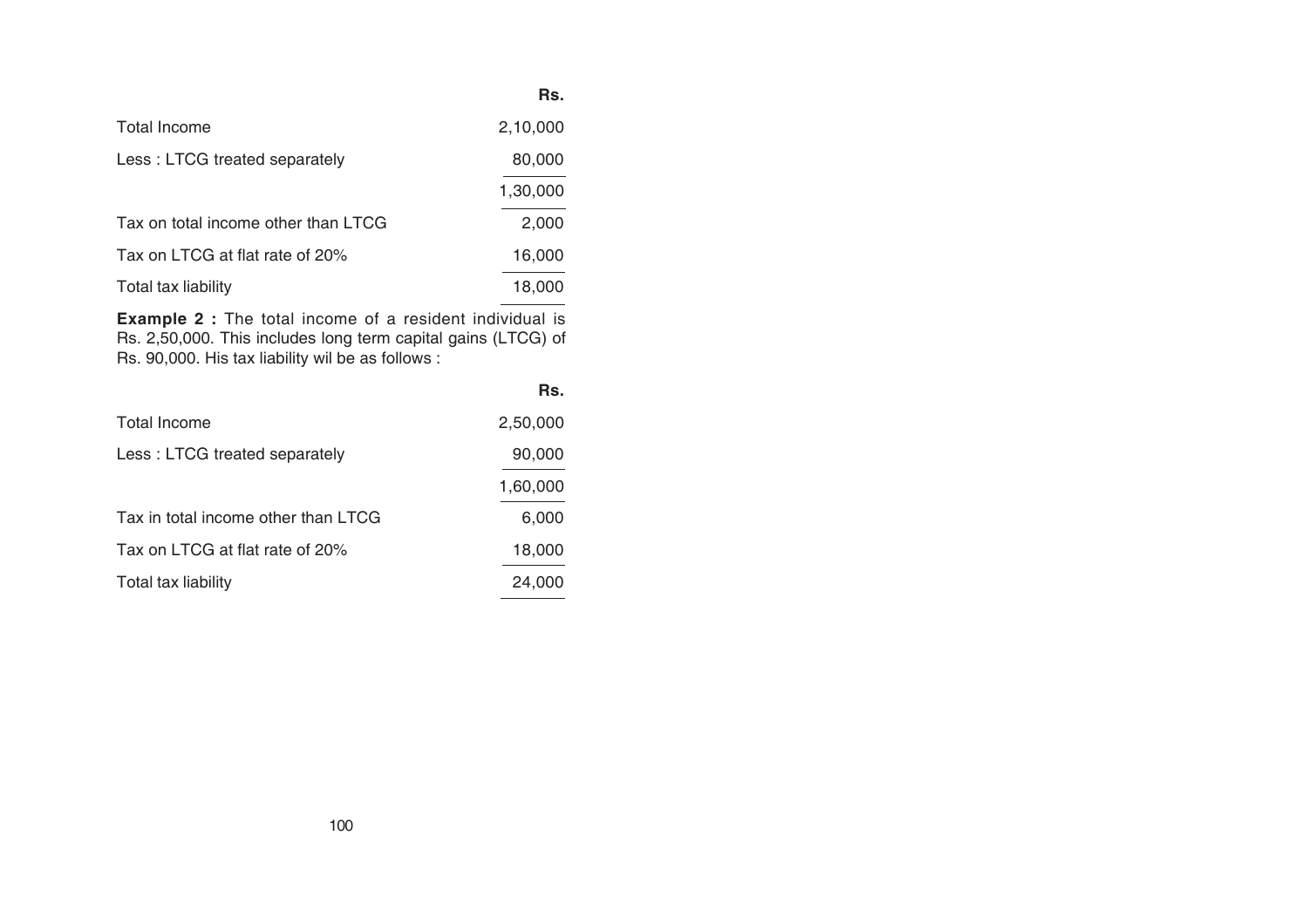| | Rs. |
|---|---|
| Total Income | 2,10,000 |
| Less : LTCG treated separately | 80,000 |
| | 1,30,000 |
| Tax on total income other than LTCG | 2,000 |
| Tax on LTCG at flat rate of 20% | 16,000 |
| Total tax liability | 18,000 |

**Example 2 :** The total income of a resident individual is Rs. 2,50,000. This includes long term capital gains (LTCG) of Rs. 90,000. His tax liability wil be as follows :

| | Rs. |
|---|---|
| Total Income | 2,50,000 |
| Less : LTCG treated separately | 90,000 |
| | 1,60,000 |
| Tax in total income other than LTCG | 6,000 |
| Tax on LTCG at flat rate of 20% | 18,000 |
| Total tax liability | 24,000 |